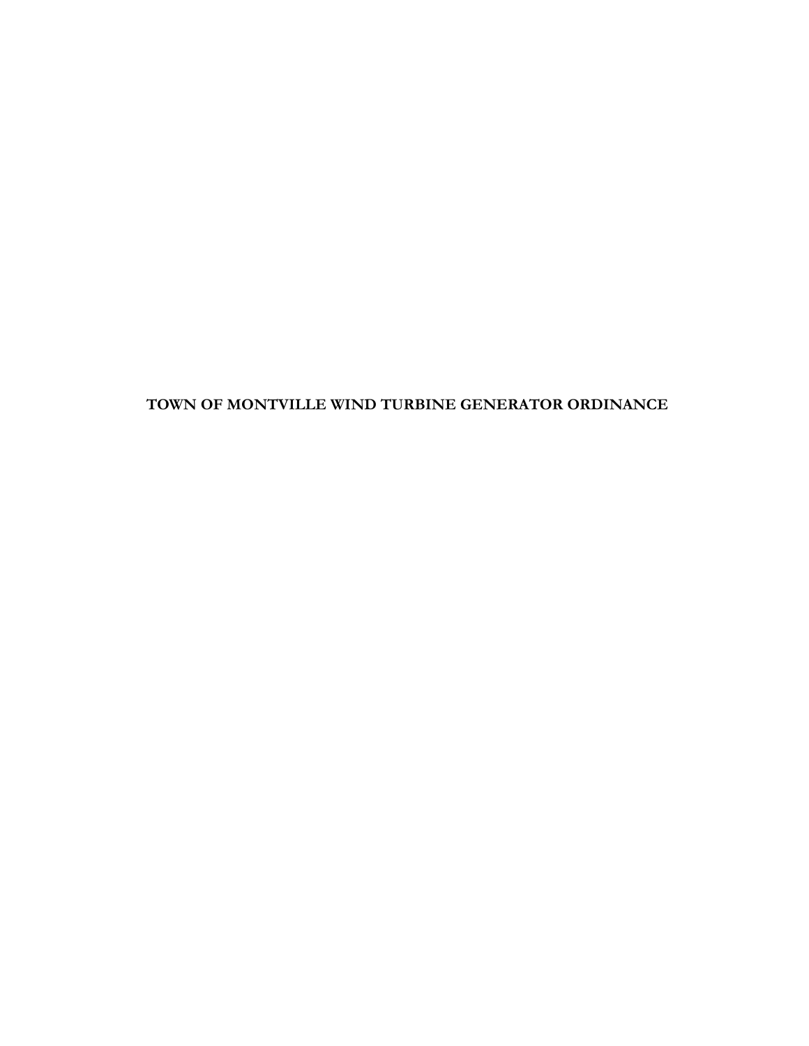# TOWN OF MONTVILLE WIND TURBINE GENERATOR ORDINANCE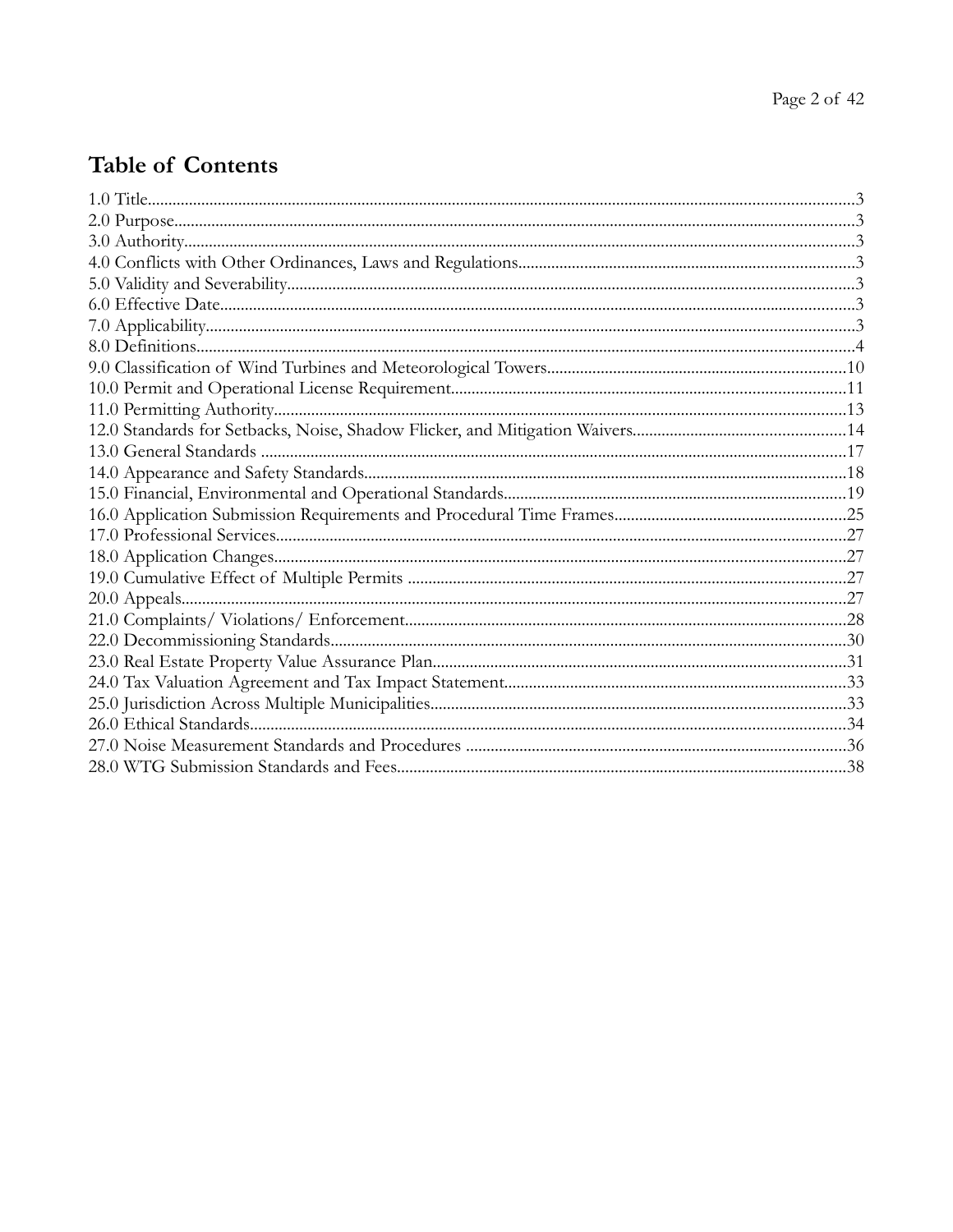# Table of Contents

1.0 Title....................................................................................................................................................3
2.0 Purpose..............................................................................................................................................3
3.0 Authority............................................................................................................................................3
4.0 Conflicts with Other Ordinances, Laws and Regulations.................................................................3
5.0 Validity and Severability...................................................................................................................3
6.0 Effective Date....................................................................................................................................3
7.0 Applicability......................................................................................................................................3
8.0 Definitions.........................................................................................................................................4
9.0 Classification of Wind Turbines and Meteorological Towers..........................................................10
10.0 Permit and Operational License Requirement...............................................................................11
11.0 Permitting Authority......................................................................................................................13
12.0 Standards for Setbacks, Noise, Shadow Flicker, and Mitigation Waivers......................................14
13.0 General Standards .........................................................................................................................17
14.0 Appearance and Safety Standards..................................................................................................18
15.0 Financial, Environmental and Operational Standards....................................................................19
16.0 Application Submission Requirements and Procedural Time Frames...........................................25
17.0 Professional Services.....................................................................................................................27
18.0 Application Changes.....................................................................................................................27
19.0 Cumulative Effect of Multiple Permits .........................................................................................27
20.0 Appeals..........................................................................................................................................27
21.0 Complaints/ Violations/ Enforcement............................................................................................28
22.0 Decommissioning Standards..........................................................................................................30
23.0 Real Estate Property Value Assurance Plan...................................................................................31
24.0 Tax Valuation Agreement and Tax Impact Statement...................................................................33
25.0 Jurisdiction Across Multiple Municipalities...................................................................................33
26.0 Ethical Standards...........................................................................................................................34
27.0 Noise Measurement Standards and Procedures ............................................................................36
28.0 WTG Submission Standards and Fees...........................................................................................38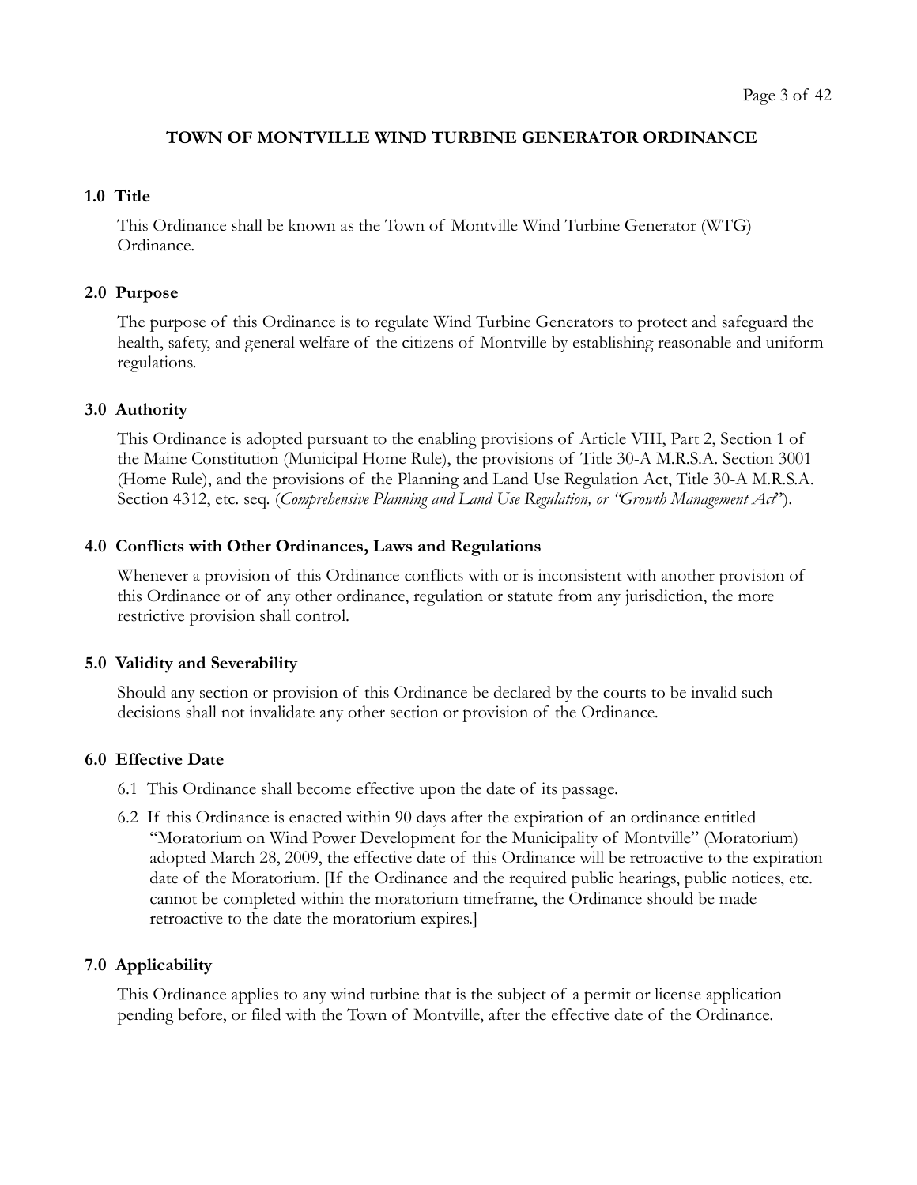# TOWN OF MONTVILLE WIND TURBINE GENERATOR ORDINANCE

## 1.0 Title

This Ordinance shall be known as the Town of Montville Wind Turbine Generator (WTG) Ordinance.

## 2.0 Purpose

The purpose of this Ordinance is to regulate Wind Turbine Generators to protect and safeguard the health, safety, and general welfare of the citizens of Montville by establishing reasonable and uniform regulations.

## 3.0 Authority

This Ordinance is adopted pursuant to the enabling provisions of Article VIII, Part 2, Section 1 of the Maine Constitution (Municipal Home Rule), the provisions of Title 30-A M.R.S.A. Section 3001 (Home Rule), and the provisions of the Planning and Land Use Regulation Act, Title 30-A M.R.S.A. Section 4312, etc. seq. (*Comprehensive Planning and Land Use Regulation, or "Growth Management Act"*).

## 4.0 Conflicts with Other Ordinances, Laws and Regulations

Whenever a provision of this Ordinance conflicts with or is inconsistent with another provision of this Ordinance or of any other ordinance, regulation or statute from any jurisdiction, the more restrictive provision shall control.

## 5.0 Validity and Severability

Should any section or provision of this Ordinance be declared by the courts to be invalid such decisions shall not invalidate any other section or provision of the Ordinance.

## 6.0 Effective Date

6.1 This Ordinance shall become effective upon the date of its passage.

6.2 If this Ordinance is enacted within 90 days after the expiration of an ordinance entitled "Moratorium on Wind Power Development for the Municipality of Montville" (Moratorium) adopted March 28, 2009, the effective date of this Ordinance will be retroactive to the expiration date of the Moratorium. [If the Ordinance and the required public hearings, public notices, etc. cannot be completed within the moratorium timeframe, the Ordinance should be made retroactive to the date the moratorium expires.]

## 7.0 Applicability

This Ordinance applies to any wind turbine that is the subject of a permit or license application pending before, or filed with the Town of Montville, after the effective date of the Ordinance.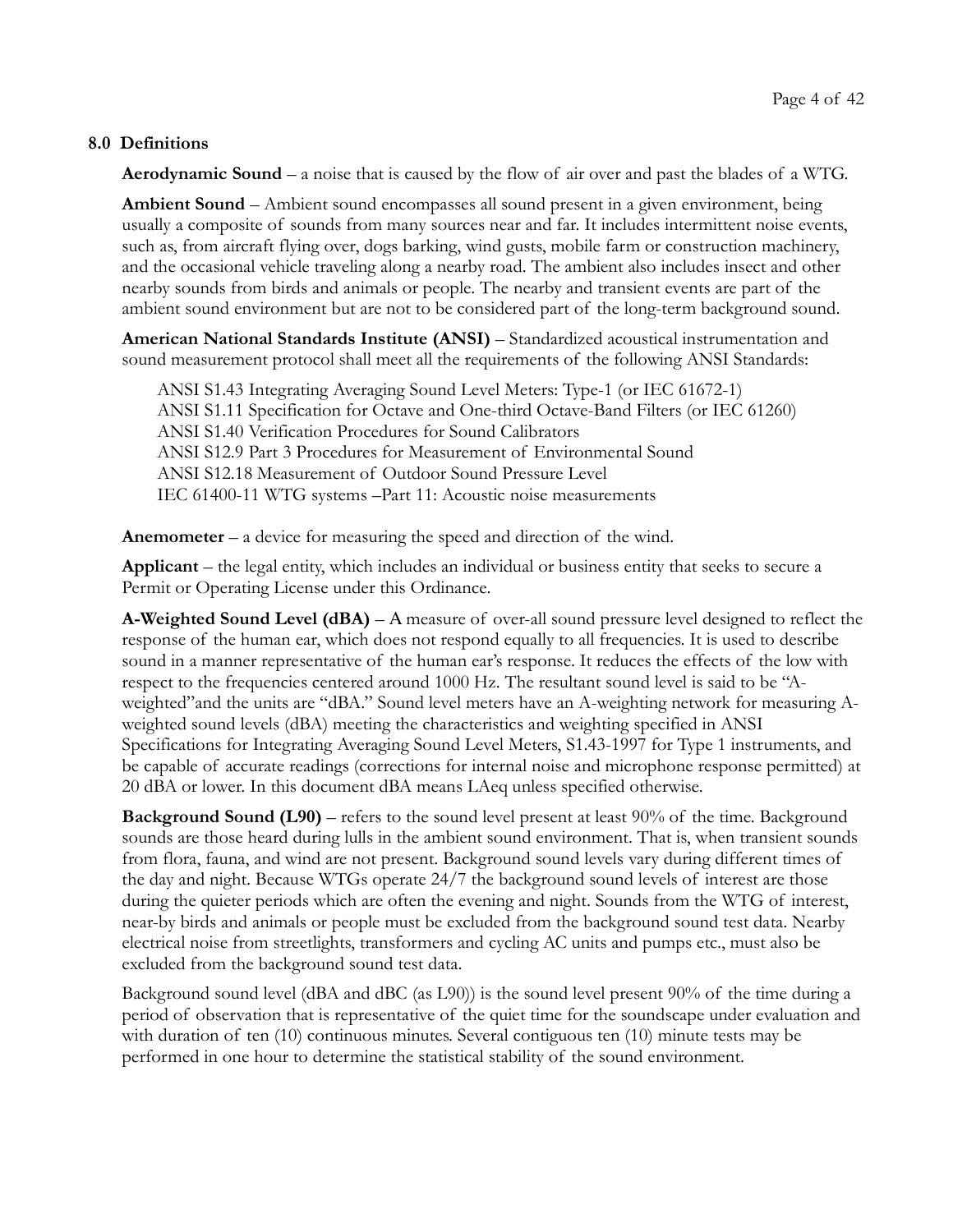## 8.0 Definitions

**Aerodynamic Sound** – a noise that is caused by the flow of air over and past the blades of a WTG.

**Ambient Sound** – Ambient sound encompasses all sound present in a given environment, being usually a composite of sounds from many sources near and far. It includes intermittent noise events, such as, from aircraft flying over, dogs barking, wind gusts, mobile farm or construction machinery, and the occasional vehicle traveling along a nearby road. The ambient also includes insect and other nearby sounds from birds and animals or people. The nearby and transient events are part of the ambient sound environment but are not to be considered part of the long-term background sound.

**American National Standards Institute (ANSI)** – Standardized acoustical instrumentation and sound measurement protocol shall meet all the requirements of the following ANSI Standards:

ANSI S1.43 Integrating Averaging Sound Level Meters: Type-1 (or IEC 61672-1)
ANSI S1.11 Specification for Octave and One-third Octave-Band Filters (or IEC 61260)
ANSI S1.40 Verification Procedures for Sound Calibrators
ANSI S12.9 Part 3 Procedures for Measurement of Environmental Sound
ANSI S12.18 Measurement of Outdoor Sound Pressure Level
IEC 61400-11 WTG systems –Part 11: Acoustic noise measurements

**Anemometer** – a device for measuring the speed and direction of the wind.

**Applicant** – the legal entity, which includes an individual or business entity that seeks to secure a Permit or Operating License under this Ordinance.

**A-Weighted Sound Level (dBA)** – A measure of over-all sound pressure level designed to reflect the response of the human ear, which does not respond equally to all frequencies. It is used to describe sound in a manner representative of the human ear's response. It reduces the effects of the low with respect to the frequencies centered around 1000 Hz. The resultant sound level is said to be "A-weighted"and the units are "dBA." Sound level meters have an A-weighting network for measuring A-weighted sound levels (dBA) meeting the characteristics and weighting specified in ANSI Specifications for Integrating Averaging Sound Level Meters, S1.43-1997 for Type 1 instruments, and be capable of accurate readings (corrections for internal noise and microphone response permitted) at 20 dBA or lower. In this document dBA means LAeq unless specified otherwise.

**Background Sound (L90)** – refers to the sound level present at least 90% of the time. Background sounds are those heard during lulls in the ambient sound environment. That is, when transient sounds from flora, fauna, and wind are not present. Background sound levels vary during different times of the day and night. Because WTGs operate 24/7 the background sound levels of interest are those during the quieter periods which are often the evening and night. Sounds from the WTG of interest, near-by birds and animals or people must be excluded from the background sound test data. Nearby electrical noise from streetlights, transformers and cycling AC units and pumps etc., must also be excluded from the background sound test data.

Background sound level (dBA and dBC (as L90)) is the sound level present 90% of the time during a period of observation that is representative of the quiet time for the soundscape under evaluation and with duration of ten (10) continuous minutes. Several contiguous ten (10) minute tests may be performed in one hour to determine the statistical stability of the sound environment.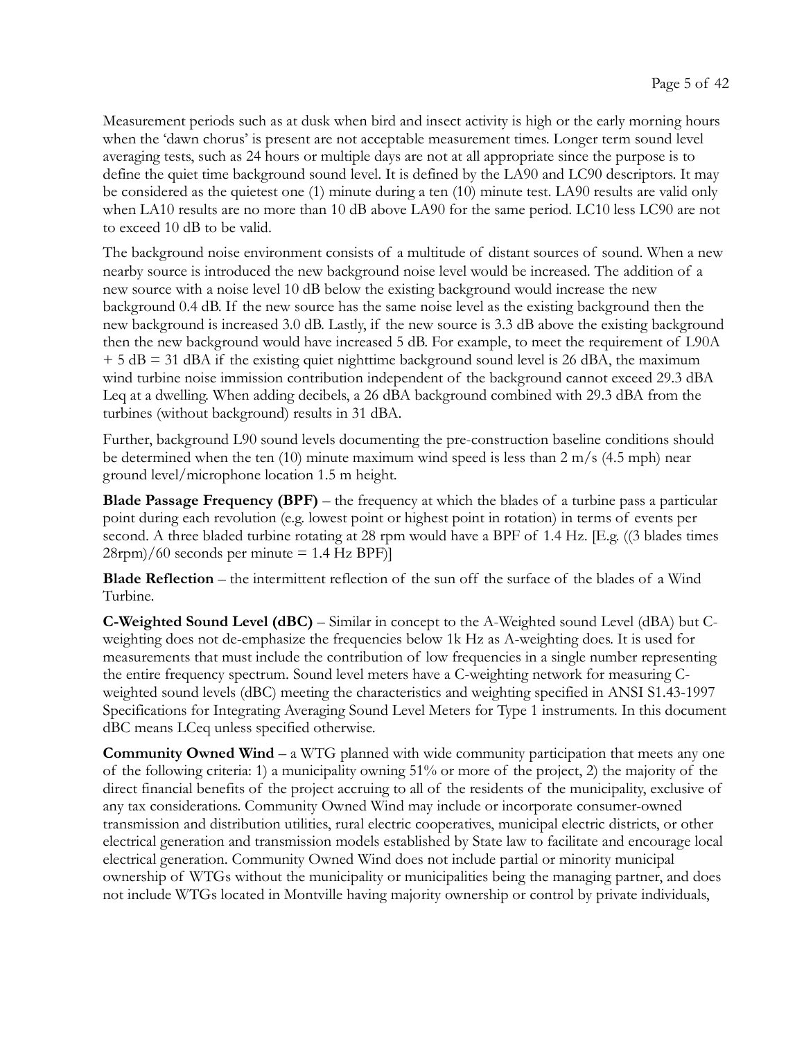Measurement periods such as at dusk when bird and insect activity is high or the early morning hours when the 'dawn chorus' is present are not acceptable measurement times. Longer term sound level averaging tests, such as 24 hours or multiple days are not at all appropriate since the purpose is to define the quiet time background sound level. It is defined by the LA90 and LC90 descriptors. It may be considered as the quietest one (1) minute during a ten (10) minute test. LA90 results are valid only when LA10 results are no more than 10 dB above LA90 for the same period. LC10 less LC90 are not to exceed 10 dB to be valid.

The background noise environment consists of a multitude of distant sources of sound. When a new nearby source is introduced the new background noise level would be increased. The addition of a new source with a noise level 10 dB below the existing background would increase the new background 0.4 dB. If the new source has the same noise level as the existing background then the new background is increased 3.0 dB. Lastly, if the new source is 3.3 dB above the existing background then the new background would have increased 5 dB. For example, to meet the requirement of L90A + 5 dB = 31 dBA if the existing quiet nighttime background sound level is 26 dBA, the maximum wind turbine noise immission contribution independent of the background cannot exceed 29.3 dBA Leq at a dwelling. When adding decibels, a 26 dBA background combined with 29.3 dBA from the turbines (without background) results in 31 dBA.

Further, background L90 sound levels documenting the pre-construction baseline conditions should be determined when the ten (10) minute maximum wind speed is less than 2 m/s (4.5 mph) near ground level/microphone location 1.5 m height.

**Blade Passage Frequency (BPF)** – the frequency at which the blades of a turbine pass a particular point during each revolution (e.g. lowest point or highest point in rotation) in terms of events per second. A three bladed turbine rotating at 28 rpm would have a BPF of 1.4 Hz. [E.g. ((3 blades times 28rpm)/60 seconds per minute = 1.4 Hz BPF)]

**Blade Reflection** – the intermittent reflection of the sun off the surface of the blades of a Wind Turbine.

**C-Weighted Sound Level (dBC)** – Similar in concept to the A-Weighted sound Level (dBA) but C-weighting does not de-emphasize the frequencies below 1k Hz as A-weighting does. It is used for measurements that must include the contribution of low frequencies in a single number representing the entire frequency spectrum. Sound level meters have a C-weighting network for measuring C-weighted sound levels (dBC) meeting the characteristics and weighting specified in ANSI S1.43-1997 Specifications for Integrating Averaging Sound Level Meters for Type 1 instruments. In this document dBC means LCeq unless specified otherwise.

**Community Owned Wind** – a WTG planned with wide community participation that meets any one of the following criteria: 1) a municipality owning 51% or more of the project, 2) the majority of the direct financial benefits of the project accruing to all of the residents of the municipality, exclusive of any tax considerations. Community Owned Wind may include or incorporate consumer-owned transmission and distribution utilities, rural electric cooperatives, municipal electric districts, or other electrical generation and transmission models established by State law to facilitate and encourage local electrical generation. Community Owned Wind does not include partial or minority municipal ownership of WTGs without the municipality or municipalities being the managing partner, and does not include WTGs located in Montville having majority ownership or control by private individuals,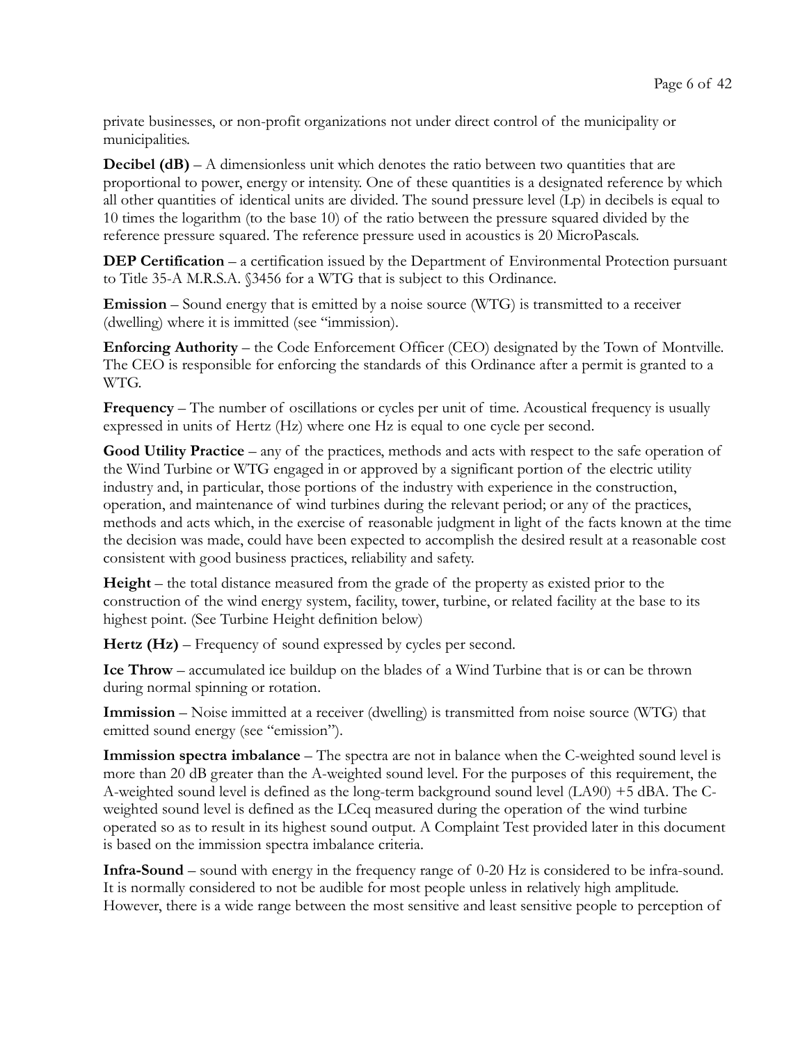private businesses, or non-profit organizations not under direct control of the municipality or municipalities.

**Decibel (dB)** – A dimensionless unit which denotes the ratio between two quantities that are proportional to power, energy or intensity. One of these quantities is a designated reference by which all other quantities of identical units are divided. The sound pressure level (Lp) in decibels is equal to 10 times the logarithm (to the base 10) of the ratio between the pressure squared divided by the reference pressure squared. The reference pressure used in acoustics is 20 MicroPascals.

**DEP Certification** – a certification issued by the Department of Environmental Protection pursuant to Title 35-A M.R.S.A. §3456 for a WTG that is subject to this Ordinance.

**Emission** – Sound energy that is emitted by a noise source (WTG) is transmitted to a receiver (dwelling) where it is immitted (see "immission).

**Enforcing Authority** – the Code Enforcement Officer (CEO) designated by the Town of Montville. The CEO is responsible for enforcing the standards of this Ordinance after a permit is granted to a WTG.

**Frequency** – The number of oscillations or cycles per unit of time. Acoustical frequency is usually expressed in units of Hertz (Hz) where one Hz is equal to one cycle per second.

**Good Utility Practice** – any of the practices, methods and acts with respect to the safe operation of the Wind Turbine or WTG engaged in or approved by a significant portion of the electric utility industry and, in particular, those portions of the industry with experience in the construction, operation, and maintenance of wind turbines during the relevant period; or any of the practices, methods and acts which, in the exercise of reasonable judgment in light of the facts known at the time the decision was made, could have been expected to accomplish the desired result at a reasonable cost consistent with good business practices, reliability and safety.

**Height** – the total distance measured from the grade of the property as existed prior to the construction of the wind energy system, facility, tower, turbine, or related facility at the base to its highest point. (See Turbine Height definition below)

**Hertz (Hz)** – Frequency of sound expressed by cycles per second.

**Ice Throw** – accumulated ice buildup on the blades of a Wind Turbine that is or can be thrown during normal spinning or rotation.

**Immission** – Noise immitted at a receiver (dwelling) is transmitted from noise source (WTG) that emitted sound energy (see "emission").

**Immission spectra imbalance** – The spectra are not in balance when the C-weighted sound level is more than 20 dB greater than the A-weighted sound level. For the purposes of this requirement, the A-weighted sound level is defined as the long-term background sound level (LA90) +5 dBA. The C-weighted sound level is defined as the LCeq measured during the operation of the wind turbine operated so as to result in its highest sound output. A Complaint Test provided later in this document is based on the immission spectra imbalance criteria.

**Infra-Sound** – sound with energy in the frequency range of 0-20 Hz is considered to be infra-sound. It is normally considered to not be audible for most people unless in relatively high amplitude. However, there is a wide range between the most sensitive and least sensitive people to perception of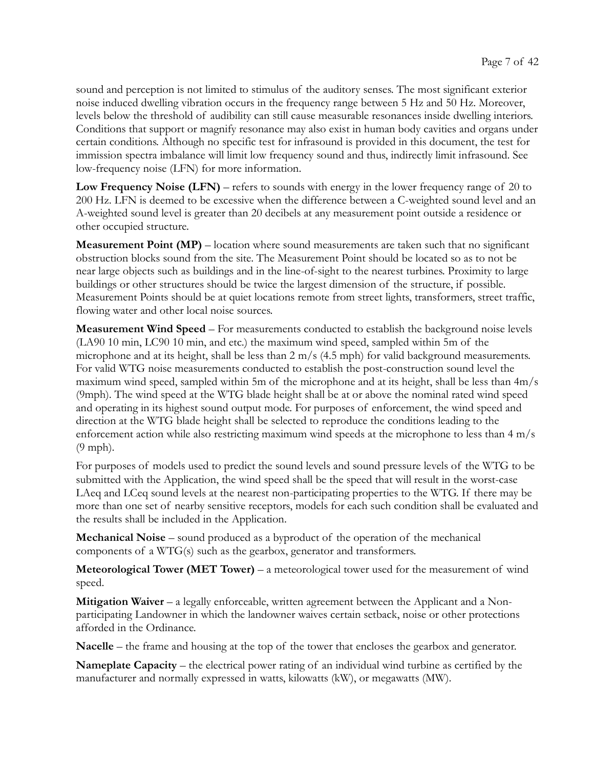sound and perception is not limited to stimulus of the auditory senses. The most significant exterior noise induced dwelling vibration occurs in the frequency range between 5 Hz and 50 Hz. Moreover, levels below the threshold of audibility can still cause measurable resonances inside dwelling interiors. Conditions that support or magnify resonance may also exist in human body cavities and organs under certain conditions. Although no specific test for infrasound is provided in this document, the test for immission spectra imbalance will limit low frequency sound and thus, indirectly limit infrasound. See low-frequency noise (LFN) for more information.

**Low Frequency Noise (LFN)** – refers to sounds with energy in the lower frequency range of 20 to 200 Hz. LFN is deemed to be excessive when the difference between a C-weighted sound level and an A-weighted sound level is greater than 20 decibels at any measurement point outside a residence or other occupied structure.

**Measurement Point (MP)** – location where sound measurements are taken such that no significant obstruction blocks sound from the site. The Measurement Point should be located so as to not be near large objects such as buildings and in the line-of-sight to the nearest turbines. Proximity to large buildings or other structures should be twice the largest dimension of the structure, if possible. Measurement Points should be at quiet locations remote from street lights, transformers, street traffic, flowing water and other local noise sources.

**Measurement Wind Speed** – For measurements conducted to establish the background noise levels (LA90 10 min, LC90 10 min, and etc.) the maximum wind speed, sampled within 5m of the microphone and at its height, shall be less than 2 m/s (4.5 mph) for valid background measurements. For valid WTG noise measurements conducted to establish the post-construction sound level the maximum wind speed, sampled within 5m of the microphone and at its height, shall be less than 4m/s (9mph). The wind speed at the WTG blade height shall be at or above the nominal rated wind speed and operating in its highest sound output mode. For purposes of enforcement, the wind speed and direction at the WTG blade height shall be selected to reproduce the conditions leading to the enforcement action while also restricting maximum wind speeds at the microphone to less than 4 m/s (9 mph).

For purposes of models used to predict the sound levels and sound pressure levels of the WTG to be submitted with the Application, the wind speed shall be the speed that will result in the worst-case LAeq and LCeq sound levels at the nearest non-participating properties to the WTG. If there may be more than one set of nearby sensitive receptors, models for each such condition shall be evaluated and the results shall be included in the Application.

**Mechanical Noise** – sound produced as a byproduct of the operation of the mechanical components of a WTG(s) such as the gearbox, generator and transformers.

**Meteorological Tower (MET Tower)** – a meteorological tower used for the measurement of wind speed.

**Mitigation Waiver** – a legally enforceable, written agreement between the Applicant and a Non-participating Landowner in which the landowner waives certain setback, noise or other protections afforded in the Ordinance.

**Nacelle** – the frame and housing at the top of the tower that encloses the gearbox and generator.

**Nameplate Capacity** – the electrical power rating of an individual wind turbine as certified by the manufacturer and normally expressed in watts, kilowatts (kW), or megawatts (MW).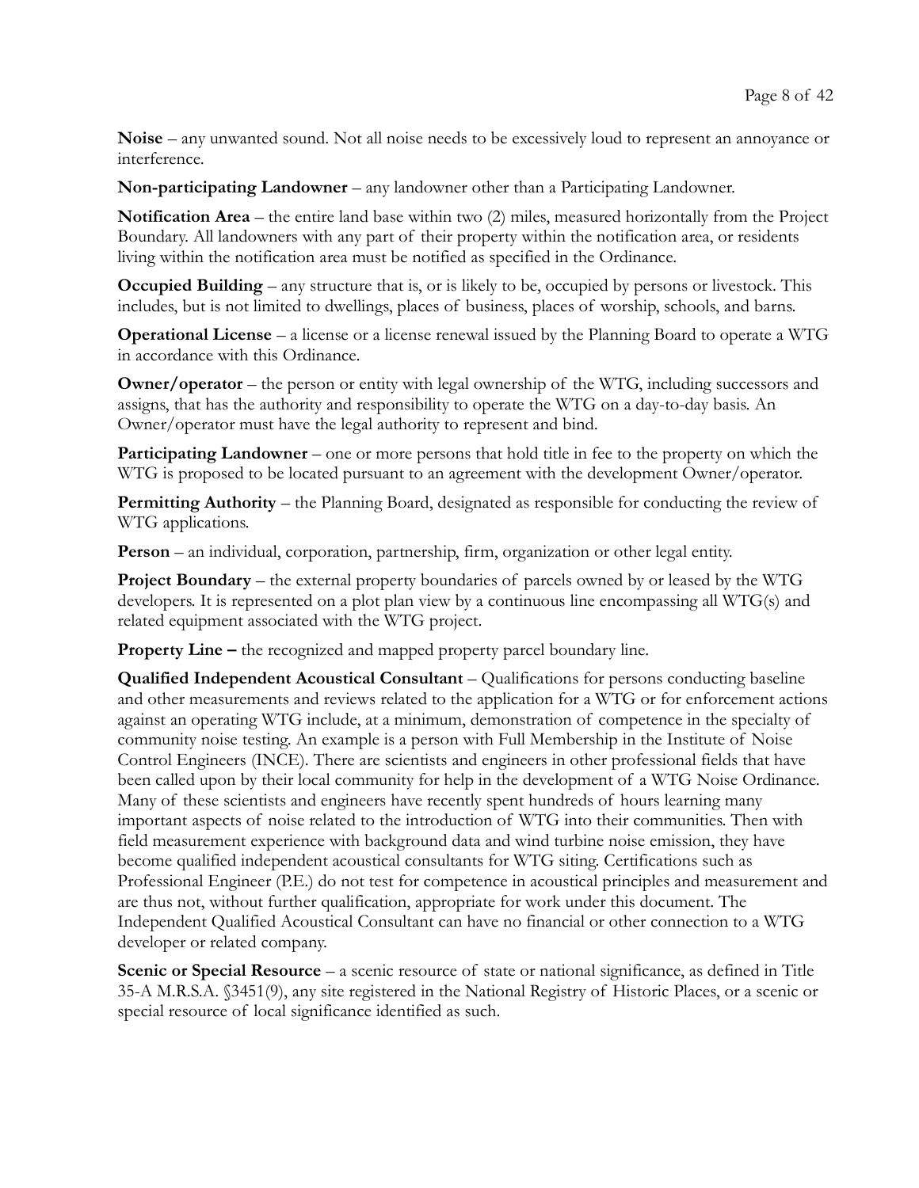**Noise** – any unwanted sound. Not all noise needs to be excessively loud to represent an annoyance or interference.

**Non-participating Landowner** – any landowner other than a Participating Landowner.

**Notification Area** – the entire land base within two (2) miles, measured horizontally from the Project Boundary. All landowners with any part of their property within the notification area, or residents living within the notification area must be notified as specified in the Ordinance.

**Occupied Building** – any structure that is, or is likely to be, occupied by persons or livestock. This includes, but is not limited to dwellings, places of business, places of worship, schools, and barns.

**Operational License** – a license or a license renewal issued by the Planning Board to operate a WTG in accordance with this Ordinance.

**Owner/operator** – the person or entity with legal ownership of the WTG, including successors and assigns, that has the authority and responsibility to operate the WTG on a day-to-day basis. An Owner/operator must have the legal authority to represent and bind.

**Participating Landowner** – one or more persons that hold title in fee to the property on which the WTG is proposed to be located pursuant to an agreement with the development Owner/operator.

**Permitting Authority** – the Planning Board, designated as responsible for conducting the review of WTG applications.

**Person** – an individual, corporation, partnership, firm, organization or other legal entity.

**Project Boundary** – the external property boundaries of parcels owned by or leased by the WTG developers. It is represented on a plot plan view by a continuous line encompassing all WTG(s) and related equipment associated with the WTG project.

**Property Line –** the recognized and mapped property parcel boundary line.

**Qualified Independent Acoustical Consultant** – Qualifications for persons conducting baseline and other measurements and reviews related to the application for a WTG or for enforcement actions against an operating WTG include, at a minimum, demonstration of competence in the specialty of community noise testing. An example is a person with Full Membership in the Institute of Noise Control Engineers (INCE). There are scientists and engineers in other professional fields that have been called upon by their local community for help in the development of a WTG Noise Ordinance. Many of these scientists and engineers have recently spent hundreds of hours learning many important aspects of noise related to the introduction of WTG into their communities. Then with field measurement experience with background data and wind turbine noise emission, they have become qualified independent acoustical consultants for WTG siting. Certifications such as Professional Engineer (P.E.) do not test for competence in acoustical principles and measurement and are thus not, without further qualification, appropriate for work under this document. The Independent Qualified Acoustical Consultant can have no financial or other connection to a WTG developer or related company.

**Scenic or Special Resource** – a scenic resource of state or national significance, as defined in Title 35-A M.R.S.A. §3451(9), any site registered in the National Registry of Historic Places, or a scenic or special resource of local significance identified as such.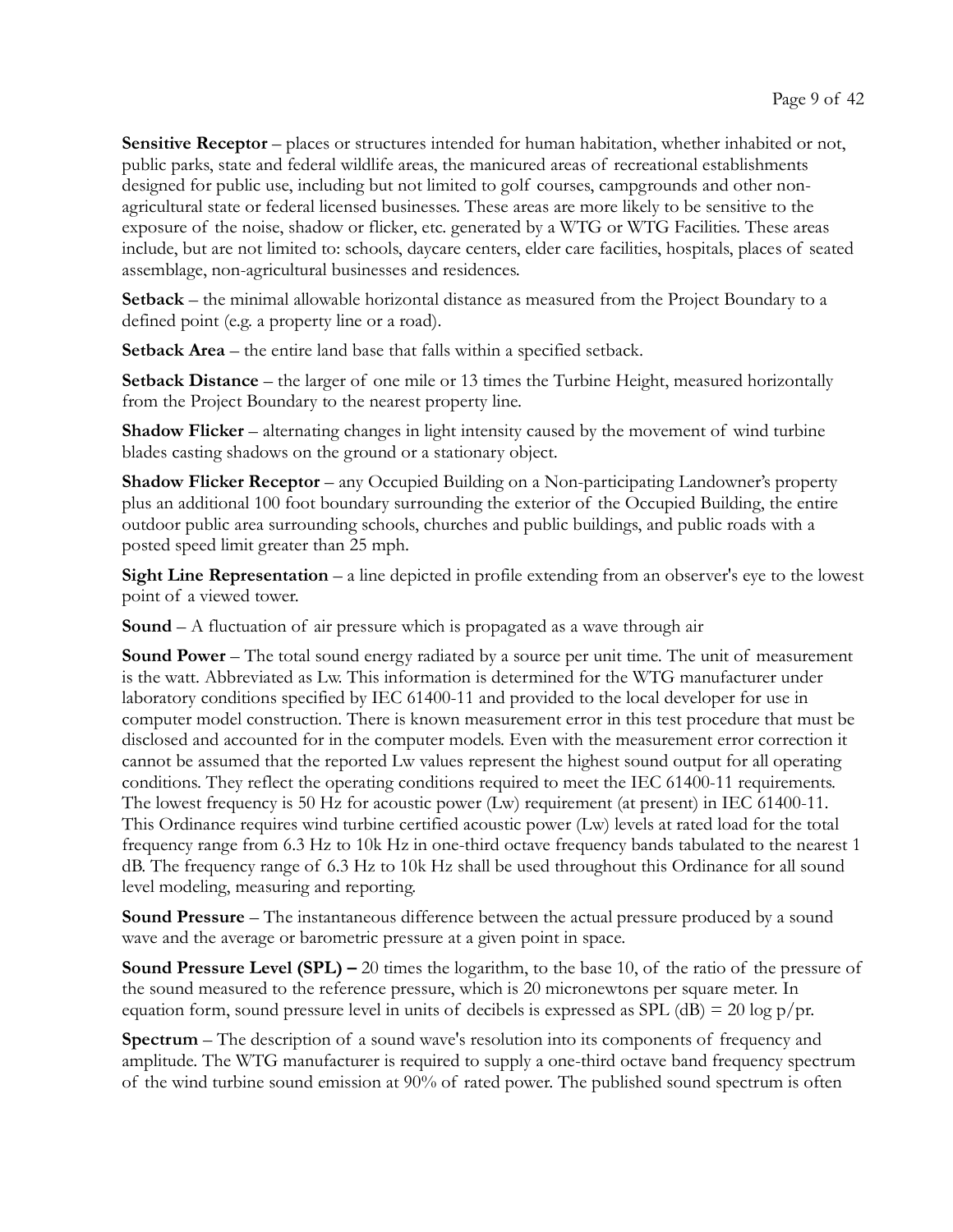**Sensitive Receptor** – places or structures intended for human habitation, whether inhabited or not, public parks, state and federal wildlife areas, the manicured areas of recreational establishments designed for public use, including but not limited to golf courses, campgrounds and other non-agricultural state or federal licensed businesses. These areas are more likely to be sensitive to the exposure of the noise, shadow or flicker, etc. generated by a WTG or WTG Facilities. These areas include, but are not limited to: schools, daycare centers, elder care facilities, hospitals, places of seated assemblage, non-agricultural businesses and residences.

**Setback** – the minimal allowable horizontal distance as measured from the Project Boundary to a defined point (e.g. a property line or a road).

**Setback Area** – the entire land base that falls within a specified setback.

**Setback Distance** – the larger of one mile or 13 times the Turbine Height, measured horizontally from the Project Boundary to the nearest property line.

**Shadow Flicker** – alternating changes in light intensity caused by the movement of wind turbine blades casting shadows on the ground or a stationary object.

**Shadow Flicker Receptor** – any Occupied Building on a Non-participating Landowner's property plus an additional 100 foot boundary surrounding the exterior of the Occupied Building, the entire outdoor public area surrounding schools, churches and public buildings, and public roads with a posted speed limit greater than 25 mph.

**Sight Line Representation** – a line depicted in profile extending from an observer's eye to the lowest point of a viewed tower.

**Sound** – A fluctuation of air pressure which is propagated as a wave through air

**Sound Power** – The total sound energy radiated by a source per unit time. The unit of measurement is the watt. Abbreviated as Lw. This information is determined for the WTG manufacturer under laboratory conditions specified by IEC 61400-11 and provided to the local developer for use in computer model construction. There is known measurement error in this test procedure that must be disclosed and accounted for in the computer models. Even with the measurement error correction it cannot be assumed that the reported Lw values represent the highest sound output for all operating conditions. They reflect the operating conditions required to meet the IEC 61400-11 requirements. The lowest frequency is 50 Hz for acoustic power (Lw) requirement (at present) in IEC 61400-11. This Ordinance requires wind turbine certified acoustic power (Lw) levels at rated load for the total frequency range from 6.3 Hz to 10k Hz in one-third octave frequency bands tabulated to the nearest 1 dB. The frequency range of 6.3 Hz to 10k Hz shall be used throughout this Ordinance for all sound level modeling, measuring and reporting.

**Sound Pressure** – The instantaneous difference between the actual pressure produced by a sound wave and the average or barometric pressure at a given point in space.

**Sound Pressure Level (SPL) –** 20 times the logarithm, to the base 10, of the ratio of the pressure of the sound measured to the reference pressure, which is 20 micronewtons per square meter. In equation form, sound pressure level in units of decibels is expressed as SPL (dB) = 20 log p/pr.

**Spectrum** – The description of a sound wave's resolution into its components of frequency and amplitude. The WTG manufacturer is required to supply a one-third octave band frequency spectrum of the wind turbine sound emission at 90% of rated power. The published sound spectrum is often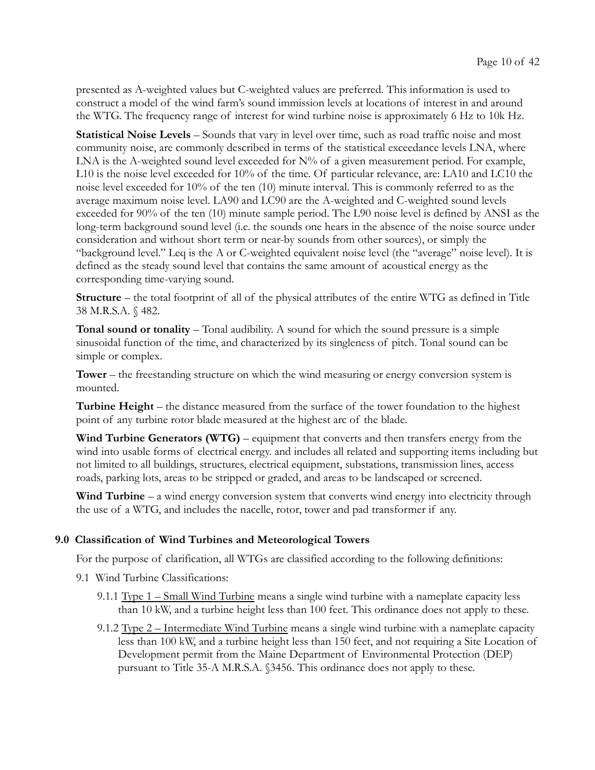presented as A-weighted values but C-weighted values are preferred. This information is used to construct a model of the wind farm's sound immission levels at locations of interest in and around the WTG. The frequency range of interest for wind turbine noise is approximately 6 Hz to 10k Hz.

**Statistical Noise Levels** – Sounds that vary in level over time, such as road traffic noise and most community noise, are commonly described in terms of the statistical exceedance levels LNA, where LNA is the A-weighted sound level exceeded for N% of a given measurement period. For example, L10 is the noise level exceeded for 10% of the time. Of particular relevance, are: LA10 and LC10 the noise level exceeded for 10% of the ten (10) minute interval. This is commonly referred to as the average maximum noise level. LA90 and LC90 are the A-weighted and C-weighted sound levels exceeded for 90% of the ten (10) minute sample period. The L90 noise level is defined by ANSI as the long-term background sound level (i.e. the sounds one hears in the absence of the noise source under consideration and without short term or near-by sounds from other sources), or simply the "background level." Leq is the A or C-weighted equivalent noise level (the "average" noise level). It is defined as the steady sound level that contains the same amount of acoustical energy as the corresponding time-varying sound.

**Structure** – the total footprint of all of the physical attributes of the entire WTG as defined in Title 38 M.R.S.A. § 482.

**Tonal sound or tonality** – Tonal audibility. A sound for which the sound pressure is a simple sinusoidal function of the time, and characterized by its singleness of pitch. Tonal sound can be simple or complex.

**Tower** – the freestanding structure on which the wind measuring or energy conversion system is mounted.

**Turbine Height** – the distance measured from the surface of the tower foundation to the highest point of any turbine rotor blade measured at the highest arc of the blade.

**Wind Turbine Generators (WTG)** – equipment that converts and then transfers energy from the wind into usable forms of electrical energy. and includes all related and supporting items including but not limited to all buildings, structures, electrical equipment, substations, transmission lines, access roads, parking lots, areas to be stripped or graded, and areas to be landscaped or screened.

**Wind Turbine** – a wind energy conversion system that converts wind energy into electricity through the use of a WTG, and includes the nacelle, rotor, tower and pad transformer if any.

## 9.0 Classification of Wind Turbines and Meteorological Towers

For the purpose of clarification, all WTGs are classified according to the following definitions:

9.1 Wind Turbine Classifications:

9.1.1 <u>Type 1 – Small Wind Turbine</u> means a single wind turbine with a nameplate capacity less than 10 kW, and a turbine height less than 100 feet. This ordinance does not apply to these.

9.1.2 <u>Type 2 – Intermediate Wind Turbine</u> means a single wind turbine with a nameplate capacity less than 100 kW, and a turbine height less than 150 feet, and not requiring a Site Location of Development permit from the Maine Department of Environmental Protection (DEP) pursuant to Title 35-A M.R.S.A. §3456. This ordinance does not apply to these.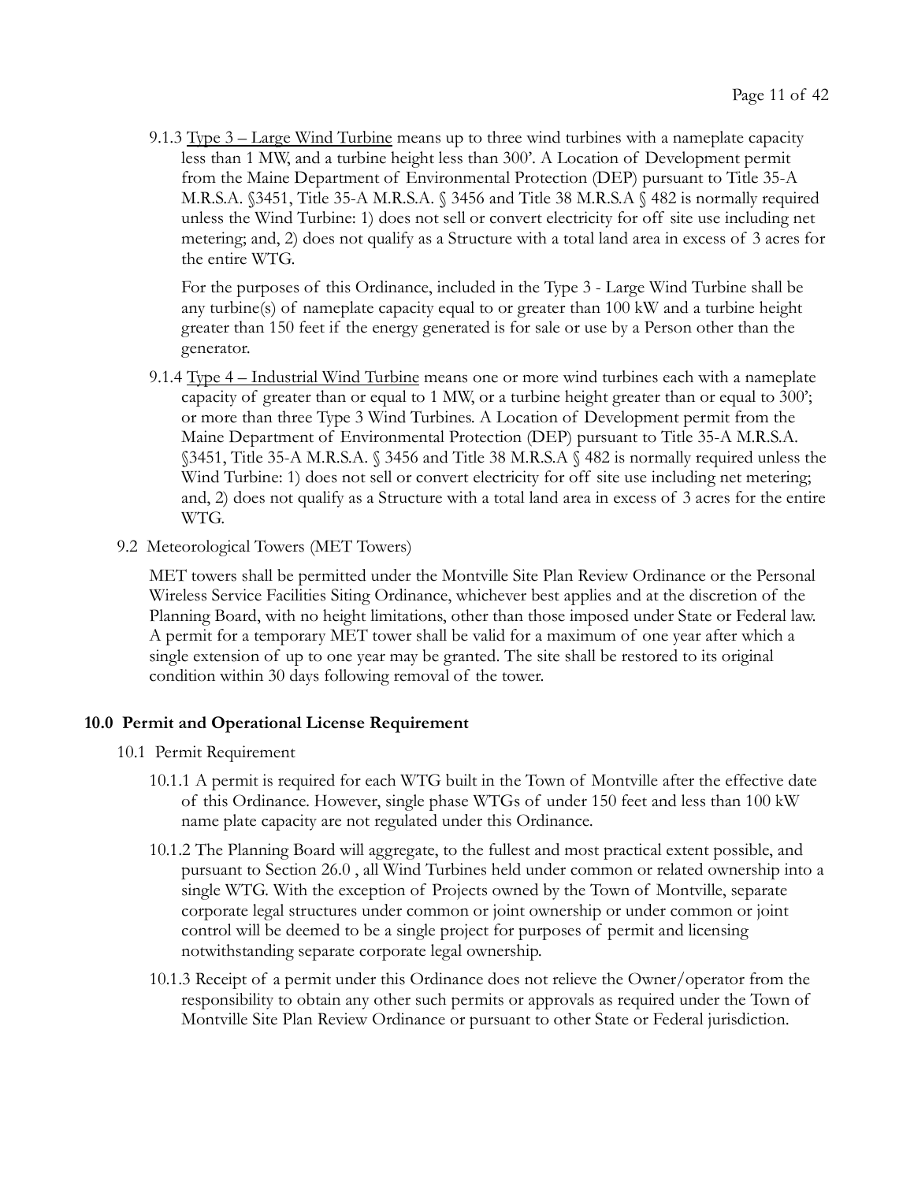9.1.3 Type 3 – Large Wind Turbine means up to three wind turbines with a nameplate capacity less than 1 MW, and a turbine height less than 300'. A Location of Development permit from the Maine Department of Environmental Protection (DEP) pursuant to Title 35-A M.R.S.A. §3451, Title 35-A M.R.S.A. § 3456 and Title 38 M.R.S.A § 482 is normally required unless the Wind Turbine: 1) does not sell or convert electricity for off site use including net metering; and, 2) does not qualify as a Structure with a total land area in excess of 3 acres for the entire WTG.

For the purposes of this Ordinance, included in the Type 3 - Large Wind Turbine shall be any turbine(s) of nameplate capacity equal to or greater than 100 kW and a turbine height greater than 150 feet if the energy generated is for sale or use by a Person other than the generator.

9.1.4 Type 4 – Industrial Wind Turbine means one or more wind turbines each with a nameplate capacity of greater than or equal to 1 MW, or a turbine height greater than or equal to 300'; or more than three Type 3 Wind Turbines. A Location of Development permit from the Maine Department of Environmental Protection (DEP) pursuant to Title 35-A M.R.S.A. §3451, Title 35-A M.R.S.A. § 3456 and Title 38 M.R.S.A § 482 is normally required unless the Wind Turbine: 1) does not sell or convert electricity for off site use including net metering; and, 2) does not qualify as a Structure with a total land area in excess of 3 acres for the entire WTG.

9.2 Meteorological Towers (MET Towers)

MET towers shall be permitted under the Montville Site Plan Review Ordinance or the Personal Wireless Service Facilities Siting Ordinance, whichever best applies and at the discretion of the Planning Board, with no height limitations, other than those imposed under State or Federal law. A permit for a temporary MET tower shall be valid for a maximum of one year after which a single extension of up to one year may be granted. The site shall be restored to its original condition within 30 days following removal of the tower.

## 10.0 Permit and Operational License Requirement

10.1 Permit Requirement

10.1.1 A permit is required for each WTG built in the Town of Montville after the effective date of this Ordinance. However, single phase WTGs of under 150 feet and less than 100 kW name plate capacity are not regulated under this Ordinance.

10.1.2 The Planning Board will aggregate, to the fullest and most practical extent possible, and pursuant to Section 26.0 , all Wind Turbines held under common or related ownership into a single WTG. With the exception of Projects owned by the Town of Montville, separate corporate legal structures under common or joint ownership or under common or joint control will be deemed to be a single project for purposes of permit and licensing notwithstanding separate corporate legal ownership.

10.1.3 Receipt of a permit under this Ordinance does not relieve the Owner/operator from the responsibility to obtain any other such permits or approvals as required under the Town of Montville Site Plan Review Ordinance or pursuant to other State or Federal jurisdiction.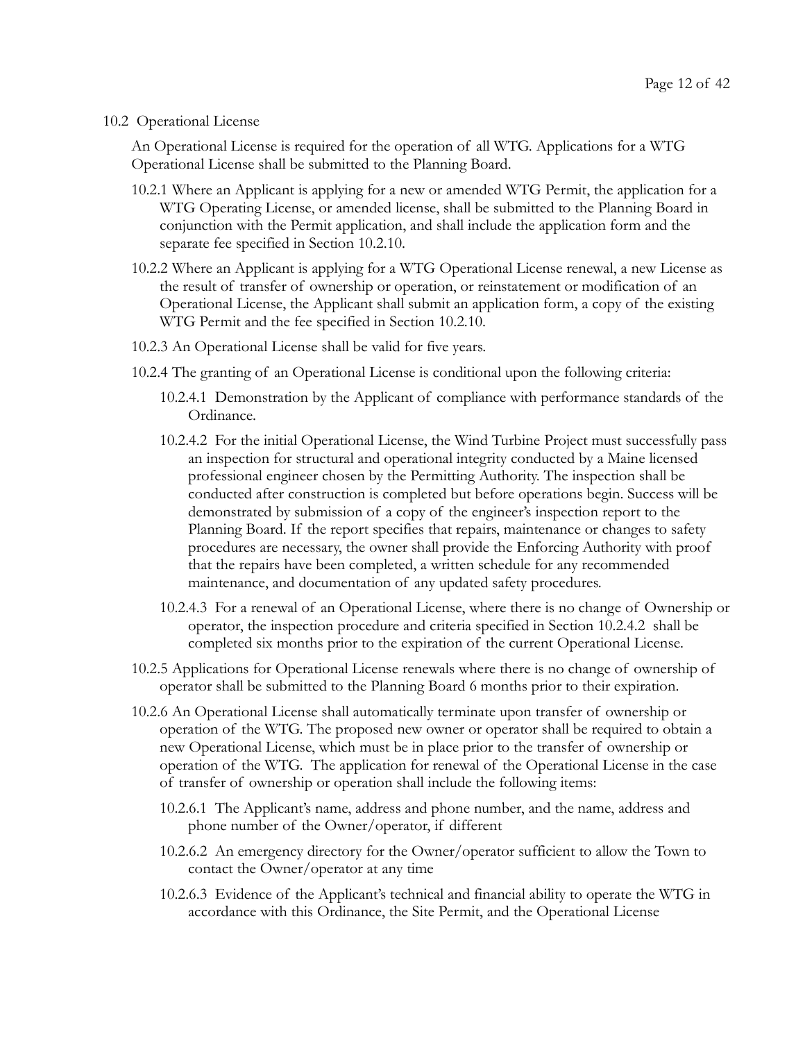## 10.2 Operational License

An Operational License is required for the operation of all WTG. Applications for a WTG Operational License shall be submitted to the Planning Board.

10.2.1 Where an Applicant is applying for a new or amended WTG Permit, the application for a WTG Operating License, or amended license, shall be submitted to the Planning Board in conjunction with the Permit application, and shall include the application form and the separate fee specified in Section 10.2.10.

10.2.2 Where an Applicant is applying for a WTG Operational License renewal, a new License as the result of transfer of ownership or operation, or reinstatement or modification of an Operational License, the Applicant shall submit an application form, a copy of the existing WTG Permit and the fee specified in Section 10.2.10.

10.2.3 An Operational License shall be valid for five years.

10.2.4 The granting of an Operational License is conditional upon the following criteria:

10.2.4.1 Demonstration by the Applicant of compliance with performance standards of the Ordinance.

10.2.4.2 For the initial Operational License, the Wind Turbine Project must successfully pass an inspection for structural and operational integrity conducted by a Maine licensed professional engineer chosen by the Permitting Authority. The inspection shall be conducted after construction is completed but before operations begin. Success will be demonstrated by submission of a copy of the engineer's inspection report to the Planning Board. If the report specifies that repairs, maintenance or changes to safety procedures are necessary, the owner shall provide the Enforcing Authority with proof that the repairs have been completed, a written schedule for any recommended maintenance, and documentation of any updated safety procedures.

10.2.4.3 For a renewal of an Operational License, where there is no change of Ownership or operator, the inspection procedure and criteria specified in Section 10.2.4.2 shall be completed six months prior to the expiration of the current Operational License.

10.2.5 Applications for Operational License renewals where there is no change of ownership of operator shall be submitted to the Planning Board 6 months prior to their expiration.

10.2.6 An Operational License shall automatically terminate upon transfer of ownership or operation of the WTG. The proposed new owner or operator shall be required to obtain a new Operational License, which must be in place prior to the transfer of ownership or operation of the WTG. The application for renewal of the Operational License in the case of transfer of ownership or operation shall include the following items:

10.2.6.1 The Applicant's name, address and phone number, and the name, address and phone number of the Owner/operator, if different

10.2.6.2 An emergency directory for the Owner/operator sufficient to allow the Town to contact the Owner/operator at any time

10.2.6.3 Evidence of the Applicant's technical and financial ability to operate the WTG in accordance with this Ordinance, the Site Permit, and the Operational License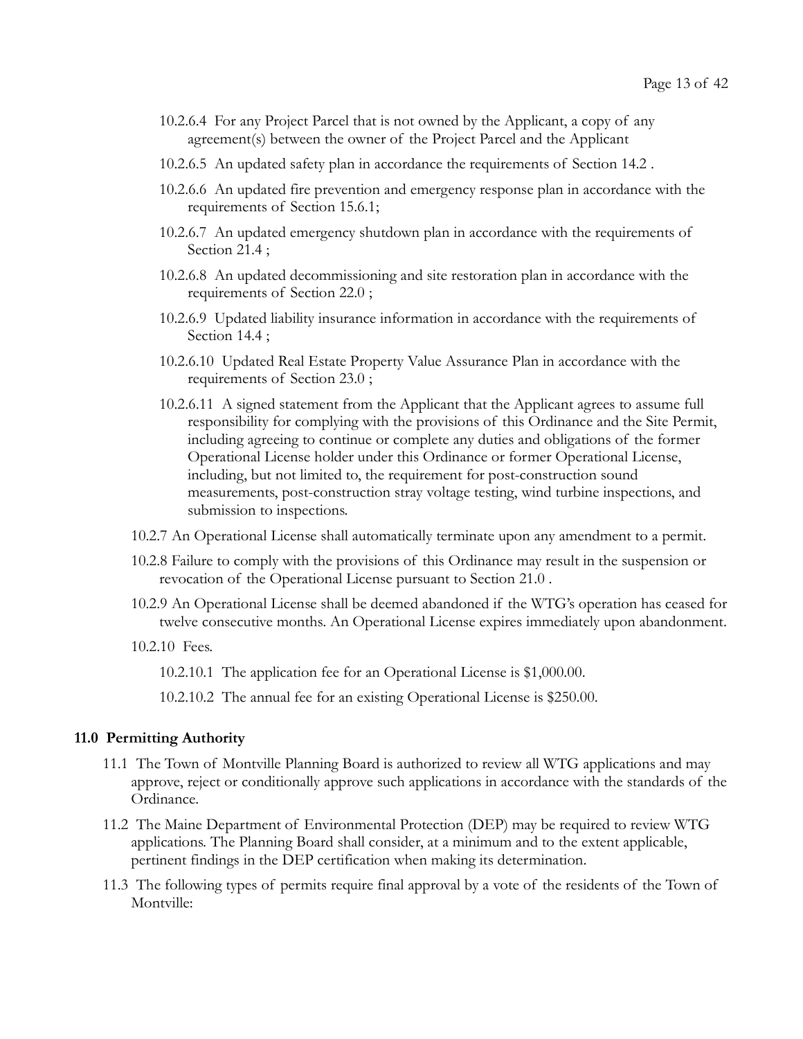10.2.6.4 For any Project Parcel that is not owned by the Applicant, a copy of any agreement(s) between the owner of the Project Parcel and the Applicant

10.2.6.5 An updated safety plan in accordance the requirements of Section 14.2 .

10.2.6.6 An updated fire prevention and emergency response plan in accordance with the requirements of Section 15.6.1;

10.2.6.7 An updated emergency shutdown plan in accordance with the requirements of Section 21.4 ;

10.2.6.8 An updated decommissioning and site restoration plan in accordance with the requirements of Section 22.0 ;

10.2.6.9 Updated liability insurance information in accordance with the requirements of Section 14.4 ;

10.2.6.10 Updated Real Estate Property Value Assurance Plan in accordance with the requirements of Section 23.0 ;

10.2.6.11 A signed statement from the Applicant that the Applicant agrees to assume full responsibility for complying with the provisions of this Ordinance and the Site Permit, including agreeing to continue or complete any duties and obligations of the former Operational License holder under this Ordinance or former Operational License, including, but not limited to, the requirement for post-construction sound measurements, post-construction stray voltage testing, wind turbine inspections, and submission to inspections.

10.2.7 An Operational License shall automatically terminate upon any amendment to a permit.

10.2.8 Failure to comply with the provisions of this Ordinance may result in the suspension or revocation of the Operational License pursuant to Section 21.0 .

10.2.9 An Operational License shall be deemed abandoned if the WTG's operation has ceased for twelve consecutive months. An Operational License expires immediately upon abandonment.

10.2.10 Fees.

10.2.10.1 The application fee for an Operational License is $1,000.00.

10.2.10.2 The annual fee for an existing Operational License is $250.00.

**11.0 Permitting Authority**

11.1 The Town of Montville Planning Board is authorized to review all WTG applications and may approve, reject or conditionally approve such applications in accordance with the standards of the Ordinance.

11.2 The Maine Department of Environmental Protection (DEP) may be required to review WTG applications. The Planning Board shall consider, at a minimum and to the extent applicable, pertinent findings in the DEP certification when making its determination.

11.3 The following types of permits require final approval by a vote of the residents of the Town of Montville: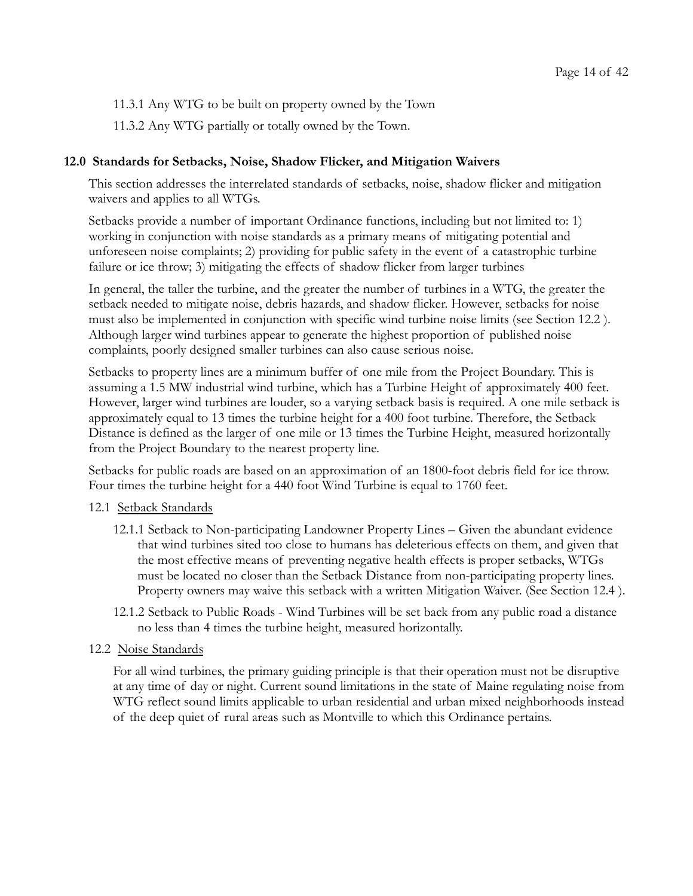11.3.1 Any WTG to be built on property owned by the Town

11.3.2 Any WTG partially or totally owned by the Town.

## 12.0 Standards for Setbacks, Noise, Shadow Flicker, and Mitigation Waivers

This section addresses the interrelated standards of setbacks, noise, shadow flicker and mitigation waivers and applies to all WTGs.

Setbacks provide a number of important Ordinance functions, including but not limited to: 1) working in conjunction with noise standards as a primary means of mitigating potential and unforeseen noise complaints; 2) providing for public safety in the event of a catastrophic turbine failure or ice throw; 3) mitigating the effects of shadow flicker from larger turbines

In general, the taller the turbine, and the greater the number of turbines in a WTG, the greater the setback needed to mitigate noise, debris hazards, and shadow flicker. However, setbacks for noise must also be implemented in conjunction with specific wind turbine noise limits (see Section 12.2 ). Although larger wind turbines appear to generate the highest proportion of published noise complaints, poorly designed smaller turbines can also cause serious noise.

Setbacks to property lines are a minimum buffer of one mile from the Project Boundary. This is assuming a 1.5 MW industrial wind turbine, which has a Turbine Height of approximately 400 feet. However, larger wind turbines are louder, so a varying setback basis is required. A one mile setback is approximately equal to 13 times the turbine height for a 400 foot turbine. Therefore, the Setback Distance is defined as the larger of one mile or 13 times the Turbine Height, measured horizontally from the Project Boundary to the nearest property line.

Setbacks for public roads are based on an approximation of an 1800-foot debris field for ice throw. Four times the turbine height for a 440 foot Wind Turbine is equal to 1760 feet.

12.1 <u>Setback Standards</u>

12.1.1 Setback to Non-participating Landowner Property Lines – Given the abundant evidence that wind turbines sited too close to humans has deleterious effects on them, and given that the most effective means of preventing negative health effects is proper setbacks, WTGs must be located no closer than the Setback Distance from non-participating property lines. Property owners may waive this setback with a written Mitigation Waiver. (See Section 12.4 ).

12.1.2 Setback to Public Roads - Wind Turbines will be set back from any public road a distance no less than 4 times the turbine height, measured horizontally.

12.2 <u>Noise Standards</u>

For all wind turbines, the primary guiding principle is that their operation must not be disruptive at any time of day or night. Current sound limitations in the state of Maine regulating noise from WTG reflect sound limits applicable to urban residential and urban mixed neighborhoods instead of the deep quiet of rural areas such as Montville to which this Ordinance pertains.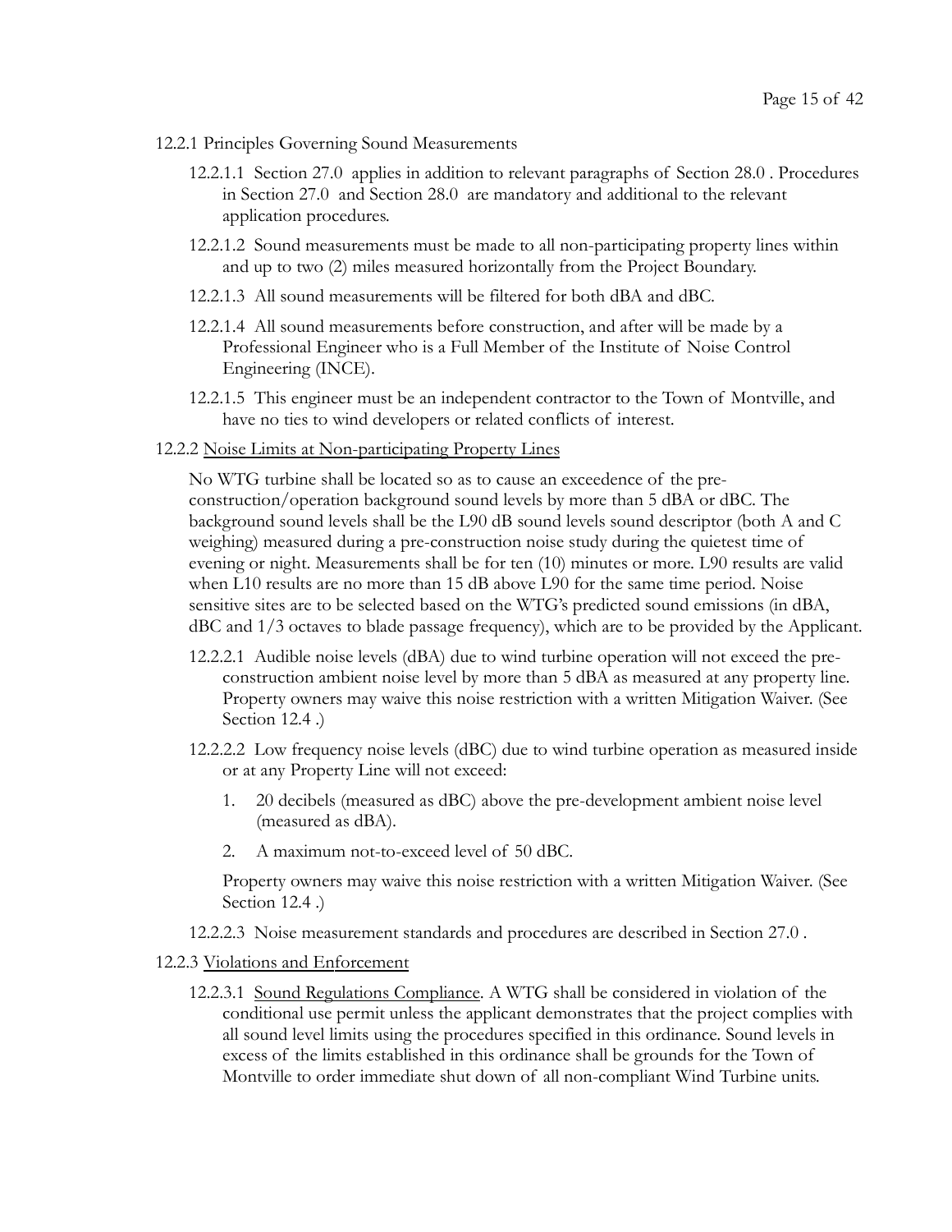12.2.1 Principles Governing Sound Measurements

12.2.1.1 Section 27.0 applies in addition to relevant paragraphs of Section 28.0 . Procedures in Section 27.0 and Section 28.0 are mandatory and additional to the relevant application procedures.

12.2.1.2 Sound measurements must be made to all non-participating property lines within and up to two (2) miles measured horizontally from the Project Boundary.

12.2.1.3 All sound measurements will be filtered for both dBA and dBC.

12.2.1.4 All sound measurements before construction, and after will be made by a Professional Engineer who is a Full Member of the Institute of Noise Control Engineering (INCE).

12.2.1.5 This engineer must be an independent contractor to the Town of Montville, and have no ties to wind developers or related conflicts of interest.

12.2.2 <u>Noise Limits at Non-participating Property Lines</u>

No WTG turbine shall be located so as to cause an exceedence of the pre-construction/operation background sound levels by more than 5 dBA or dBC. The background sound levels shall be the L90 dB sound levels sound descriptor (both A and C weighing) measured during a pre-construction noise study during the quietest time of evening or night. Measurements shall be for ten (10) minutes or more. L90 results are valid when L10 results are no more than 15 dB above L90 for the same time period. Noise sensitive sites are to be selected based on the WTG's predicted sound emissions (in dBA, dBC and 1/3 octaves to blade passage frequency), which are to be provided by the Applicant.

12.2.2.1 Audible noise levels (dBA) due to wind turbine operation will not exceed the pre-construction ambient noise level by more than 5 dBA as measured at any property line. Property owners may waive this noise restriction with a written Mitigation Waiver. (See Section 12.4 .)

12.2.2.2 Low frequency noise levels (dBC) due to wind turbine operation as measured inside or at any Property Line will not exceed:

1. 20 decibels (measured as dBC) above the pre-development ambient noise level (measured as dBA).
2. A maximum not-to-exceed level of 50 dBC.

Property owners may waive this noise restriction with a written Mitigation Waiver. (See Section 12.4 .)

12.2.2.3 Noise measurement standards and procedures are described in Section 27.0 .

12.2.3 <u>Violations and Enforcement</u>

12.2.3.1 <u>Sound Regulations Compliance</u>. A WTG shall be considered in violation of the conditional use permit unless the applicant demonstrates that the project complies with all sound level limits using the procedures specified in this ordinance. Sound levels in excess of the limits established in this ordinance shall be grounds for the Town of Montville to order immediate shut down of all non-compliant Wind Turbine units.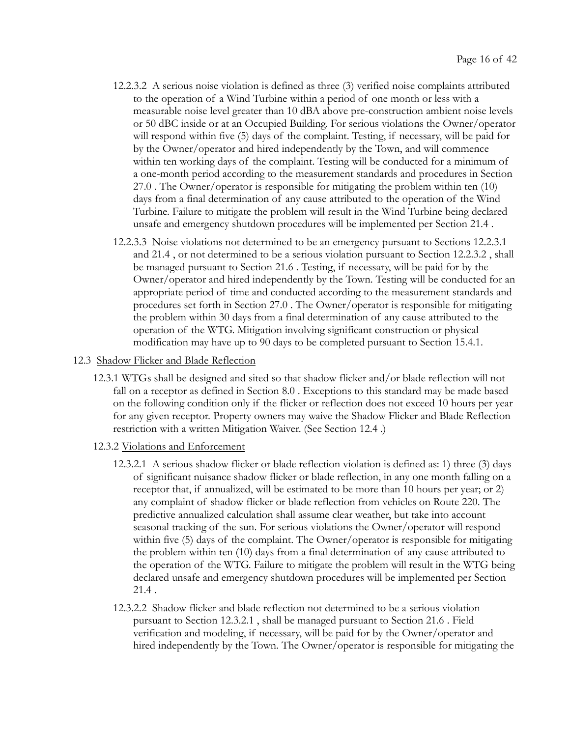12.2.3.2 A serious noise violation is defined as three (3) verified noise complaints attributed to the operation of a Wind Turbine within a period of one month or less with a measurable noise level greater than 10 dBA above pre-construction ambient noise levels or 50 dBC inside or at an Occupied Building. For serious violations the Owner/operator will respond within five (5) days of the complaint. Testing, if necessary, will be paid for by the Owner/operator and hired independently by the Town, and will commence within ten working days of the complaint. Testing will be conducted for a minimum of a one-month period according to the measurement standards and procedures in Section 27.0 . The Owner/operator is responsible for mitigating the problem within ten (10) days from a final determination of any cause attributed to the operation of the Wind Turbine. Failure to mitigate the problem will result in the Wind Turbine being declared unsafe and emergency shutdown procedures will be implemented per Section 21.4 .

12.2.3.3 Noise violations not determined to be an emergency pursuant to Sections 12.2.3.1 and 21.4 , or not determined to be a serious violation pursuant to Section 12.2.3.2 , shall be managed pursuant to Section 21.6 . Testing, if necessary, will be paid for by the Owner/operator and hired independently by the Town. Testing will be conducted for an appropriate period of time and conducted according to the measurement standards and procedures set forth in Section 27.0 . The Owner/operator is responsible for mitigating the problem within 30 days from a final determination of any cause attributed to the operation of the WTG. Mitigation involving significant construction or physical modification may have up to 90 days to be completed pursuant to Section 15.4.1.

12.3 Shadow Flicker and Blade Reflection

12.3.1 WTGs shall be designed and sited so that shadow flicker and/or blade reflection will not fall on a receptor as defined in Section 8.0 . Exceptions to this standard may be made based on the following condition only if the flicker or reflection does not exceed 10 hours per year for any given receptor. Property owners may waive the Shadow Flicker and Blade Reflection restriction with a written Mitigation Waiver. (See Section 12.4 .)

12.3.2 Violations and Enforcement

12.3.2.1 A serious shadow flicker or blade reflection violation is defined as: 1) three (3) days of significant nuisance shadow flicker or blade reflection, in any one month falling on a receptor that, if annualized, will be estimated to be more than 10 hours per year; or 2) any complaint of shadow flicker or blade reflection from vehicles on Route 220. The predictive annualized calculation shall assume clear weather, but take into account seasonal tracking of the sun. For serious violations the Owner/operator will respond within five (5) days of the complaint. The Owner/operator is responsible for mitigating the problem within ten (10) days from a final determination of any cause attributed to the operation of the WTG. Failure to mitigate the problem will result in the WTG being declared unsafe and emergency shutdown procedures will be implemented per Section 21.4 .

12.3.2.2 Shadow flicker and blade reflection not determined to be a serious violation pursuant to Section 12.3.2.1 , shall be managed pursuant to Section 21.6 . Field verification and modeling, if necessary, will be paid for by the Owner/operator and hired independently by the Town. The Owner/operator is responsible for mitigating the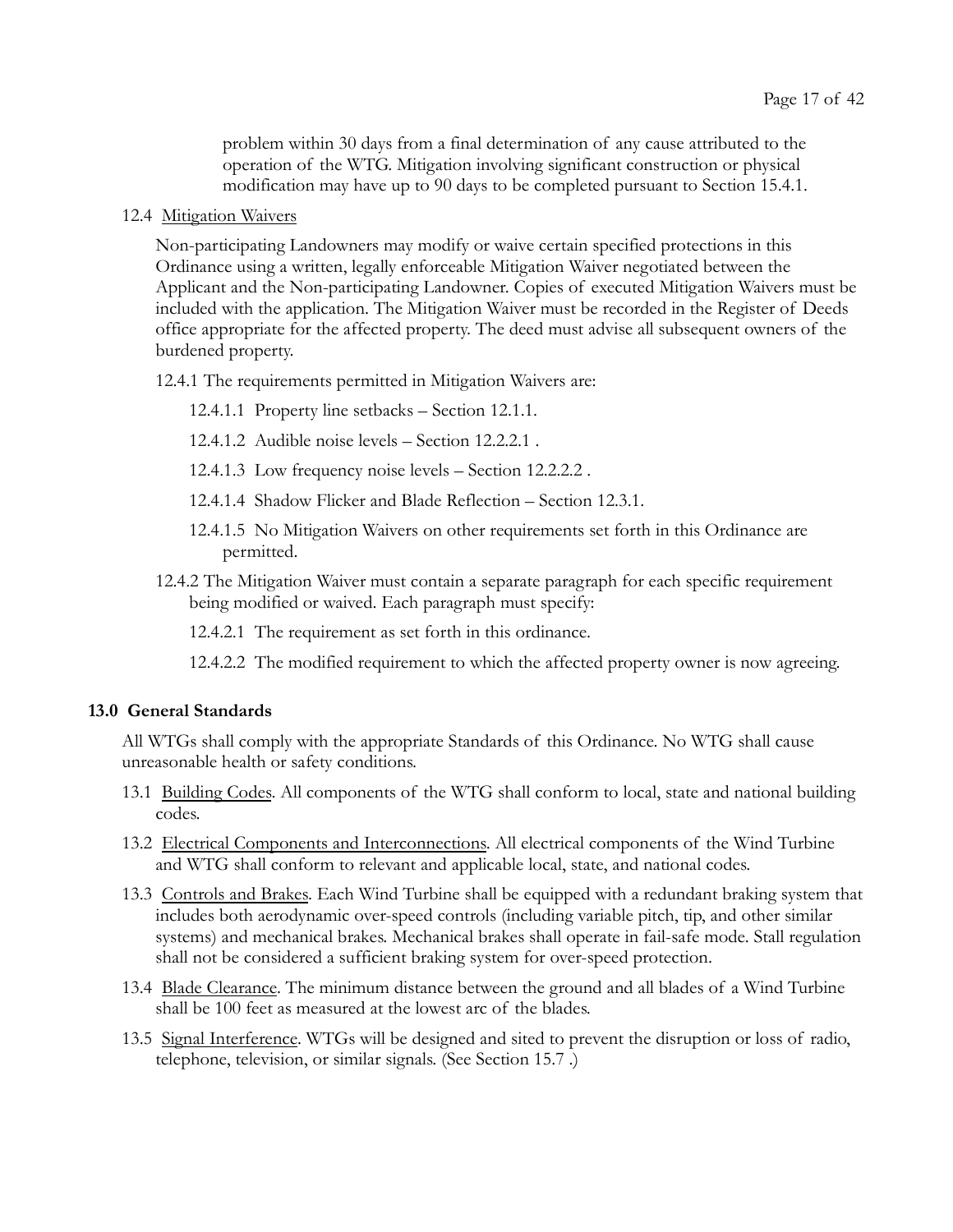problem within 30 days from a final determination of any cause attributed to the operation of the WTG. Mitigation involving significant construction or physical modification may have up to 90 days to be completed pursuant to Section 15.4.1.

12.4 Mitigation Waivers

Non-participating Landowners may modify or waive certain specified protections in this Ordinance using a written, legally enforceable Mitigation Waiver negotiated between the Applicant and the Non-participating Landowner. Copies of executed Mitigation Waivers must be included with the application. The Mitigation Waiver must be recorded in the Register of Deeds office appropriate for the affected property. The deed must advise all subsequent owners of the burdened property.

12.4.1 The requirements permitted in Mitigation Waivers are:

12.4.1.1 Property line setbacks – Section 12.1.1.

12.4.1.2 Audible noise levels – Section 12.2.2.1 .

12.4.1.3 Low frequency noise levels – Section 12.2.2.2 .

12.4.1.4 Shadow Flicker and Blade Reflection – Section 12.3.1.

12.4.1.5 No Mitigation Waivers on other requirements set forth in this Ordinance are permitted.

12.4.2 The Mitigation Waiver must contain a separate paragraph for each specific requirement being modified or waived. Each paragraph must specify:

12.4.2.1 The requirement as set forth in this ordinance.

12.4.2.2 The modified requirement to which the affected property owner is now agreeing.

## 13.0 General Standards

All WTGs shall comply with the appropriate Standards of this Ordinance. No WTG shall cause unreasonable health or safety conditions.

13.1 Building Codes. All components of the WTG shall conform to local, state and national building codes.

13.2 Electrical Components and Interconnections. All electrical components of the Wind Turbine and WTG shall conform to relevant and applicable local, state, and national codes.

13.3 Controls and Brakes. Each Wind Turbine shall be equipped with a redundant braking system that includes both aerodynamic over-speed controls (including variable pitch, tip, and other similar systems) and mechanical brakes. Mechanical brakes shall operate in fail-safe mode. Stall regulation shall not be considered a sufficient braking system for over-speed protection.

13.4 Blade Clearance. The minimum distance between the ground and all blades of a Wind Turbine shall be 100 feet as measured at the lowest arc of the blades.

13.5 Signal Interference. WTGs will be designed and sited to prevent the disruption or loss of radio, telephone, television, or similar signals. (See Section 15.7 .)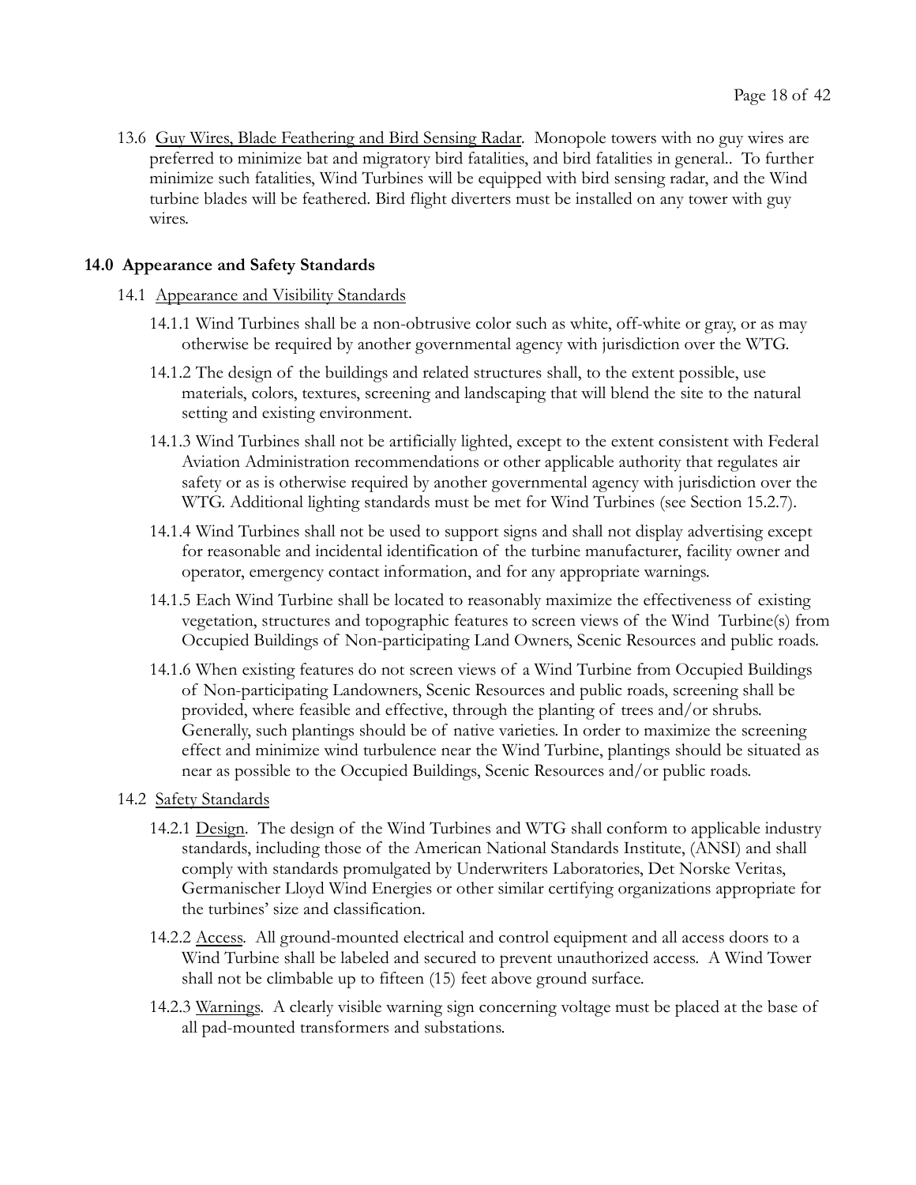13.6 <u>Guy Wires, Blade Feathering and Bird Sensing Radar</u>. Monopole towers with no guy wires are preferred to minimize bat and migratory bird fatalities, and bird fatalities in general.. To further minimize such fatalities, Wind Turbines will be equipped with bird sensing radar, and the Wind turbine blades will be feathered. Bird flight diverters must be installed on any tower with guy wires.

## 14.0 Appearance and Safety Standards

14.1 <u>Appearance and Visibility Standards</u>

14.1.1 Wind Turbines shall be a non-obtrusive color such as white, off-white or gray, or as may otherwise be required by another governmental agency with jurisdiction over the WTG.

14.1.2 The design of the buildings and related structures shall, to the extent possible, use materials, colors, textures, screening and landscaping that will blend the site to the natural setting and existing environment.

14.1.3 Wind Turbines shall not be artificially lighted, except to the extent consistent with Federal Aviation Administration recommendations or other applicable authority that regulates air safety or as is otherwise required by another governmental agency with jurisdiction over the WTG. Additional lighting standards must be met for Wind Turbines (see Section 15.2.7).

14.1.4 Wind Turbines shall not be used to support signs and shall not display advertising except for reasonable and incidental identification of the turbine manufacturer, facility owner and operator, emergency contact information, and for any appropriate warnings.

14.1.5 Each Wind Turbine shall be located to reasonably maximize the effectiveness of existing vegetation, structures and topographic features to screen views of the Wind Turbine(s) from Occupied Buildings of Non-participating Land Owners, Scenic Resources and public roads.

14.1.6 When existing features do not screen views of a Wind Turbine from Occupied Buildings of Non-participating Landowners, Scenic Resources and public roads, screening shall be provided, where feasible and effective, through the planting of trees and/or shrubs. Generally, such plantings should be of native varieties. In order to maximize the screening effect and minimize wind turbulence near the Wind Turbine, plantings should be situated as near as possible to the Occupied Buildings, Scenic Resources and/or public roads.

14.2 <u>Safety Standards</u>

14.2.1 <u>Design</u>. The design of the Wind Turbines and WTG shall conform to applicable industry standards, including those of the American National Standards Institute, (ANSI) and shall comply with standards promulgated by Underwriters Laboratories, Det Norske Veritas, Germanischer Lloyd Wind Energies or other similar certifying organizations appropriate for the turbines' size and classification.

14.2.2 <u>Access</u>. All ground-mounted electrical and control equipment and all access doors to a Wind Turbine shall be labeled and secured to prevent unauthorized access. A Wind Tower shall not be climbable up to fifteen (15) feet above ground surface.

14.2.3 <u>Warnings</u>. A clearly visible warning sign concerning voltage must be placed at the base of all pad-mounted transformers and substations.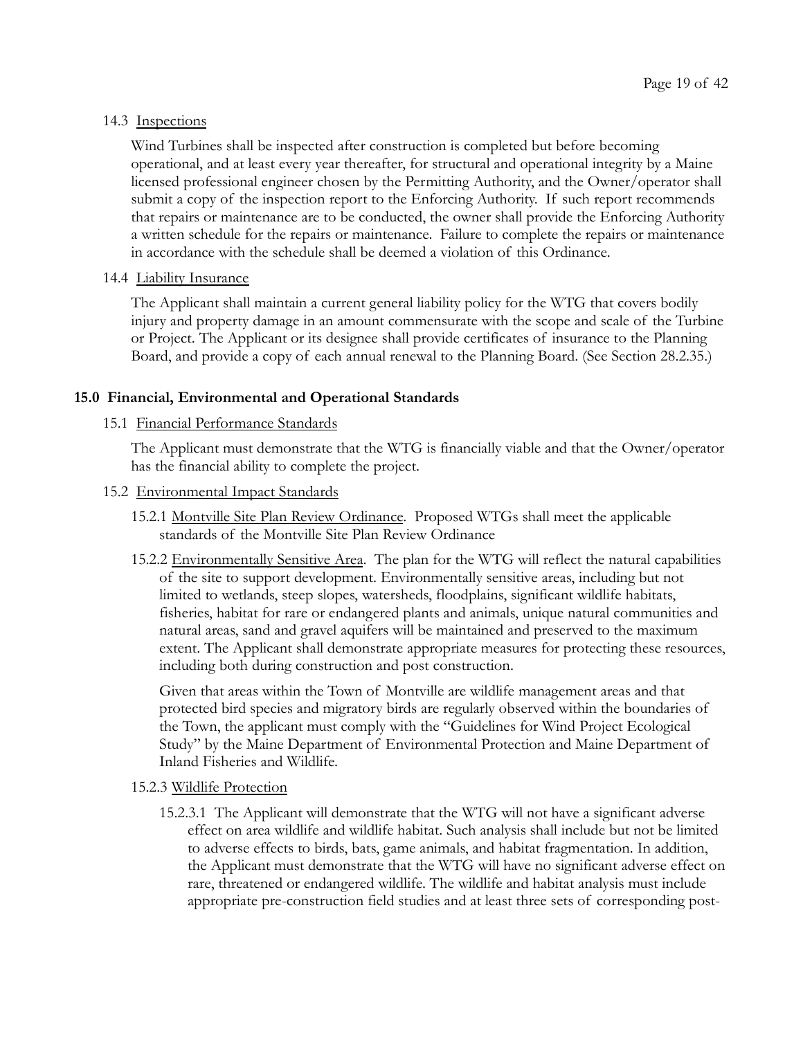14.3 Inspections

Wind Turbines shall be inspected after construction is completed but before becoming operational, and at least every year thereafter, for structural and operational integrity by a Maine licensed professional engineer chosen by the Permitting Authority, and the Owner/operator shall submit a copy of the inspection report to the Enforcing Authority. If such report recommends that repairs or maintenance are to be conducted, the owner shall provide the Enforcing Authority a written schedule for the repairs or maintenance. Failure to complete the repairs or maintenance in accordance with the schedule shall be deemed a violation of this Ordinance.

14.4 Liability Insurance

The Applicant shall maintain a current general liability policy for the WTG that covers bodily injury and property damage in an amount commensurate with the scope and scale of the Turbine or Project. The Applicant or its designee shall provide certificates of insurance to the Planning Board, and provide a copy of each annual renewal to the Planning Board. (See Section 28.2.35.)

## 15.0 Financial, Environmental and Operational Standards

15.1 Financial Performance Standards

The Applicant must demonstrate that the WTG is financially viable and that the Owner/operator has the financial ability to complete the project.

15.2 Environmental Impact Standards

15.2.1 Montville Site Plan Review Ordinance. Proposed WTGs shall meet the applicable standards of the Montville Site Plan Review Ordinance

15.2.2 Environmentally Sensitive Area. The plan for the WTG will reflect the natural capabilities of the site to support development. Environmentally sensitive areas, including but not limited to wetlands, steep slopes, watersheds, floodplains, significant wildlife habitats, fisheries, habitat for rare or endangered plants and animals, unique natural communities and natural areas, sand and gravel aquifers will be maintained and preserved to the maximum extent. The Applicant shall demonstrate appropriate measures for protecting these resources, including both during construction and post construction.

Given that areas within the Town of Montville are wildlife management areas and that protected bird species and migratory birds are regularly observed within the boundaries of the Town, the applicant must comply with the "Guidelines for Wind Project Ecological Study" by the Maine Department of Environmental Protection and Maine Department of Inland Fisheries and Wildlife.

15.2.3 Wildlife Protection

15.2.3.1 The Applicant will demonstrate that the WTG will not have a significant adverse effect on area wildlife and wildlife habitat. Such analysis shall include but not be limited to adverse effects to birds, bats, game animals, and habitat fragmentation. In addition, the Applicant must demonstrate that the WTG will have no significant adverse effect on rare, threatened or endangered wildlife. The wildlife and habitat analysis must include appropriate pre-construction field studies and at least three sets of corresponding post-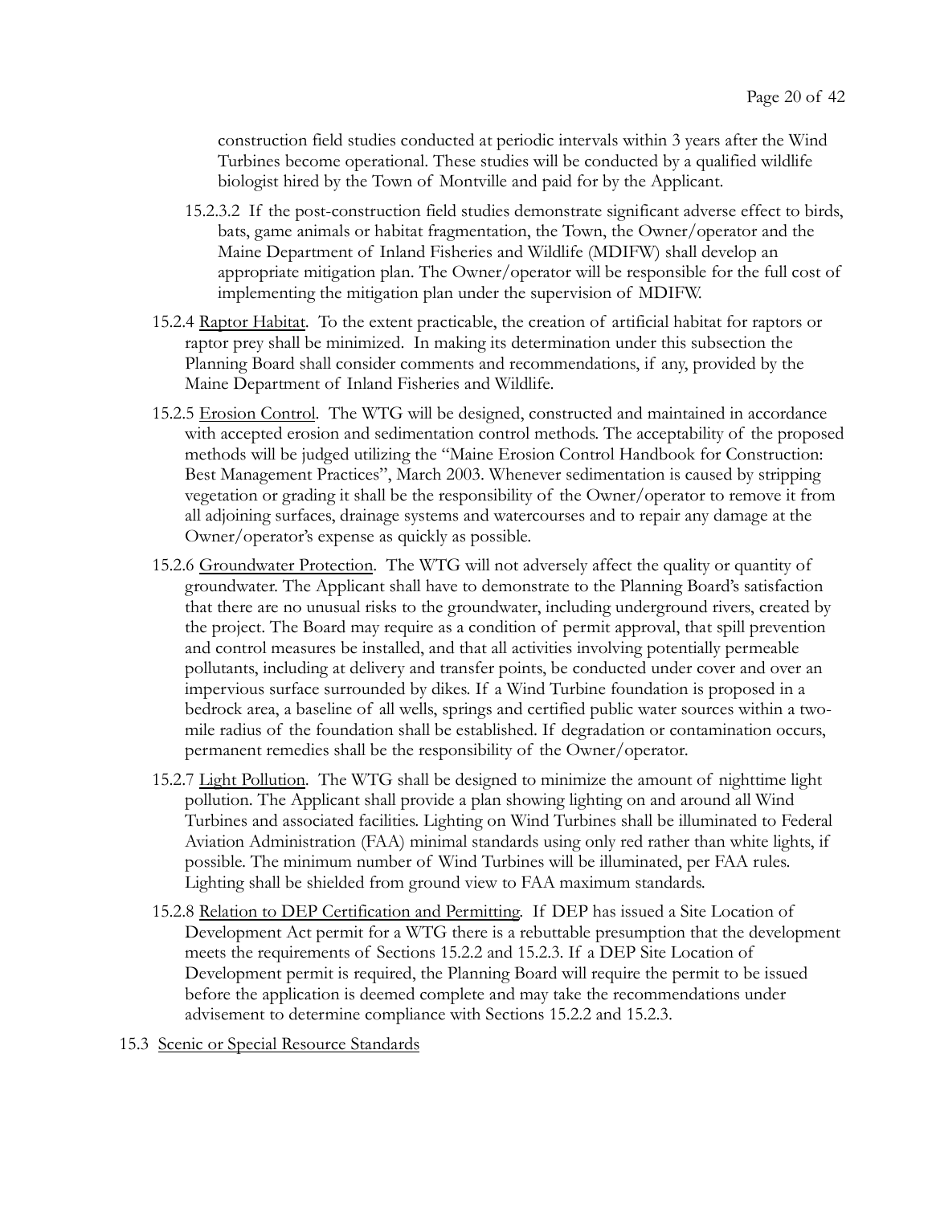construction field studies conducted at periodic intervals within 3 years after the Wind Turbines become operational. These studies will be conducted by a qualified wildlife biologist hired by the Town of Montville and paid for by the Applicant.

15.2.3.2 If the post-construction field studies demonstrate significant adverse effect to birds, bats, game animals or habitat fragmentation, the Town, the Owner/operator and the Maine Department of Inland Fisheries and Wildlife (MDIFW) shall develop an appropriate mitigation plan. The Owner/operator will be responsible for the full cost of implementing the mitigation plan under the supervision of MDIFW.

15.2.4 Raptor Habitat. To the extent practicable, the creation of artificial habitat for raptors or raptor prey shall be minimized. In making its determination under this subsection the Planning Board shall consider comments and recommendations, if any, provided by the Maine Department of Inland Fisheries and Wildlife.

15.2.5 Erosion Control. The WTG will be designed, constructed and maintained in accordance with accepted erosion and sedimentation control methods. The acceptability of the proposed methods will be judged utilizing the "Maine Erosion Control Handbook for Construction: Best Management Practices", March 2003. Whenever sedimentation is caused by stripping vegetation or grading it shall be the responsibility of the Owner/operator to remove it from all adjoining surfaces, drainage systems and watercourses and to repair any damage at the Owner/operator's expense as quickly as possible.

15.2.6 Groundwater Protection. The WTG will not adversely affect the quality or quantity of groundwater. The Applicant shall have to demonstrate to the Planning Board's satisfaction that there are no unusual risks to the groundwater, including underground rivers, created by the project. The Board may require as a condition of permit approval, that spill prevention and control measures be installed, and that all activities involving potentially permeable pollutants, including at delivery and transfer points, be conducted under cover and over an impervious surface surrounded by dikes. If a Wind Turbine foundation is proposed in a bedrock area, a baseline of all wells, springs and certified public water sources within a two-mile radius of the foundation shall be established. If degradation or contamination occurs, permanent remedies shall be the responsibility of the Owner/operator.

15.2.7 Light Pollution. The WTG shall be designed to minimize the amount of nighttime light pollution. The Applicant shall provide a plan showing lighting on and around all Wind Turbines and associated facilities. Lighting on Wind Turbines shall be illuminated to Federal Aviation Administration (FAA) minimal standards using only red rather than white lights, if possible. The minimum number of Wind Turbines will be illuminated, per FAA rules. Lighting shall be shielded from ground view to FAA maximum standards.

15.2.8 Relation to DEP Certification and Permitting. If DEP has issued a Site Location of Development Act permit for a WTG there is a rebuttable presumption that the development meets the requirements of Sections 15.2.2 and 15.2.3. If a DEP Site Location of Development permit is required, the Planning Board will require the permit to be issued before the application is deemed complete and may take the recommendations under advisement to determine compliance with Sections 15.2.2 and 15.2.3.

15.3 Scenic or Special Resource Standards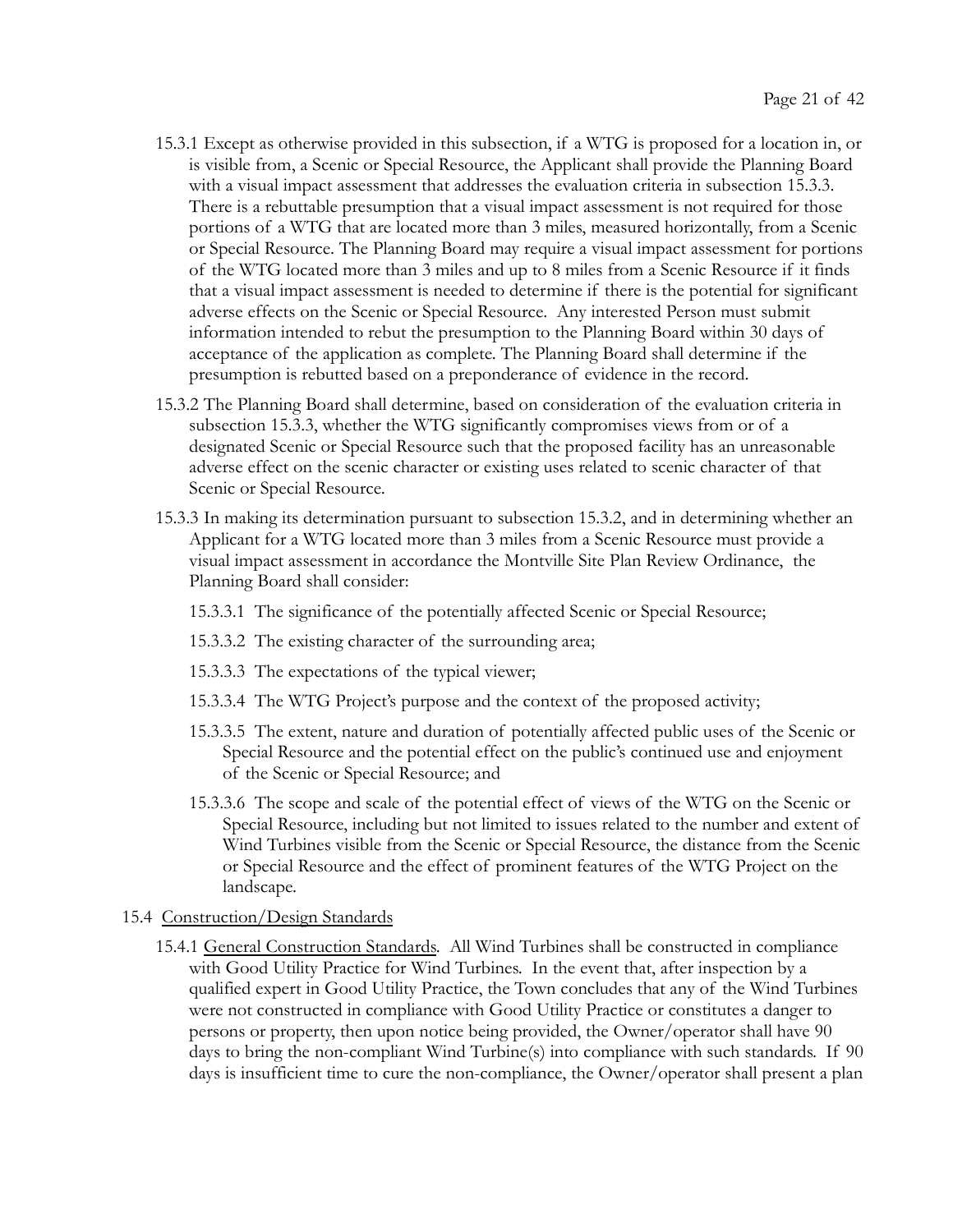15.3.1 Except as otherwise provided in this subsection, if a WTG is proposed for a location in, or is visible from, a Scenic or Special Resource, the Applicant shall provide the Planning Board with a visual impact assessment that addresses the evaluation criteria in subsection 15.3.3. There is a rebuttable presumption that a visual impact assessment is not required for those portions of a WTG that are located more than 3 miles, measured horizontally, from a Scenic or Special Resource. The Planning Board may require a visual impact assessment for portions of the WTG located more than 3 miles and up to 8 miles from a Scenic Resource if it finds that a visual impact assessment is needed to determine if there is the potential for significant adverse effects on the Scenic or Special Resource. Any interested Person must submit information intended to rebut the presumption to the Planning Board within 30 days of acceptance of the application as complete. The Planning Board shall determine if the presumption is rebutted based on a preponderance of evidence in the record.

15.3.2 The Planning Board shall determine, based on consideration of the evaluation criteria in subsection 15.3.3, whether the WTG significantly compromises views from or of a designated Scenic or Special Resource such that the proposed facility has an unreasonable adverse effect on the scenic character or existing uses related to scenic character of that Scenic or Special Resource.

15.3.3 In making its determination pursuant to subsection 15.3.2, and in determining whether an Applicant for a WTG located more than 3 miles from a Scenic Resource must provide a visual impact assessment in accordance the Montville Site Plan Review Ordinance, the Planning Board shall consider:

15.3.3.1 The significance of the potentially affected Scenic or Special Resource;

15.3.3.2 The existing character of the surrounding area;

15.3.3.3 The expectations of the typical viewer;

15.3.3.4 The WTG Project's purpose and the context of the proposed activity;

15.3.3.5 The extent, nature and duration of potentially affected public uses of the Scenic or Special Resource and the potential effect on the public's continued use and enjoyment of the Scenic or Special Resource; and

15.3.3.6 The scope and scale of the potential effect of views of the WTG on the Scenic or Special Resource, including but not limited to issues related to the number and extent of Wind Turbines visible from the Scenic or Special Resource, the distance from the Scenic or Special Resource and the effect of prominent features of the WTG Project on the landscape.

15.4 Construction/Design Standards

15.4.1 General Construction Standards. All Wind Turbines shall be constructed in compliance with Good Utility Practice for Wind Turbines. In the event that, after inspection by a qualified expert in Good Utility Practice, the Town concludes that any of the Wind Turbines were not constructed in compliance with Good Utility Practice or constitutes a danger to persons or property, then upon notice being provided, the Owner/operator shall have 90 days to bring the non-compliant Wind Turbine(s) into compliance with such standards. If 90 days is insufficient time to cure the non-compliance, the Owner/operator shall present a plan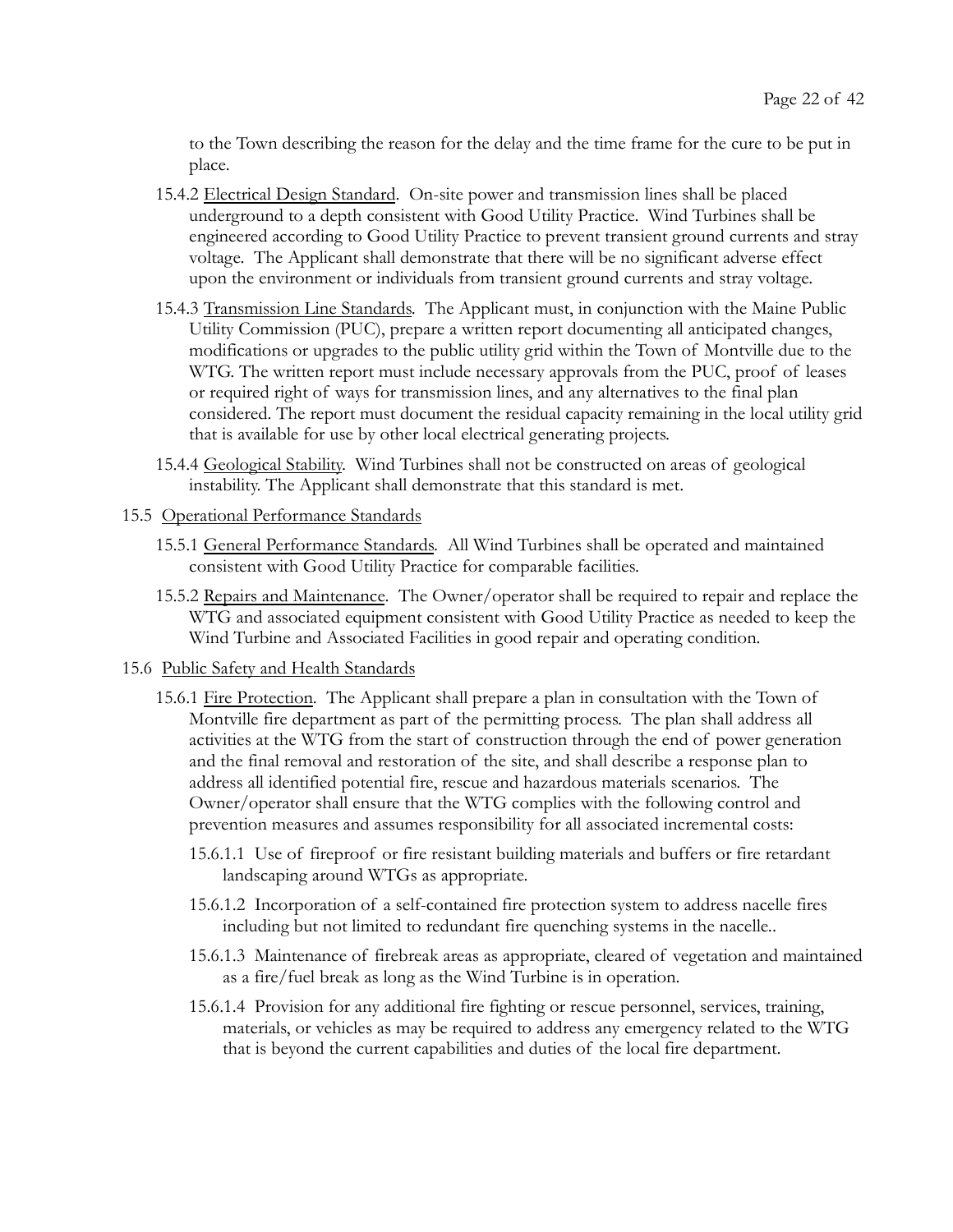to the Town describing the reason for the delay and the time frame for the cure to be put in place.

15.4.2 Electrical Design Standard. On-site power and transmission lines shall be placed underground to a depth consistent with Good Utility Practice. Wind Turbines shall be engineered according to Good Utility Practice to prevent transient ground currents and stray voltage. The Applicant shall demonstrate that there will be no significant adverse effect upon the environment or individuals from transient ground currents and stray voltage.

15.4.3 Transmission Line Standards. The Applicant must, in conjunction with the Maine Public Utility Commission (PUC), prepare a written report documenting all anticipated changes, modifications or upgrades to the public utility grid within the Town of Montville due to the WTG. The written report must include necessary approvals from the PUC, proof of leases or required right of ways for transmission lines, and any alternatives to the final plan considered. The report must document the residual capacity remaining in the local utility grid that is available for use by other local electrical generating projects.

15.4.4 Geological Stability. Wind Turbines shall not be constructed on areas of geological instability. The Applicant shall demonstrate that this standard is met.

15.5 Operational Performance Standards

15.5.1 General Performance Standards. All Wind Turbines shall be operated and maintained consistent with Good Utility Practice for comparable facilities.

15.5.2 Repairs and Maintenance. The Owner/operator shall be required to repair and replace the WTG and associated equipment consistent with Good Utility Practice as needed to keep the Wind Turbine and Associated Facilities in good repair and operating condition.

15.6 Public Safety and Health Standards

15.6.1 Fire Protection. The Applicant shall prepare a plan in consultation with the Town of Montville fire department as part of the permitting process. The plan shall address all activities at the WTG from the start of construction through the end of power generation and the final removal and restoration of the site, and shall describe a response plan to address all identified potential fire, rescue and hazardous materials scenarios. The Owner/operator shall ensure that the WTG complies with the following control and prevention measures and assumes responsibility for all associated incremental costs:

15.6.1.1 Use of fireproof or fire resistant building materials and buffers or fire retardant landscaping around WTGs as appropriate.

15.6.1.2 Incorporation of a self-contained fire protection system to address nacelle fires including but not limited to redundant fire quenching systems in the nacelle..

15.6.1.3 Maintenance of firebreak areas as appropriate, cleared of vegetation and maintained as a fire/fuel break as long as the Wind Turbine is in operation.

15.6.1.4 Provision for any additional fire fighting or rescue personnel, services, training, materials, or vehicles as may be required to address any emergency related to the WTG that is beyond the current capabilities and duties of the local fire department.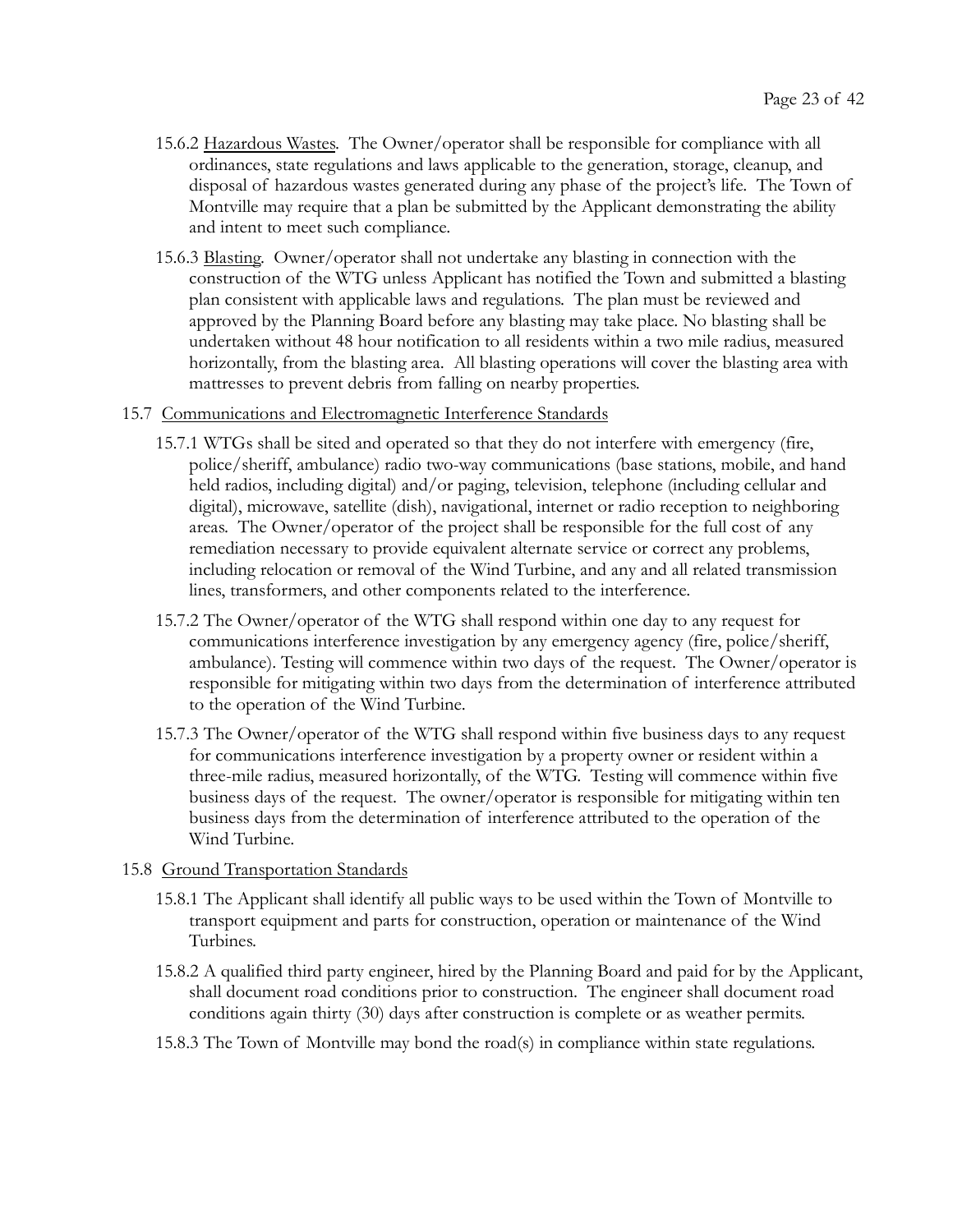15.6.2 <u>Hazardous Wastes</u>. The Owner/operator shall be responsible for compliance with all ordinances, state regulations and laws applicable to the generation, storage, cleanup, and disposal of hazardous wastes generated during any phase of the project's life. The Town of Montville may require that a plan be submitted by the Applicant demonstrating the ability and intent to meet such compliance.

15.6.3 <u>Blasting</u>. Owner/operator shall not undertake any blasting in connection with the construction of the WTG unless Applicant has notified the Town and submitted a blasting plan consistent with applicable laws and regulations. The plan must be reviewed and approved by the Planning Board before any blasting may take place. No blasting shall be undertaken without 48 hour notification to all residents within a two mile radius, measured horizontally, from the blasting area. All blasting operations will cover the blasting area with mattresses to prevent debris from falling on nearby properties.

15.7 <u>Communications and Electromagnetic Interference Standards</u>

15.7.1 WTGs shall be sited and operated so that they do not interfere with emergency (fire, police/sheriff, ambulance) radio two-way communications (base stations, mobile, and hand held radios, including digital) and/or paging, television, telephone (including cellular and digital), microwave, satellite (dish), navigational, internet or radio reception to neighboring areas. The Owner/operator of the project shall be responsible for the full cost of any remediation necessary to provide equivalent alternate service or correct any problems, including relocation or removal of the Wind Turbine, and any and all related transmission lines, transformers, and other components related to the interference.

15.7.2 The Owner/operator of the WTG shall respond within one day to any request for communications interference investigation by any emergency agency (fire, police/sheriff, ambulance). Testing will commence within two days of the request. The Owner/operator is responsible for mitigating within two days from the determination of interference attributed to the operation of the Wind Turbine.

15.7.3 The Owner/operator of the WTG shall respond within five business days to any request for communications interference investigation by a property owner or resident within a three-mile radius, measured horizontally, of the WTG. Testing will commence within five business days of the request. The owner/operator is responsible for mitigating within ten business days from the determination of interference attributed to the operation of the Wind Turbine.

15.8 <u>Ground Transportation Standards</u>

15.8.1 The Applicant shall identify all public ways to be used within the Town of Montville to transport equipment and parts for construction, operation or maintenance of the Wind Turbines.

15.8.2 A qualified third party engineer, hired by the Planning Board and paid for by the Applicant, shall document road conditions prior to construction. The engineer shall document road conditions again thirty (30) days after construction is complete or as weather permits.

15.8.3 The Town of Montville may bond the road(s) in compliance within state regulations.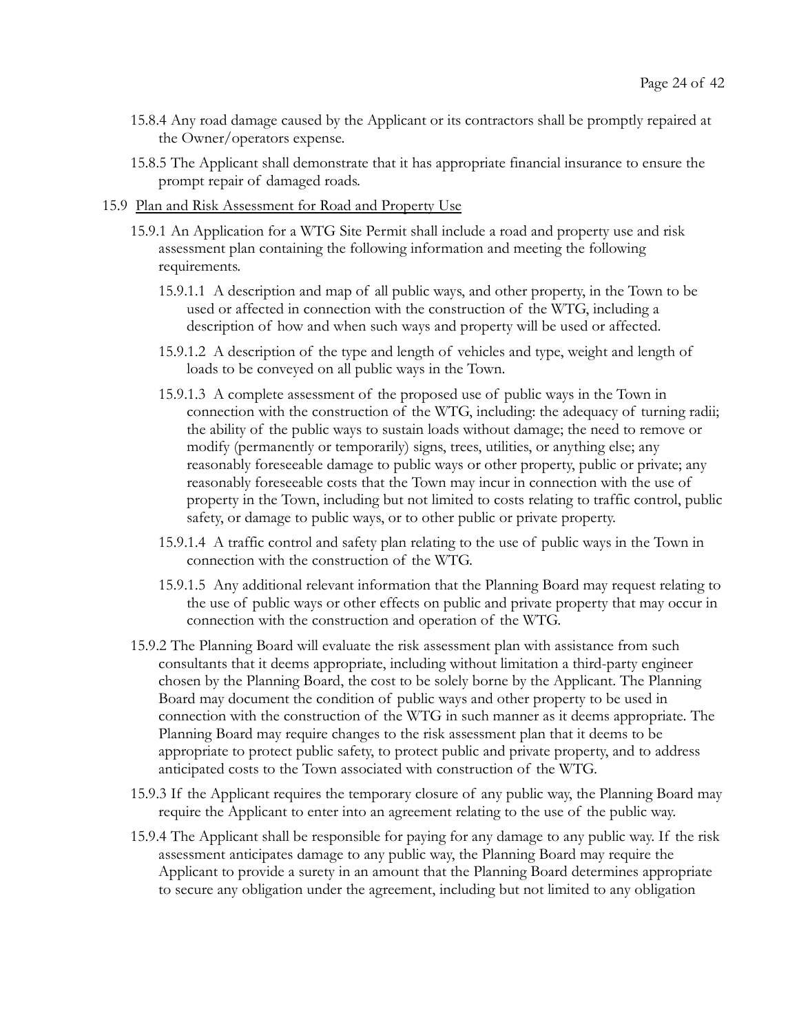15.8.4 Any road damage caused by the Applicant or its contractors shall be promptly repaired at the Owner/operators expense.

15.8.5 The Applicant shall demonstrate that it has appropriate financial insurance to ensure the prompt repair of damaged roads.

15.9 <u>Plan and Risk Assessment for Road and Property Use</u>

15.9.1 An Application for a WTG Site Permit shall include a road and property use and risk assessment plan containing the following information and meeting the following requirements.

15.9.1.1 A description and map of all public ways, and other property, in the Town to be used or affected in connection with the construction of the WTG, including a description of how and when such ways and property will be used or affected.

15.9.1.2 A description of the type and length of vehicles and type, weight and length of loads to be conveyed on all public ways in the Town.

15.9.1.3 A complete assessment of the proposed use of public ways in the Town in connection with the construction of the WTG, including: the adequacy of turning radii; the ability of the public ways to sustain loads without damage; the need to remove or modify (permanently or temporarily) signs, trees, utilities, or anything else; any reasonably foreseeable damage to public ways or other property, public or private; any reasonably foreseeable costs that the Town may incur in connection with the use of property in the Town, including but not limited to costs relating to traffic control, public safety, or damage to public ways, or to other public or private property.

15.9.1.4 A traffic control and safety plan relating to the use of public ways in the Town in connection with the construction of the WTG.

15.9.1.5 Any additional relevant information that the Planning Board may request relating to the use of public ways or other effects on public and private property that may occur in connection with the construction and operation of the WTG.

15.9.2 The Planning Board will evaluate the risk assessment plan with assistance from such consultants that it deems appropriate, including without limitation a third-party engineer chosen by the Planning Board, the cost to be solely borne by the Applicant. The Planning Board may document the condition of public ways and other property to be used in connection with the construction of the WTG in such manner as it deems appropriate. The Planning Board may require changes to the risk assessment plan that it deems to be appropriate to protect public safety, to protect public and private property, and to address anticipated costs to the Town associated with construction of the WTG.

15.9.3 If the Applicant requires the temporary closure of any public way, the Planning Board may require the Applicant to enter into an agreement relating to the use of the public way.

15.9.4 The Applicant shall be responsible for paying for any damage to any public way. If the risk assessment anticipates damage to any public way, the Planning Board may require the Applicant to provide a surety in an amount that the Planning Board determines appropriate to secure any obligation under the agreement, including but not limited to any obligation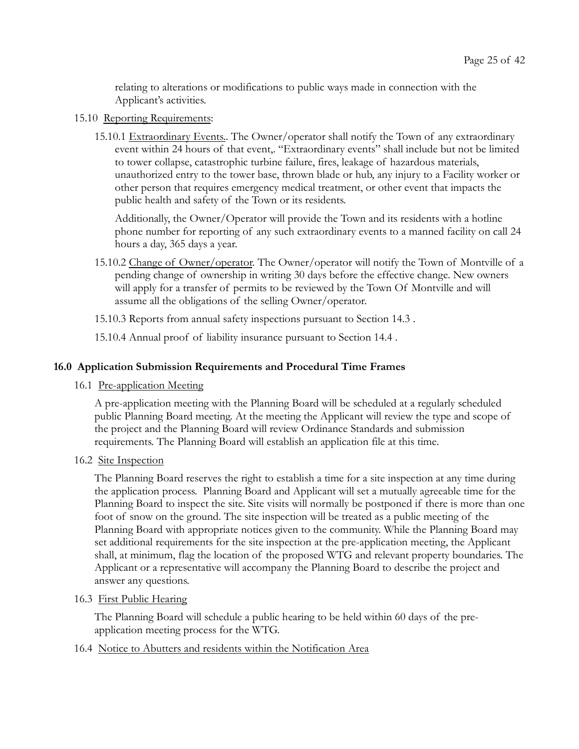relating to alterations or modifications to public ways made in connection with the Applicant's activities.

15.10 Reporting Requirements:

15.10.1 Extraordinary Events.. The Owner/operator shall notify the Town of any extraordinary event within 24 hours of that event,. "Extraordinary events" shall include but not be limited to tower collapse, catastrophic turbine failure, fires, leakage of hazardous materials, unauthorized entry to the tower base, thrown blade or hub, any injury to a Facility worker or other person that requires emergency medical treatment, or other event that impacts the public health and safety of the Town or its residents.

Additionally, the Owner/Operator will provide the Town and its residents with a hotline phone number for reporting of any such extraordinary events to a manned facility on call 24 hours a day, 365 days a year.

15.10.2 Change of Owner/operator. The Owner/operator will notify the Town of Montville of a pending change of ownership in writing 30 days before the effective change. New owners will apply for a transfer of permits to be reviewed by the Town Of Montville and will assume all the obligations of the selling Owner/operator.

15.10.3 Reports from annual safety inspections pursuant to Section 14.3 .

15.10.4 Annual proof of liability insurance pursuant to Section 14.4 .

## 16.0 Application Submission Requirements and Procedural Time Frames

16.1 Pre-application Meeting

A pre-application meeting with the Planning Board will be scheduled at a regularly scheduled public Planning Board meeting. At the meeting the Applicant will review the type and scope of the project and the Planning Board will review Ordinance Standards and submission requirements. The Planning Board will establish an application file at this time.

16.2 Site Inspection

The Planning Board reserves the right to establish a time for a site inspection at any time during the application process. Planning Board and Applicant will set a mutually agreeable time for the Planning Board to inspect the site. Site visits will normally be postponed if there is more than one foot of snow on the ground. The site inspection will be treated as a public meeting of the Planning Board with appropriate notices given to the community. While the Planning Board may set additional requirements for the site inspection at the pre-application meeting, the Applicant shall, at minimum, flag the location of the proposed WTG and relevant property boundaries. The Applicant or a representative will accompany the Planning Board to describe the project and answer any questions.

16.3 First Public Hearing

The Planning Board will schedule a public hearing to be held within 60 days of the pre-application meeting process for the WTG.

16.4 Notice to Abutters and residents within the Notification Area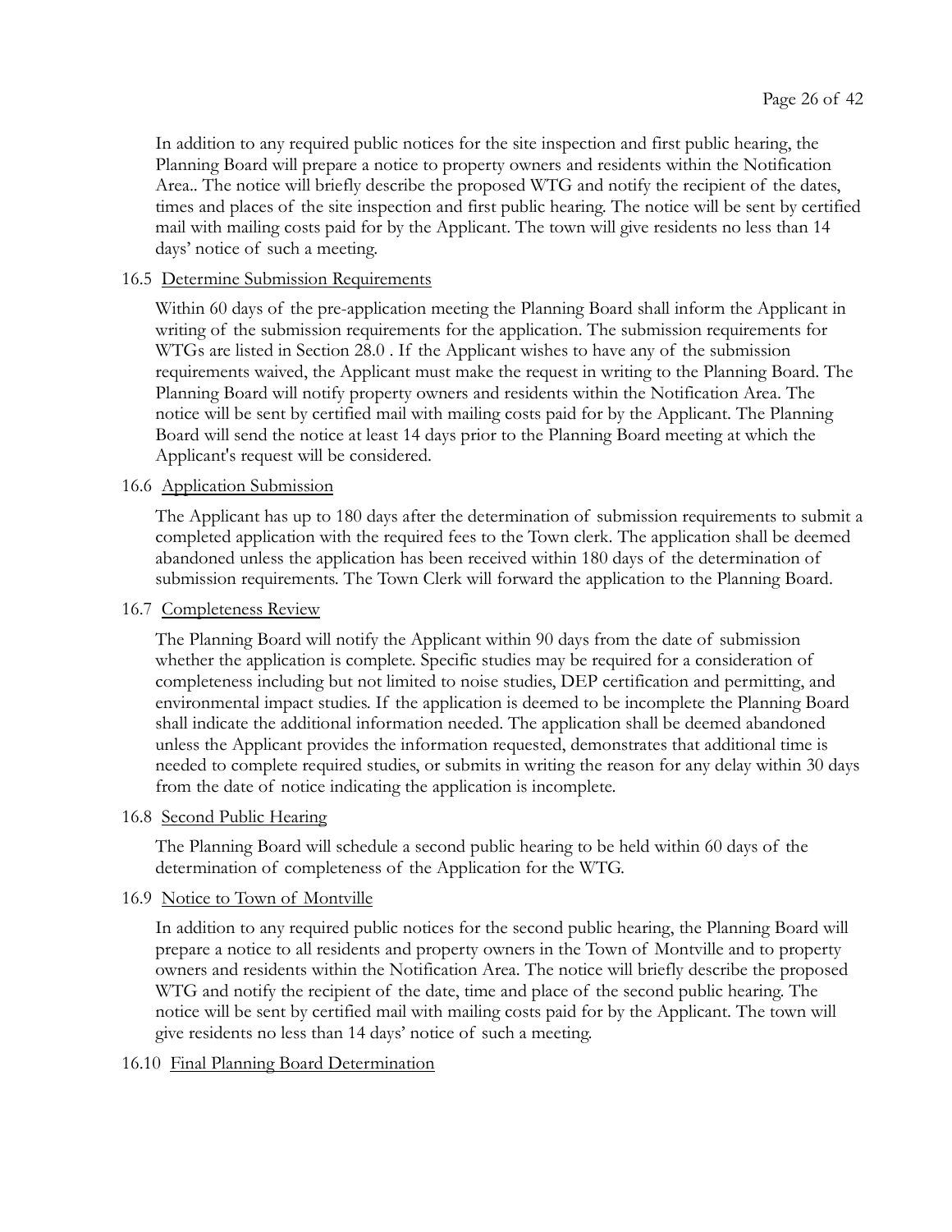In addition to any required public notices for the site inspection and first public hearing, the Planning Board will prepare a notice to property owners and residents within the Notification Area.. The notice will briefly describe the proposed WTG and notify the recipient of the dates, times and places of the site inspection and first public hearing. The notice will be sent by certified mail with mailing costs paid for by the Applicant. The town will give residents no less than 14 days' notice of such a meeting.

16.5 Determine Submission Requirements

Within 60 days of the pre-application meeting the Planning Board shall inform the Applicant in writing of the submission requirements for the application. The submission requirements for WTGs are listed in Section 28.0 . If the Applicant wishes to have any of the submission requirements waived, the Applicant must make the request in writing to the Planning Board. The Planning Board will notify property owners and residents within the Notification Area. The notice will be sent by certified mail with mailing costs paid for by the Applicant. The Planning Board will send the notice at least 14 days prior to the Planning Board meeting at which the Applicant's request will be considered.

16.6 Application Submission

The Applicant has up to 180 days after the determination of submission requirements to submit a completed application with the required fees to the Town clerk. The application shall be deemed abandoned unless the application has been received within 180 days of the determination of submission requirements. The Town Clerk will forward the application to the Planning Board.

16.7 Completeness Review

The Planning Board will notify the Applicant within 90 days from the date of submission whether the application is complete. Specific studies may be required for a consideration of completeness including but not limited to noise studies, DEP certification and permitting, and environmental impact studies. If the application is deemed to be incomplete the Planning Board shall indicate the additional information needed. The application shall be deemed abandoned unless the Applicant provides the information requested, demonstrates that additional time is needed to complete required studies, or submits in writing the reason for any delay within 30 days from the date of notice indicating the application is incomplete.

16.8 Second Public Hearing

The Planning Board will schedule a second public hearing to be held within 60 days of the determination of completeness of the Application for the WTG.

16.9 Notice to Town of Montville

In addition to any required public notices for the second public hearing, the Planning Board will prepare a notice to all residents and property owners in the Town of Montville and to property owners and residents within the Notification Area. The notice will briefly describe the proposed WTG and notify the recipient of the date, time and place of the second public hearing. The notice will be sent by certified mail with mailing costs paid for by the Applicant. The town will give residents no less than 14 days' notice of such a meeting.

16.10 Final Planning Board Determination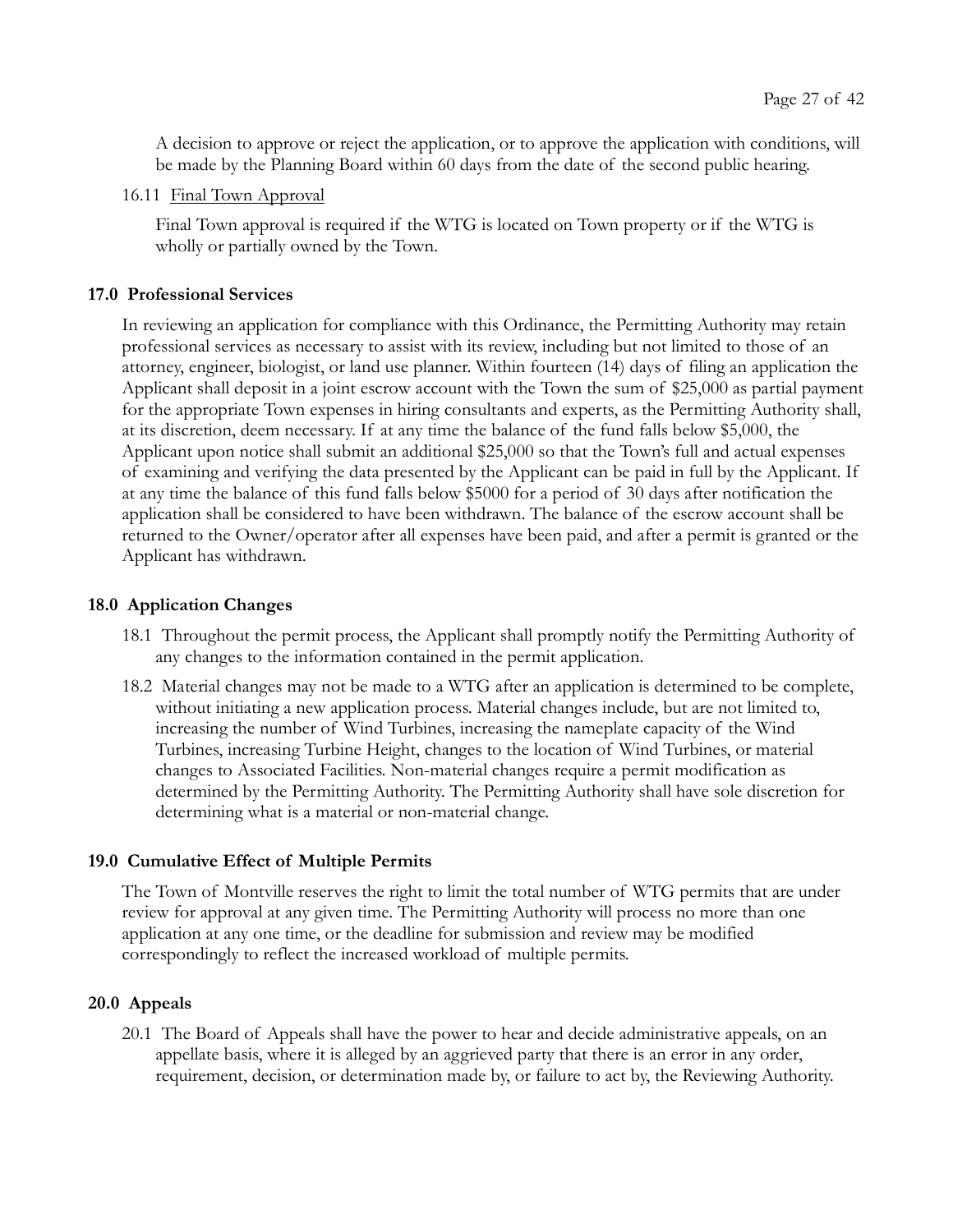A decision to approve or reject the application, or to approve the application with conditions, will be made by the Planning Board within 60 days from the date of the second public hearing.

16.11 Final Town Approval

Final Town approval is required if the WTG is located on Town property or if the WTG is wholly or partially owned by the Town.

### 17.0 Professional Services

In reviewing an application for compliance with this Ordinance, the Permitting Authority may retain professional services as necessary to assist with its review, including but not limited to those of an attorney, engineer, biologist, or land use planner. Within fourteen (14) days of filing an application the Applicant shall deposit in a joint escrow account with the Town the sum of $25,000 as partial payment for the appropriate Town expenses in hiring consultants and experts, as the Permitting Authority shall, at its discretion, deem necessary. If at any time the balance of the fund falls below $5,000, the Applicant upon notice shall submit an additional $25,000 so that the Town's full and actual expenses of examining and verifying the data presented by the Applicant can be paid in full by the Applicant. If at any time the balance of this fund falls below $5000 for a period of 30 days after notification the application shall be considered to have been withdrawn. The balance of the escrow account shall be returned to the Owner/operator after all expenses have been paid, and after a permit is granted or the Applicant has withdrawn.

### 18.0 Application Changes

18.1 Throughout the permit process, the Applicant shall promptly notify the Permitting Authority of any changes to the information contained in the permit application.

18.2 Material changes may not be made to a WTG after an application is determined to be complete, without initiating a new application process. Material changes include, but are not limited to, increasing the number of Wind Turbines, increasing the nameplate capacity of the Wind Turbines, increasing Turbine Height, changes to the location of Wind Turbines, or material changes to Associated Facilities. Non-material changes require a permit modification as determined by the Permitting Authority. The Permitting Authority shall have sole discretion for determining what is a material or non-material change.

### 19.0 Cumulative Effect of Multiple Permits

The Town of Montville reserves the right to limit the total number of WTG permits that are under review for approval at any given time. The Permitting Authority will process no more than one application at any one time, or the deadline for submission and review may be modified correspondingly to reflect the increased workload of multiple permits.

### 20.0 Appeals

20.1 The Board of Appeals shall have the power to hear and decide administrative appeals, on an appellate basis, where it is alleged by an aggrieved party that there is an error in any order, requirement, decision, or determination made by, or failure to act by, the Reviewing Authority.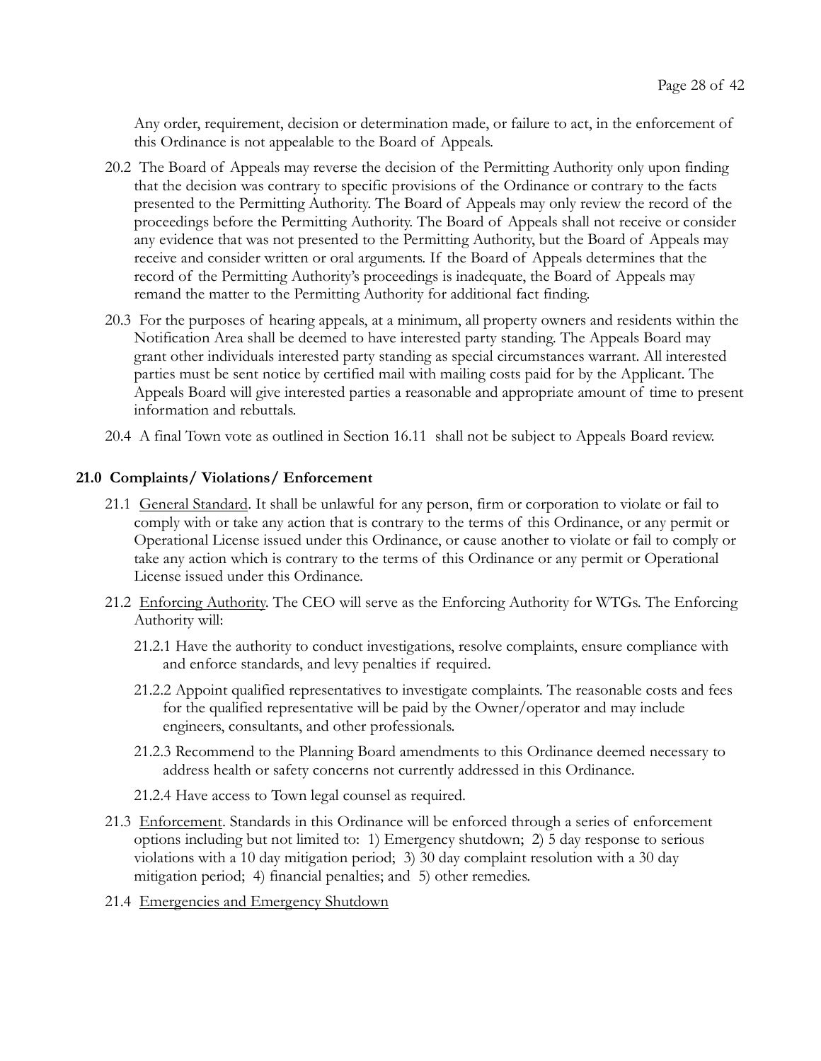Any order, requirement, decision or determination made, or failure to act, in the enforcement of this Ordinance is not appealable to the Board of Appeals.

20.2 The Board of Appeals may reverse the decision of the Permitting Authority only upon finding that the decision was contrary to specific provisions of the Ordinance or contrary to the facts presented to the Permitting Authority. The Board of Appeals may only review the record of the proceedings before the Permitting Authority. The Board of Appeals shall not receive or consider any evidence that was not presented to the Permitting Authority, but the Board of Appeals may receive and consider written or oral arguments. If the Board of Appeals determines that the record of the Permitting Authority's proceedings is inadequate, the Board of Appeals may remand the matter to the Permitting Authority for additional fact finding.

20.3 For the purposes of hearing appeals, at a minimum, all property owners and residents within the Notification Area shall be deemed to have interested party standing. The Appeals Board may grant other individuals interested party standing as special circumstances warrant. All interested parties must be sent notice by certified mail with mailing costs paid for by the Applicant. The Appeals Board will give interested parties a reasonable and appropriate amount of time to present information and rebuttals.

20.4 A final Town vote as outlined in Section 16.11 shall not be subject to Appeals Board review.

## 21.0 Complaints/ Violations/ Enforcement

21.1 <u>General Standard</u>. It shall be unlawful for any person, firm or corporation to violate or fail to comply with or take any action that is contrary to the terms of this Ordinance, or any permit or Operational License issued under this Ordinance, or cause another to violate or fail to comply or take any action which is contrary to the terms of this Ordinance or any permit or Operational License issued under this Ordinance.

21.2 <u>Enforcing Authority</u>. The CEO will serve as the Enforcing Authority for WTGs. The Enforcing Authority will:

21.2.1 Have the authority to conduct investigations, resolve complaints, ensure compliance with and enforce standards, and levy penalties if required.

21.2.2 Appoint qualified representatives to investigate complaints. The reasonable costs and fees for the qualified representative will be paid by the Owner/operator and may include engineers, consultants, and other professionals.

21.2.3 Recommend to the Planning Board amendments to this Ordinance deemed necessary to address health or safety concerns not currently addressed in this Ordinance.

21.2.4 Have access to Town legal counsel as required.

21.3 <u>Enforcement</u>. Standards in this Ordinance will be enforced through a series of enforcement options including but not limited to: 1) Emergency shutdown; 2) 5 day response to serious violations with a 10 day mitigation period; 3) 30 day complaint resolution with a 30 day mitigation period; 4) financial penalties; and 5) other remedies.

21.4 <u>Emergencies and Emergency Shutdown</u>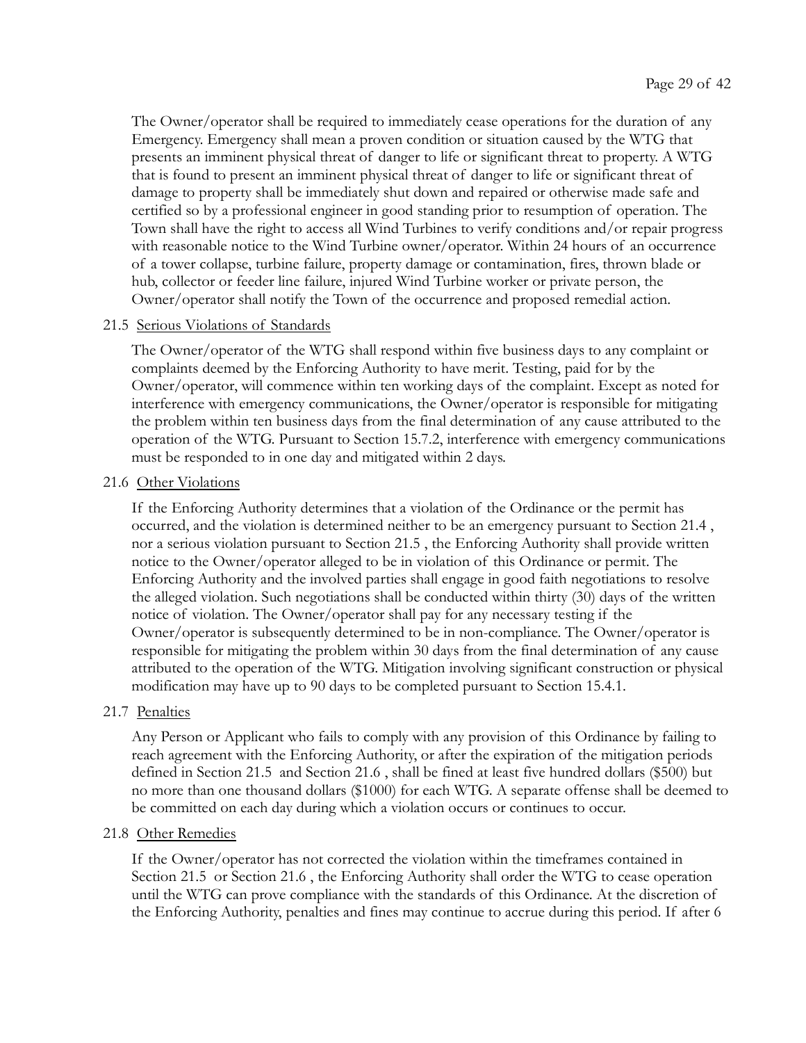The Owner/operator shall be required to immediately cease operations for the duration of any Emergency. Emergency shall mean a proven condition or situation caused by the WTG that presents an imminent physical threat of danger to life or significant threat to property. A WTG that is found to present an imminent physical threat of danger to life or significant threat of damage to property shall be immediately shut down and repaired or otherwise made safe and certified so by a professional engineer in good standing prior to resumption of operation. The Town shall have the right to access all Wind Turbines to verify conditions and/or repair progress with reasonable notice to the Wind Turbine owner/operator. Within 24 hours of an occurrence of a tower collapse, turbine failure, property damage or contamination, fires, thrown blade or hub, collector or feeder line failure, injured Wind Turbine worker or private person, the Owner/operator shall notify the Town of the occurrence and proposed remedial action.

21.5 <u>Serious Violations of Standards</u>

The Owner/operator of the WTG shall respond within five business days to any complaint or complaints deemed by the Enforcing Authority to have merit. Testing, paid for by the Owner/operator, will commence within ten working days of the complaint. Except as noted for interference with emergency communications, the Owner/operator is responsible for mitigating the problem within ten business days from the final determination of any cause attributed to the operation of the WTG. Pursuant to Section 15.7.2, interference with emergency communications must be responded to in one day and mitigated within 2 days.

21.6 <u>Other Violations</u>

If the Enforcing Authority determines that a violation of the Ordinance or the permit has occurred, and the violation is determined neither to be an emergency pursuant to Section 21.4 , nor a serious violation pursuant to Section 21.5 , the Enforcing Authority shall provide written notice to the Owner/operator alleged to be in violation of this Ordinance or permit. The Enforcing Authority and the involved parties shall engage in good faith negotiations to resolve the alleged violation. Such negotiations shall be conducted within thirty (30) days of the written notice of violation. The Owner/operator shall pay for any necessary testing if the Owner/operator is subsequently determined to be in non-compliance. The Owner/operator is responsible for mitigating the problem within 30 days from the final determination of any cause attributed to the operation of the WTG. Mitigation involving significant construction or physical modification may have up to 90 days to be completed pursuant to Section 15.4.1.

21.7 <u>Penalties</u>

Any Person or Applicant who fails to comply with any provision of this Ordinance by failing to reach agreement with the Enforcing Authority, or after the expiration of the mitigation periods defined in Section 21.5 and Section 21.6 , shall be fined at least five hundred dollars ($500) but no more than one thousand dollars ($1000) for each WTG. A separate offense shall be deemed to be committed on each day during which a violation occurs or continues to occur.

21.8 <u>Other Remedies</u>

If the Owner/operator has not corrected the violation within the timeframes contained in Section 21.5 or Section 21.6 , the Enforcing Authority shall order the WTG to cease operation until the WTG can prove compliance with the standards of this Ordinance. At the discretion of the Enforcing Authority, penalties and fines may continue to accrue during this period. If after 6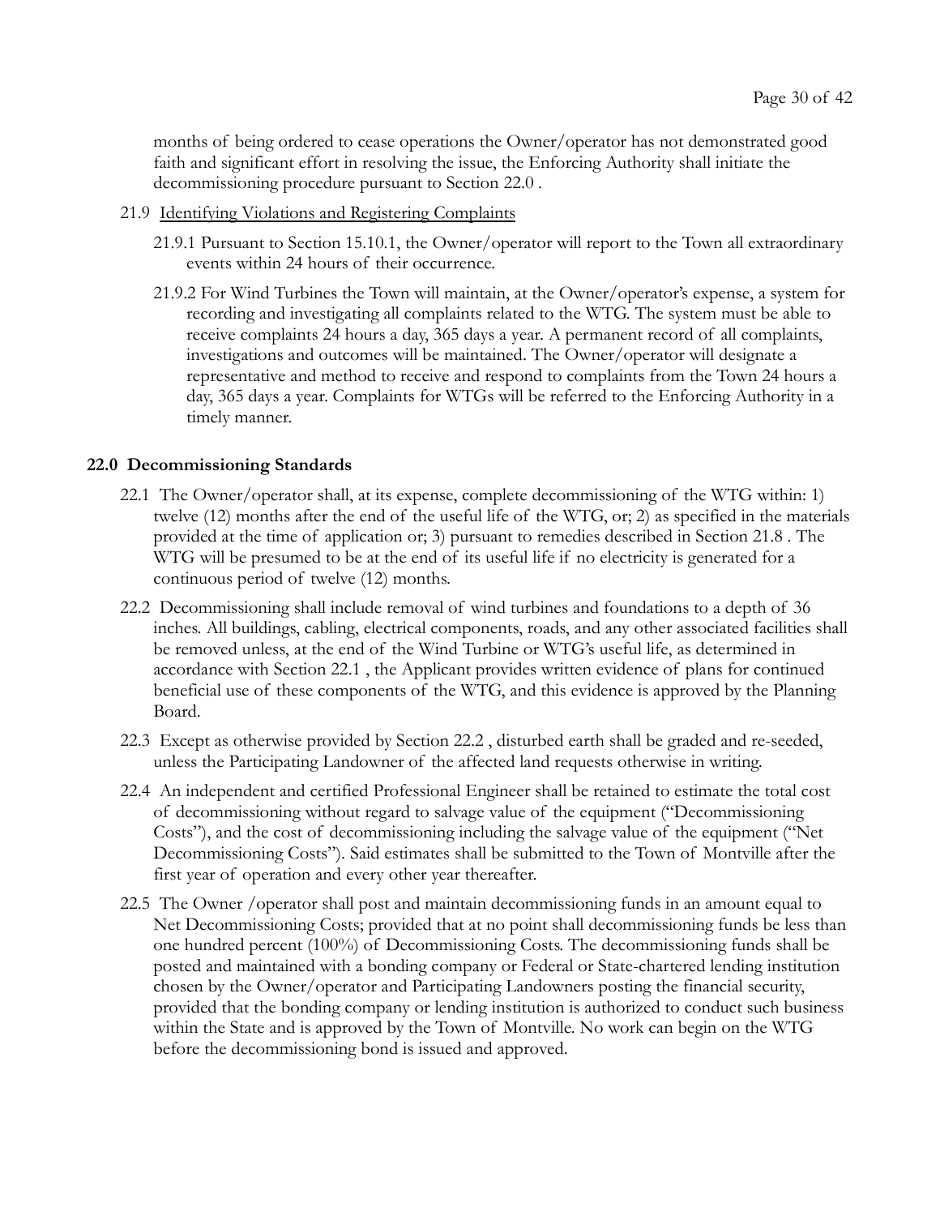months of being ordered to cease operations the Owner/operator has not demonstrated good faith and significant effort in resolving the issue, the Enforcing Authority shall initiate the decommissioning procedure pursuant to Section 22.0 .

21.9 Identifying Violations and Registering Complaints

21.9.1 Pursuant to Section 15.10.1, the Owner/operator will report to the Town all extraordinary events within 24 hours of their occurrence.

21.9.2 For Wind Turbines the Town will maintain, at the Owner/operator's expense, a system for recording and investigating all complaints related to the WTG. The system must be able to receive complaints 24 hours a day, 365 days a year. A permanent record of all complaints, investigations and outcomes will be maintained. The Owner/operator will designate a representative and method to receive and respond to complaints from the Town 24 hours a day, 365 days a year. Complaints for WTGs will be referred to the Enforcing Authority in a timely manner.

## 22.0 Decommissioning Standards

22.1 The Owner/operator shall, at its expense, complete decommissioning of the WTG within: 1) twelve (12) months after the end of the useful life of the WTG, or; 2) as specified in the materials provided at the time of application or; 3) pursuant to remedies described in Section 21.8 . The WTG will be presumed to be at the end of its useful life if no electricity is generated for a continuous period of twelve (12) months.

22.2 Decommissioning shall include removal of wind turbines and foundations to a depth of 36 inches. All buildings, cabling, electrical components, roads, and any other associated facilities shall be removed unless, at the end of the Wind Turbine or WTG's useful life, as determined in accordance with Section 22.1 , the Applicant provides written evidence of plans for continued beneficial use of these components of the WTG, and this evidence is approved by the Planning Board.

22.3 Except as otherwise provided by Section 22.2 , disturbed earth shall be graded and re-seeded, unless the Participating Landowner of the affected land requests otherwise in writing.

22.4 An independent and certified Professional Engineer shall be retained to estimate the total cost of decommissioning without regard to salvage value of the equipment ("Decommissioning Costs"), and the cost of decommissioning including the salvage value of the equipment ("Net Decommissioning Costs"). Said estimates shall be submitted to the Town of Montville after the first year of operation and every other year thereafter.

22.5 The Owner /operator shall post and maintain decommissioning funds in an amount equal to Net Decommissioning Costs; provided that at no point shall decommissioning funds be less than one hundred percent (100%) of Decommissioning Costs. The decommissioning funds shall be posted and maintained with a bonding company or Federal or State-chartered lending institution chosen by the Owner/operator and Participating Landowners posting the financial security, provided that the bonding company or lending institution is authorized to conduct such business within the State and is approved by the Town of Montville. No work can begin on the WTG before the decommissioning bond is issued and approved.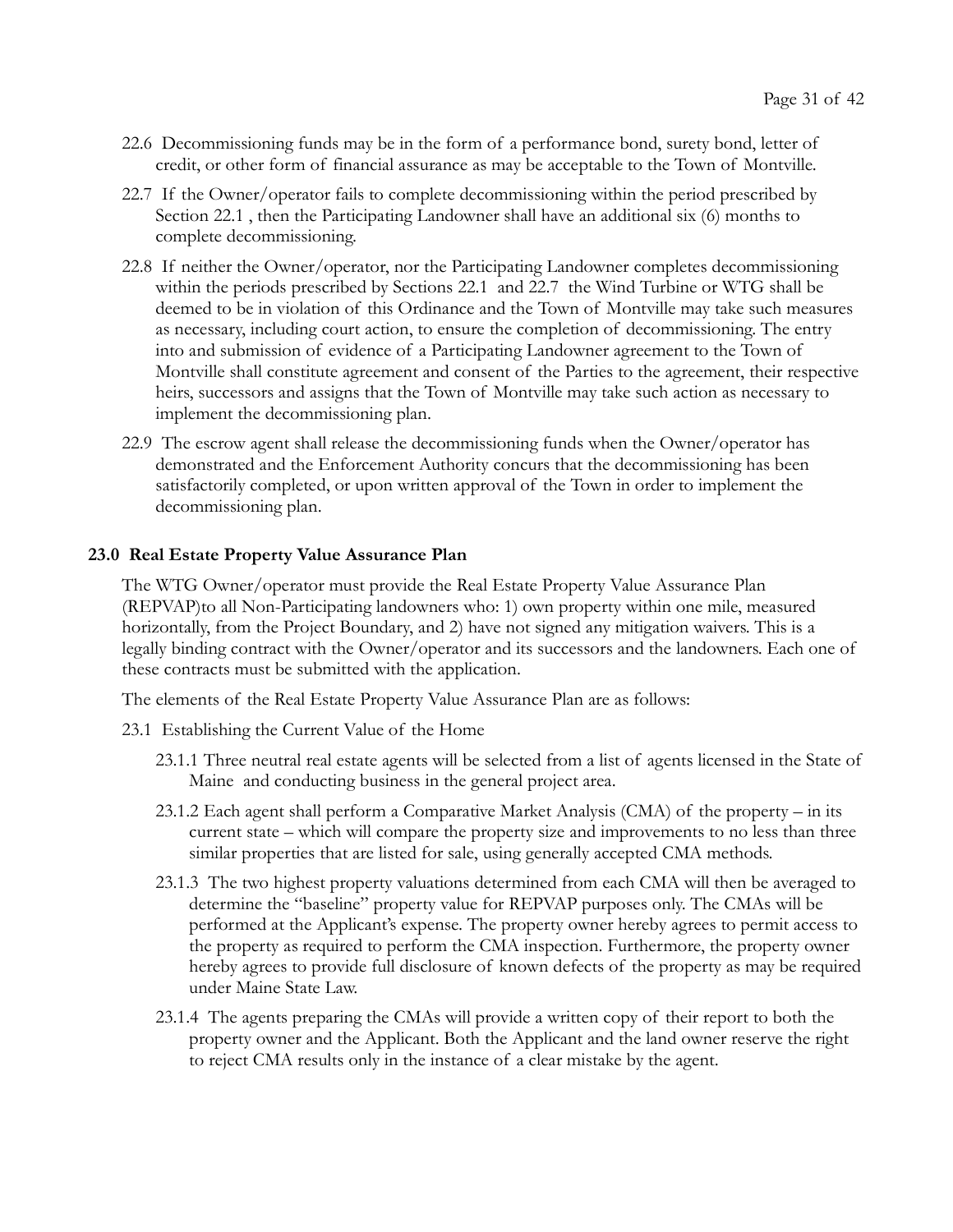22.6 Decommissioning funds may be in the form of a performance bond, surety bond, letter of credit, or other form of financial assurance as may be acceptable to the Town of Montville.

22.7 If the Owner/operator fails to complete decommissioning within the period prescribed by Section 22.1 , then the Participating Landowner shall have an additional six (6) months to complete decommissioning.

22.8 If neither the Owner/operator, nor the Participating Landowner completes decommissioning within the periods prescribed by Sections 22.1 and 22.7 the Wind Turbine or WTG shall be deemed to be in violation of this Ordinance and the Town of Montville may take such measures as necessary, including court action, to ensure the completion of decommissioning. The entry into and submission of evidence of a Participating Landowner agreement to the Town of Montville shall constitute agreement and consent of the Parties to the agreement, their respective heirs, successors and assigns that the Town of Montville may take such action as necessary to implement the decommissioning plan.

22.9 The escrow agent shall release the decommissioning funds when the Owner/operator has demonstrated and the Enforcement Authority concurs that the decommissioning has been satisfactorily completed, or upon written approval of the Town in order to implement the decommissioning plan.

## 23.0 Real Estate Property Value Assurance Plan

The WTG Owner/operator must provide the Real Estate Property Value Assurance Plan (REPVAP)to all Non-Participating landowners who: 1) own property within one mile, measured horizontally, from the Project Boundary, and 2) have not signed any mitigation waivers. This is a legally binding contract with the Owner/operator and its successors and the landowners. Each one of these contracts must be submitted with the application.

The elements of the Real Estate Property Value Assurance Plan are as follows:

23.1 Establishing the Current Value of the Home

23.1.1 Three neutral real estate agents will be selected from a list of agents licensed in the State of Maine and conducting business in the general project area.

23.1.2 Each agent shall perform a Comparative Market Analysis (CMA) of the property – in its current state – which will compare the property size and improvements to no less than three similar properties that are listed for sale, using generally accepted CMA methods.

23.1.3 The two highest property valuations determined from each CMA will then be averaged to determine the "baseline" property value for REPVAP purposes only. The CMAs will be performed at the Applicant's expense. The property owner hereby agrees to permit access to the property as required to perform the CMA inspection. Furthermore, the property owner hereby agrees to provide full disclosure of known defects of the property as may be required under Maine State Law.

23.1.4 The agents preparing the CMAs will provide a written copy of their report to both the property owner and the Applicant. Both the Applicant and the land owner reserve the right to reject CMA results only in the instance of a clear mistake by the agent.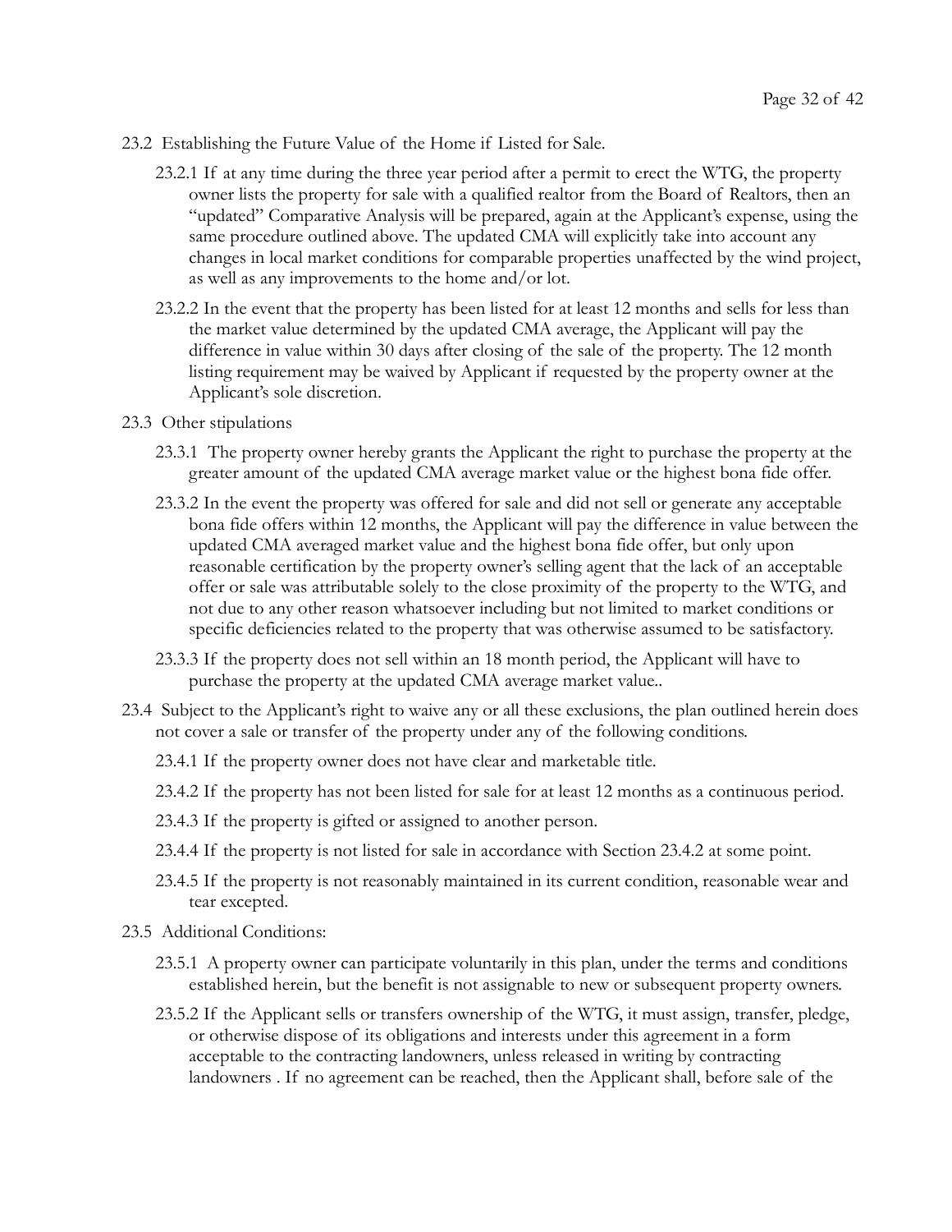23.2 Establishing the Future Value of the Home if Listed for Sale.

23.2.1 If at any time during the three year period after a permit to erect the WTG, the property owner lists the property for sale with a qualified realtor from the Board of Realtors, then an "updated" Comparative Analysis will be prepared, again at the Applicant's expense, using the same procedure outlined above. The updated CMA will explicitly take into account any changes in local market conditions for comparable properties unaffected by the wind project, as well as any improvements to the home and/or lot.

23.2.2 In the event that the property has been listed for at least 12 months and sells for less than the market value determined by the updated CMA average, the Applicant will pay the difference in value within 30 days after closing of the sale of the property. The 12 month listing requirement may be waived by Applicant if requested by the property owner at the Applicant's sole discretion.

23.3 Other stipulations

23.3.1 The property owner hereby grants the Applicant the right to purchase the property at the greater amount of the updated CMA average market value or the highest bona fide offer.

23.3.2 In the event the property was offered for sale and did not sell or generate any acceptable bona fide offers within 12 months, the Applicant will pay the difference in value between the updated CMA averaged market value and the highest bona fide offer, but only upon reasonable certification by the property owner's selling agent that the lack of an acceptable offer or sale was attributable solely to the close proximity of the property to the WTG, and not due to any other reason whatsoever including but not limited to market conditions or specific deficiencies related to the property that was otherwise assumed to be satisfactory.

23.3.3 If the property does not sell within an 18 month period, the Applicant will have to purchase the property at the updated CMA average market value..

23.4 Subject to the Applicant's right to waive any or all these exclusions, the plan outlined herein does not cover a sale or transfer of the property under any of the following conditions.

23.4.1 If the property owner does not have clear and marketable title.

23.4.2 If the property has not been listed for sale for at least 12 months as a continuous period.

23.4.3 If the property is gifted or assigned to another person.

23.4.4 If the property is not listed for sale in accordance with Section 23.4.2 at some point.

23.4.5 If the property is not reasonably maintained in its current condition, reasonable wear and tear excepted.

23.5 Additional Conditions:

23.5.1 A property owner can participate voluntarily in this plan, under the terms and conditions established herein, but the benefit is not assignable to new or subsequent property owners.

23.5.2 If the Applicant sells or transfers ownership of the WTG, it must assign, transfer, pledge, or otherwise dispose of its obligations and interests under this agreement in a form acceptable to the contracting landowners, unless released in writing by contracting landowners . If no agreement can be reached, then the Applicant shall, before sale of the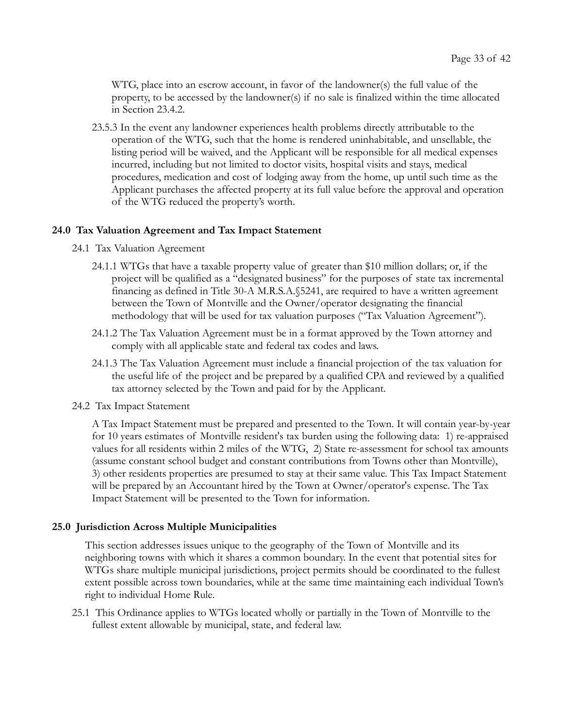WTG, place into an escrow account, in favor of the landowner(s) the full value of the property, to be accessed by the landowner(s) if no sale is finalized within the time allocated in Section 23.4.2.

23.5.3 In the event any landowner experiences health problems directly attributable to the operation of the WTG, such that the home is rendered uninhabitable, and unsellable, the listing period will be waived, and the Applicant will be responsible for all medical expenses incurred, including but not limited to doctor visits, hospital visits and stays, medical procedures, medication and cost of lodging away from the home, up until such time as the Applicant purchases the affected property at its full value before the approval and operation of the WTG reduced the property's worth.

## 24.0 Tax Valuation Agreement and Tax Impact Statement

24.1 Tax Valuation Agreement

24.1.1 WTGs that have a taxable property value of greater than $10 million dollars; or, if the project will be qualified as a "designated business" for the purposes of state tax incremental financing as defined in Title 30-A M.R.S.A.§5241, are required to have a written agreement between the Town of Montville and the Owner/operator designating the financial methodology that will be used for tax valuation purposes ("Tax Valuation Agreement").

24.1.2 The Tax Valuation Agreement must be in a format approved by the Town attorney and comply with all applicable state and federal tax codes and laws.

24.1.3 The Tax Valuation Agreement must include a financial projection of the tax valuation for the useful life of the project and be prepared by a qualified CPA and reviewed by a qualified tax attorney selected by the Town and paid for by the Applicant.

24.2 Tax Impact Statement

A Tax Impact Statement must be prepared and presented to the Town. It will contain year-by-year for 10 years estimates of Montville resident's tax burden using the following data: 1) re-appraised values for all residents within 2 miles of the WTG, 2) State re-assessment for school tax amounts (assume constant school budget and constant contributions from Towns other than Montville), 3) other residents properties are presumed to stay at their same value. This Tax Impact Statement will be prepared by an Accountant hired by the Town at Owner/operator's expense. The Tax Impact Statement will be presented to the Town for information.

## 25.0 Jurisdiction Across Multiple Municipalities

This section addresses issues unique to the geography of the Town of Montville and its neighboring towns with which it shares a common boundary. In the event that potential sites for WTGs share multiple municipal jurisdictions, project permits should be coordinated to the fullest extent possible across town boundaries, while at the same time maintaining each individual Town's right to individual Home Rule.

25.1 This Ordinance applies to WTGs located wholly or partially in the Town of Montville to the fullest extent allowable by municipal, state, and federal law.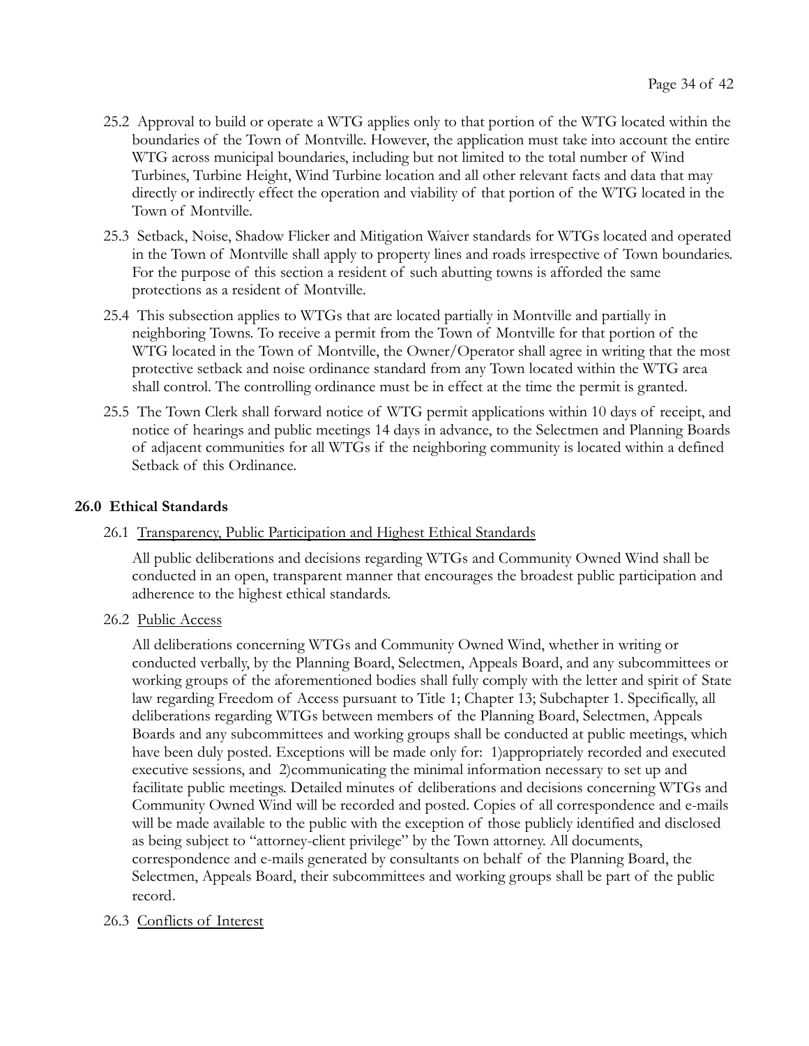25.2 Approval to build or operate a WTG applies only to that portion of the WTG located within the boundaries of the Town of Montville. However, the application must take into account the entire WTG across municipal boundaries, including but not limited to the total number of Wind Turbines, Turbine Height, Wind Turbine location and all other relevant facts and data that may directly or indirectly effect the operation and viability of that portion of the WTG located in the Town of Montville.

25.3 Setback, Noise, Shadow Flicker and Mitigation Waiver standards for WTGs located and operated in the Town of Montville shall apply to property lines and roads irrespective of Town boundaries. For the purpose of this section a resident of such abutting towns is afforded the same protections as a resident of Montville.

25.4 This subsection applies to WTGs that are located partially in Montville and partially in neighboring Towns. To receive a permit from the Town of Montville for that portion of the WTG located in the Town of Montville, the Owner/Operator shall agree in writing that the most protective setback and noise ordinance standard from any Town located within the WTG area shall control. The controlling ordinance must be in effect at the time the permit is granted.

25.5 The Town Clerk shall forward notice of WTG permit applications within 10 days of receipt, and notice of hearings and public meetings 14 days in advance, to the Selectmen and Planning Boards of adjacent communities for all WTGs if the neighboring community is located within a defined Setback of this Ordinance.

## 26.0 Ethical Standards

26.1 <u>Transparency, Public Participation and Highest Ethical Standards</u>

All public deliberations and decisions regarding WTGs and Community Owned Wind shall be conducted in an open, transparent manner that encourages the broadest public participation and adherence to the highest ethical standards.

26.2 <u>Public Access</u>

All deliberations concerning WTGs and Community Owned Wind, whether in writing or conducted verbally, by the Planning Board, Selectmen, Appeals Board, and any subcommittees or working groups of the aforementioned bodies shall fully comply with the letter and spirit of State law regarding Freedom of Access pursuant to Title 1; Chapter 13; Subchapter 1. Specifically, all deliberations regarding WTGs between members of the Planning Board, Selectmen, Appeals Boards and any subcommittees and working groups shall be conducted at public meetings, which have been duly posted. Exceptions will be made only for: 1)appropriately recorded and executed executive sessions, and 2)communicating the minimal information necessary to set up and facilitate public meetings. Detailed minutes of deliberations and decisions concerning WTGs and Community Owned Wind will be recorded and posted. Copies of all correspondence and e-mails will be made available to the public with the exception of those publicly identified and disclosed as being subject to "attorney-client privilege" by the Town attorney. All documents, correspondence and e-mails generated by consultants on behalf of the Planning Board, the Selectmen, Appeals Board, their subcommittees and working groups shall be part of the public record.

26.3 <u>Conflicts of Interest</u>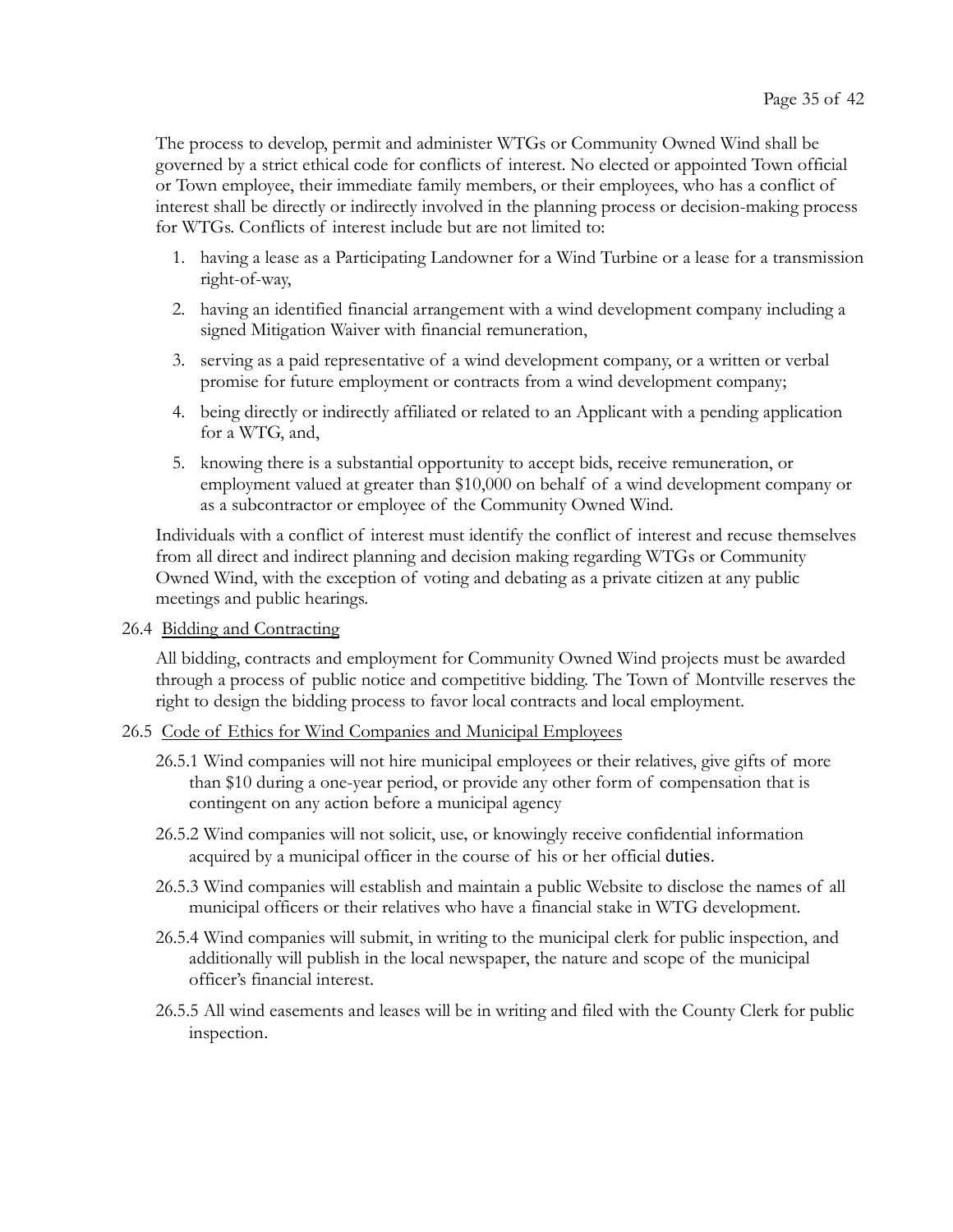The process to develop, permit and administer WTGs or Community Owned Wind shall be governed by a strict ethical code for conflicts of interest. No elected or appointed Town official or Town employee, their immediate family members, or their employees, who has a conflict of interest shall be directly or indirectly involved in the planning process or decision-making process for WTGs. Conflicts of interest include but are not limited to:

1. having a lease as a Participating Landowner for a Wind Turbine or a lease for a transmission right-of-way,
2. having an identified financial arrangement with a wind development company including a signed Mitigation Waiver with financial remuneration,
3. serving as a paid representative of a wind development company, or a written or verbal promise for future employment or contracts from a wind development company;
4. being directly or indirectly affiliated or related to an Applicant with a pending application for a WTG, and,
5. knowing there is a substantial opportunity to accept bids, receive remuneration, or employment valued at greater than $10,000 on behalf of a wind development company or as a subcontractor or employee of the Community Owned Wind.

Individuals with a conflict of interest must identify the conflict of interest and recuse themselves from all direct and indirect planning and decision making regarding WTGs or Community Owned Wind, with the exception of voting and debating as a private citizen at any public meetings and public hearings.

26.4 Bidding and Contracting

All bidding, contracts and employment for Community Owned Wind projects must be awarded through a process of public notice and competitive bidding. The Town of Montville reserves the right to design the bidding process to favor local contracts and local employment.

26.5 Code of Ethics for Wind Companies and Municipal Employees

26.5.1 Wind companies will not hire municipal employees or their relatives, give gifts of more than $10 during a one-year period, or provide any other form of compensation that is contingent on any action before a municipal agency

26.5.2 Wind companies will not solicit, use, or knowingly receive confidential information acquired by a municipal officer in the course of his or her official duties.

26.5.3 Wind companies will establish and maintain a public Website to disclose the names of all municipal officers or their relatives who have a financial stake in WTG development.

26.5.4 Wind companies will submit, in writing to the municipal clerk for public inspection, and additionally will publish in the local newspaper, the nature and scope of the municipal officer's financial interest.

26.5.5 All wind easements and leases will be in writing and filed with the County Clerk for public inspection.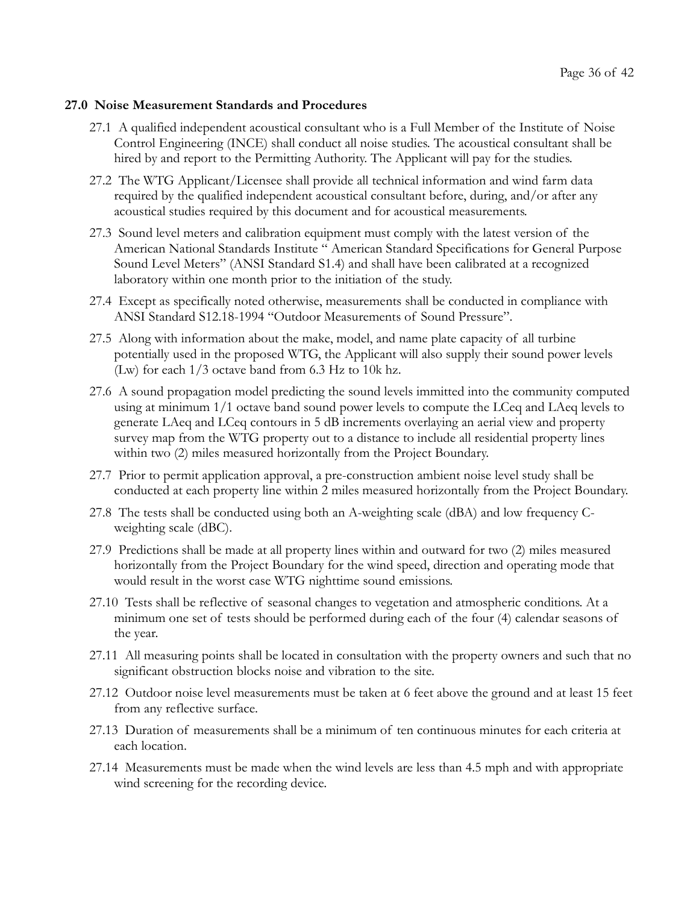## 27.0 Noise Measurement Standards and Procedures

27.1 A qualified independent acoustical consultant who is a Full Member of the Institute of Noise Control Engineering (INCE) shall conduct all noise studies. The acoustical consultant shall be hired by and report to the Permitting Authority. The Applicant will pay for the studies.

27.2 The WTG Applicant/Licensee shall provide all technical information and wind farm data required by the qualified independent acoustical consultant before, during, and/or after any acoustical studies required by this document and for acoustical measurements.

27.3 Sound level meters and calibration equipment must comply with the latest version of the American National Standards Institute " American Standard Specifications for General Purpose Sound Level Meters" (ANSI Standard S1.4) and shall have been calibrated at a recognized laboratory within one month prior to the initiation of the study.

27.4 Except as specifically noted otherwise, measurements shall be conducted in compliance with ANSI Standard S12.18-1994 "Outdoor Measurements of Sound Pressure".

27.5 Along with information about the make, model, and name plate capacity of all turbine potentially used in the proposed WTG, the Applicant will also supply their sound power levels (Lw) for each 1/3 octave band from 6.3 Hz to 10k hz.

27.6 A sound propagation model predicting the sound levels immitted into the community computed using at minimum 1/1 octave band sound power levels to compute the LCeq and LAeq levels to generate LAeq and LCeq contours in 5 dB increments overlaying an aerial view and property survey map from the WTG property out to a distance to include all residential property lines within two (2) miles measured horizontally from the Project Boundary.

27.7 Prior to permit application approval, a pre-construction ambient noise level study shall be conducted at each property line within 2 miles measured horizontally from the Project Boundary.

27.8 The tests shall be conducted using both an A-weighting scale (dBA) and low frequency C-weighting scale (dBC).

27.9 Predictions shall be made at all property lines within and outward for two (2) miles measured horizontally from the Project Boundary for the wind speed, direction and operating mode that would result in the worst case WTG nighttime sound emissions.

27.10 Tests shall be reflective of seasonal changes to vegetation and atmospheric conditions. At a minimum one set of tests should be performed during each of the four (4) calendar seasons of the year.

27.11 All measuring points shall be located in consultation with the property owners and such that no significant obstruction blocks noise and vibration to the site.

27.12 Outdoor noise level measurements must be taken at 6 feet above the ground and at least 15 feet from any reflective surface.

27.13 Duration of measurements shall be a minimum of ten continuous minutes for each criteria at each location.

27.14 Measurements must be made when the wind levels are less than 4.5 mph and with appropriate wind screening for the recording device.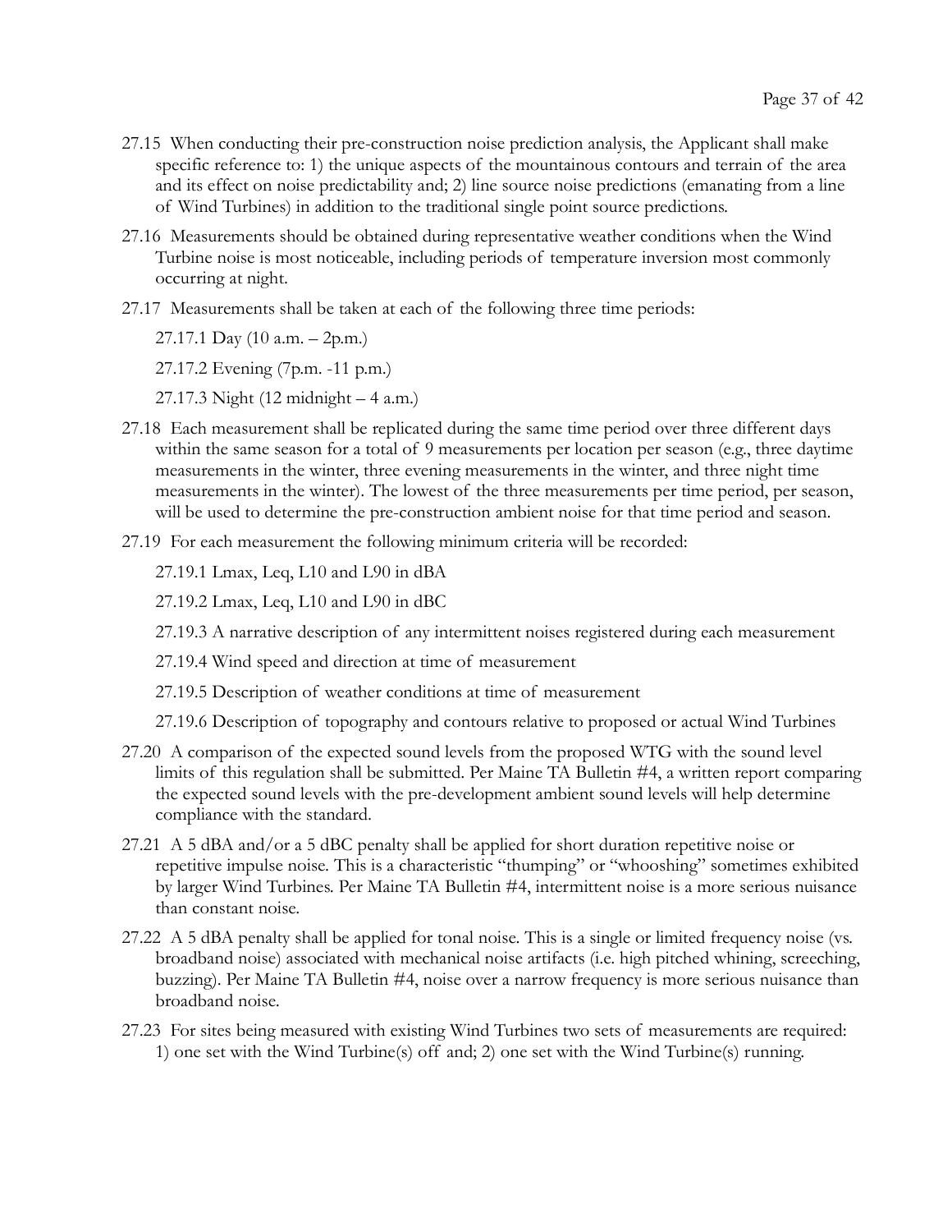27.15 When conducting their pre-construction noise prediction analysis, the Applicant shall make specific reference to: 1) the unique aspects of the mountainous contours and terrain of the area and its effect on noise predictability and; 2) line source noise predictions (emanating from a line of Wind Turbines) in addition to the traditional single point source predictions.

27.16 Measurements should be obtained during representative weather conditions when the Wind Turbine noise is most noticeable, including periods of temperature inversion most commonly occurring at night.

27.17 Measurements shall be taken at each of the following three time periods:

27.17.1 Day (10 a.m. – 2p.m.)

27.17.2 Evening (7p.m. -11 p.m.)

27.17.3 Night (12 midnight – 4 a.m.)

27.18 Each measurement shall be replicated during the same time period over three different days within the same season for a total of 9 measurements per location per season (e.g., three daytime measurements in the winter, three evening measurements in the winter, and three night time measurements in the winter). The lowest of the three measurements per time period, per season, will be used to determine the pre-construction ambient noise for that time period and season.

27.19 For each measurement the following minimum criteria will be recorded:

27.19.1 Lmax, Leq, L10 and L90 in dBA

27.19.2 Lmax, Leq, L10 and L90 in dBC

27.19.3 A narrative description of any intermittent noises registered during each measurement

27.19.4 Wind speed and direction at time of measurement

27.19.5 Description of weather conditions at time of measurement

27.19.6 Description of topography and contours relative to proposed or actual Wind Turbines

27.20 A comparison of the expected sound levels from the proposed WTG with the sound level limits of this regulation shall be submitted. Per Maine TA Bulletin #4, a written report comparing the expected sound levels with the pre-development ambient sound levels will help determine compliance with the standard.

27.21 A 5 dBA and/or a 5 dBC penalty shall be applied for short duration repetitive noise or repetitive impulse noise. This is a characteristic "thumping" or "whooshing" sometimes exhibited by larger Wind Turbines. Per Maine TA Bulletin #4, intermittent noise is a more serious nuisance than constant noise.

27.22 A 5 dBA penalty shall be applied for tonal noise. This is a single or limited frequency noise (vs. broadband noise) associated with mechanical noise artifacts (i.e. high pitched whining, screeching, buzzing). Per Maine TA Bulletin #4, noise over a narrow frequency is more serious nuisance than broadband noise.

27.23 For sites being measured with existing Wind Turbines two sets of measurements are required: 1) one set with the Wind Turbine(s) off and; 2) one set with the Wind Turbine(s) running.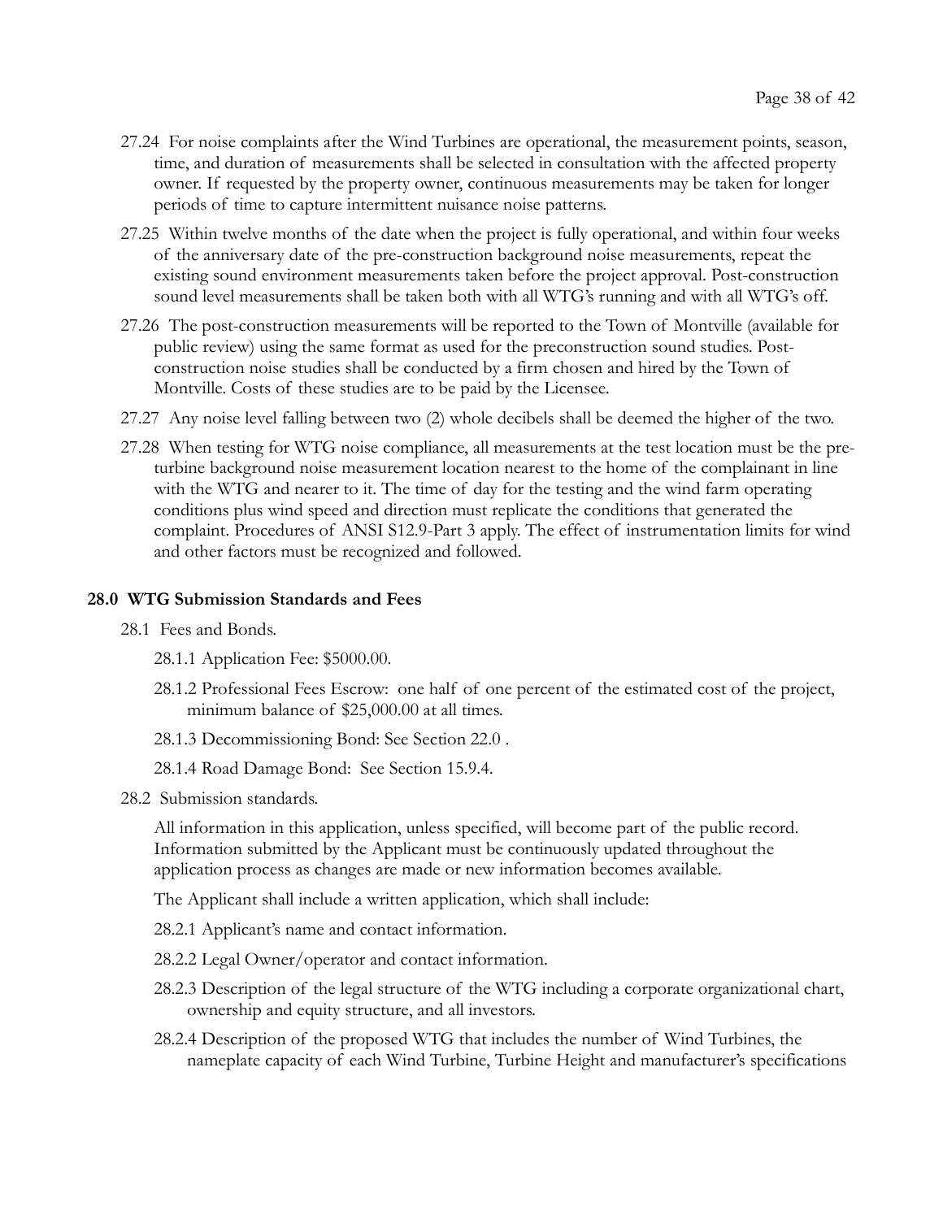27.24 For noise complaints after the Wind Turbines are operational, the measurement points, season, time, and duration of measurements shall be selected in consultation with the affected property owner. If requested by the property owner, continuous measurements may be taken for longer periods of time to capture intermittent nuisance noise patterns.

27.25 Within twelve months of the date when the project is fully operational, and within four weeks of the anniversary date of the pre-construction background noise measurements, repeat the existing sound environment measurements taken before the project approval. Post-construction sound level measurements shall be taken both with all WTG's running and with all WTG's off.

27.26 The post-construction measurements will be reported to the Town of Montville (available for public review) using the same format as used for the preconstruction sound studies. Post-construction noise studies shall be conducted by a firm chosen and hired by the Town of Montville. Costs of these studies are to be paid by the Licensee.

27.27 Any noise level falling between two (2) whole decibels shall be deemed the higher of the two.

27.28 When testing for WTG noise compliance, all measurements at the test location must be the pre-turbine background noise measurement location nearest to the home of the complainant in line with the WTG and nearer to it. The time of day for the testing and the wind farm operating conditions plus wind speed and direction must replicate the conditions that generated the complaint. Procedures of ANSI S12.9-Part 3 apply. The effect of instrumentation limits for wind and other factors must be recognized and followed.

**28.0 WTG Submission Standards and Fees**

28.1 Fees and Bonds.

28.1.1 Application Fee: $5000.00.

28.1.2 Professional Fees Escrow: one half of one percent of the estimated cost of the project, minimum balance of $25,000.00 at all times.

28.1.3 Decommissioning Bond: See Section 22.0 .

28.1.4 Road Damage Bond: See Section 15.9.4.

28.2 Submission standards.

All information in this application, unless specified, will become part of the public record. Information submitted by the Applicant must be continuously updated throughout the application process as changes are made or new information becomes available.

The Applicant shall include a written application, which shall include:

28.2.1 Applicant's name and contact information.

28.2.2 Legal Owner/operator and contact information.

28.2.3 Description of the legal structure of the WTG including a corporate organizational chart, ownership and equity structure, and all investors.

28.2.4 Description of the proposed WTG that includes the number of Wind Turbines, the nameplate capacity of each Wind Turbine, Turbine Height and manufacturer's specifications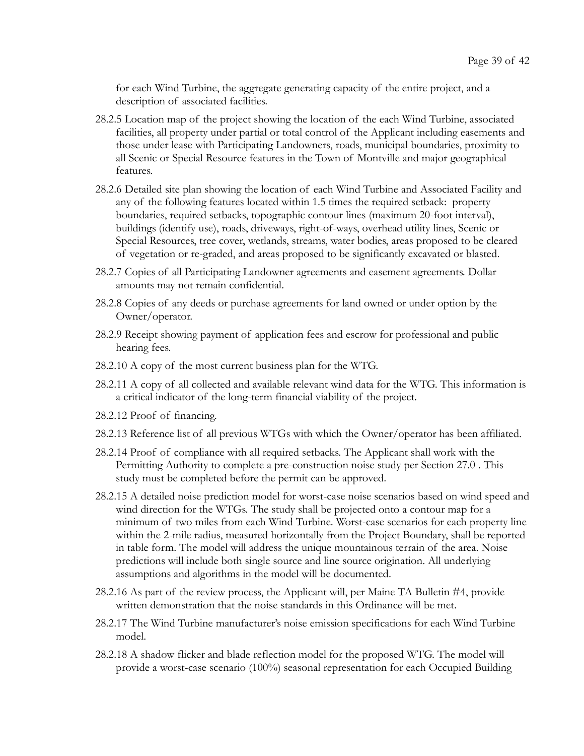for each Wind Turbine, the aggregate generating capacity of the entire project, and a description of associated facilities.

28.2.5 Location map of the project showing the location of the each Wind Turbine, associated facilities, all property under partial or total control of the Applicant including easements and those under lease with Participating Landowners, roads, municipal boundaries, proximity to all Scenic or Special Resource features in the Town of Montville and major geographical features.

28.2.6 Detailed site plan showing the location of each Wind Turbine and Associated Facility and any of the following features located within 1.5 times the required setback: property boundaries, required setbacks, topographic contour lines (maximum 20-foot interval), buildings (identify use), roads, driveways, right-of-ways, overhead utility lines, Scenic or Special Resources, tree cover, wetlands, streams, water bodies, areas proposed to be cleared of vegetation or re-graded, and areas proposed to be significantly excavated or blasted.

28.2.7 Copies of all Participating Landowner agreements and easement agreements. Dollar amounts may not remain confidential.

28.2.8 Copies of any deeds or purchase agreements for land owned or under option by the Owner/operator.

28.2.9 Receipt showing payment of application fees and escrow for professional and public hearing fees.

28.2.10 A copy of the most current business plan for the WTG.

28.2.11 A copy of all collected and available relevant wind data for the WTG. This information is a critical indicator of the long-term financial viability of the project.

28.2.12 Proof of financing.

28.2.13 Reference list of all previous WTGs with which the Owner/operator has been affiliated.

28.2.14 Proof of compliance with all required setbacks. The Applicant shall work with the Permitting Authority to complete a pre-construction noise study per Section 27.0 . This study must be completed before the permit can be approved.

28.2.15 A detailed noise prediction model for worst-case noise scenarios based on wind speed and wind direction for the WTGs. The study shall be projected onto a contour map for a minimum of two miles from each Wind Turbine. Worst-case scenarios for each property line within the 2-mile radius, measured horizontally from the Project Boundary, shall be reported in table form. The model will address the unique mountainous terrain of the area. Noise predictions will include both single source and line source origination. All underlying assumptions and algorithms in the model will be documented.

28.2.16 As part of the review process, the Applicant will, per Maine TA Bulletin #4, provide written demonstration that the noise standards in this Ordinance will be met.

28.2.17 The Wind Turbine manufacturer's noise emission specifications for each Wind Turbine model.

28.2.18 A shadow flicker and blade reflection model for the proposed WTG. The model will provide a worst-case scenario (100%) seasonal representation for each Occupied Building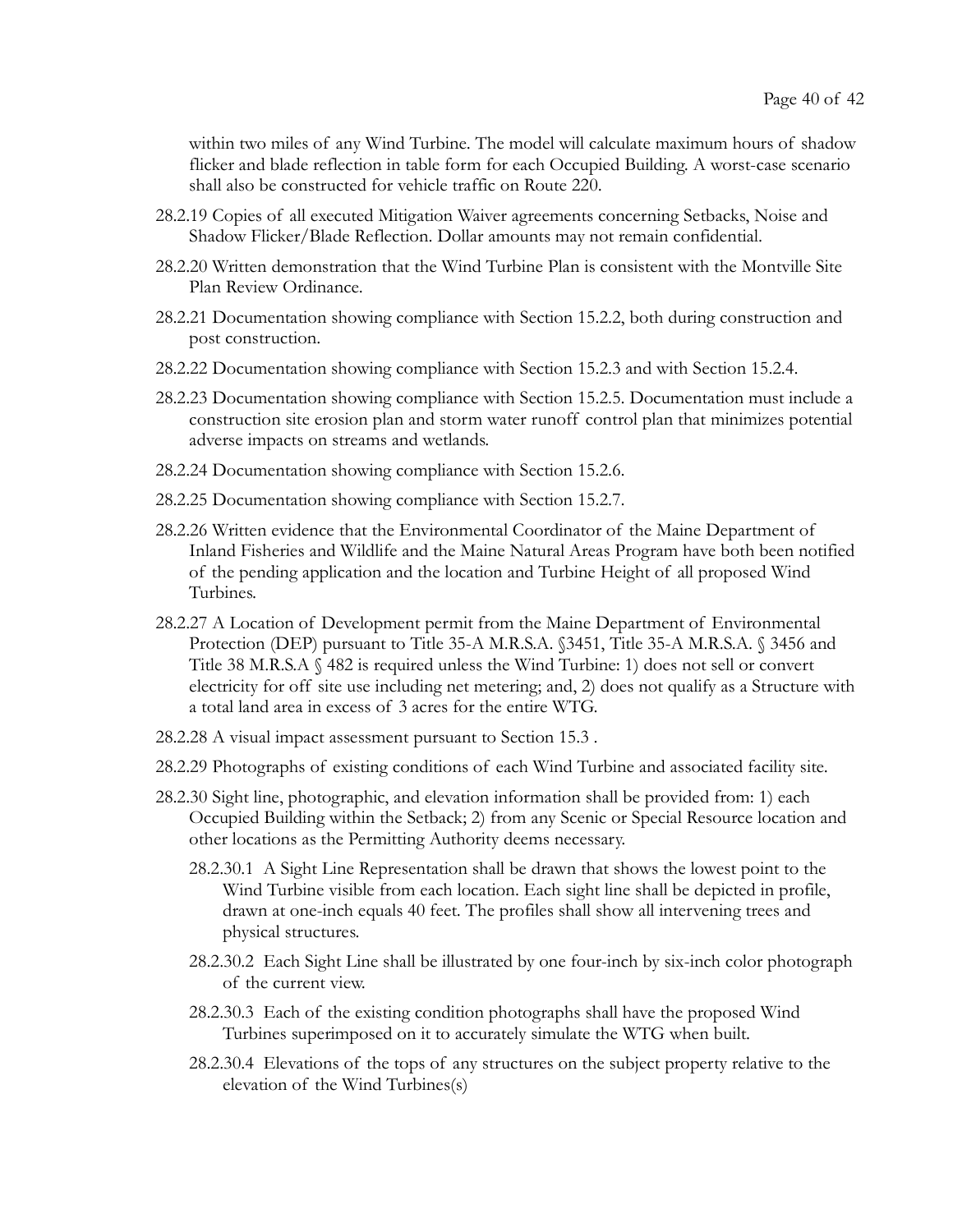within two miles of any Wind Turbine. The model will calculate maximum hours of shadow flicker and blade reflection in table form for each Occupied Building. A worst-case scenario shall also be constructed for vehicle traffic on Route 220.

28.2.19 Copies of all executed Mitigation Waiver agreements concerning Setbacks, Noise and Shadow Flicker/Blade Reflection. Dollar amounts may not remain confidential.

28.2.20 Written demonstration that the Wind Turbine Plan is consistent with the Montville Site Plan Review Ordinance.

28.2.21 Documentation showing compliance with Section 15.2.2, both during construction and post construction.

28.2.22 Documentation showing compliance with Section 15.2.3 and with Section 15.2.4.

28.2.23 Documentation showing compliance with Section 15.2.5. Documentation must include a construction site erosion plan and storm water runoff control plan that minimizes potential adverse impacts on streams and wetlands.

28.2.24 Documentation showing compliance with Section 15.2.6.

28.2.25 Documentation showing compliance with Section 15.2.7.

28.2.26 Written evidence that the Environmental Coordinator of the Maine Department of Inland Fisheries and Wildlife and the Maine Natural Areas Program have both been notified of the pending application and the location and Turbine Height of all proposed Wind Turbines.

28.2.27 A Location of Development permit from the Maine Department of Environmental Protection (DEP) pursuant to Title 35-A M.R.S.A. §3451, Title 35-A M.R.S.A. § 3456 and Title 38 M.R.S.A § 482 is required unless the Wind Turbine: 1) does not sell or convert electricity for off site use including net metering; and, 2) does not qualify as a Structure with a total land area in excess of 3 acres for the entire WTG.

28.2.28 A visual impact assessment pursuant to Section 15.3 .

28.2.29 Photographs of existing conditions of each Wind Turbine and associated facility site.

28.2.30 Sight line, photographic, and elevation information shall be provided from: 1) each Occupied Building within the Setback; 2) from any Scenic or Special Resource location and other locations as the Permitting Authority deems necessary.

28.2.30.1 A Sight Line Representation shall be drawn that shows the lowest point to the Wind Turbine visible from each location. Each sight line shall be depicted in profile, drawn at one-inch equals 40 feet. The profiles shall show all intervening trees and physical structures.

28.2.30.2 Each Sight Line shall be illustrated by one four-inch by six-inch color photograph of the current view.

28.2.30.3 Each of the existing condition photographs shall have the proposed Wind Turbines superimposed on it to accurately simulate the WTG when built.

28.2.30.4 Elevations of the tops of any structures on the subject property relative to the elevation of the Wind Turbines(s)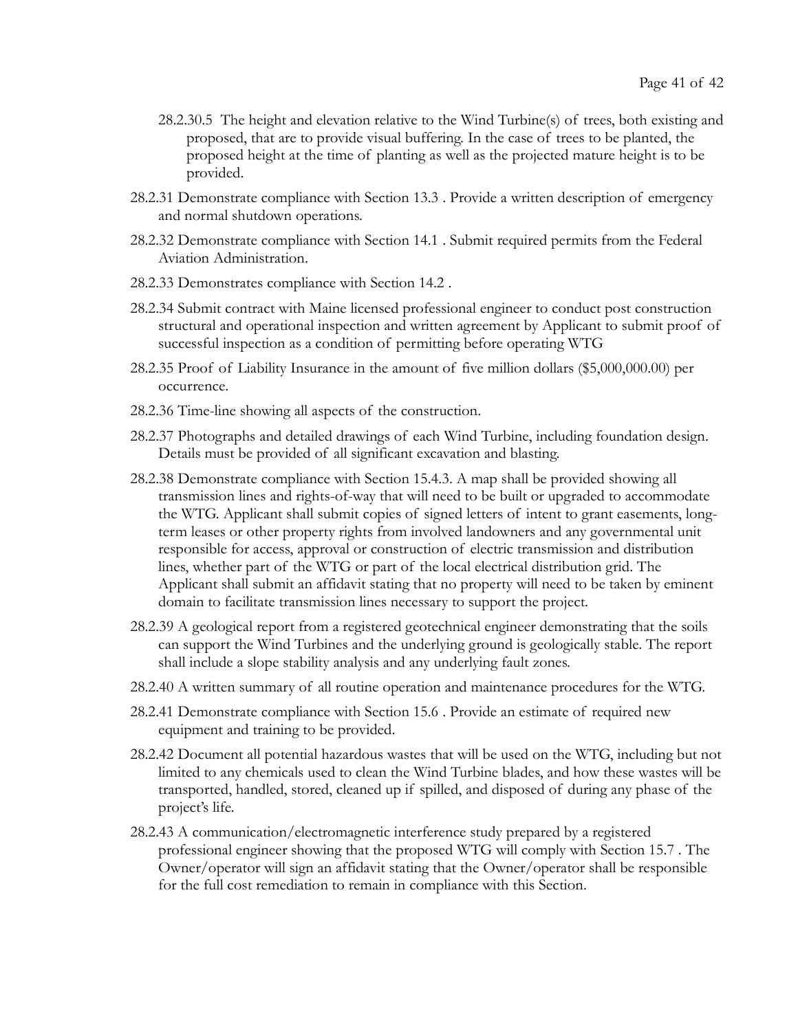28.2.30.5 The height and elevation relative to the Wind Turbine(s) of trees, both existing and proposed, that are to provide visual buffering. In the case of trees to be planted, the proposed height at the time of planting as well as the projected mature height is to be provided.

28.2.31 Demonstrate compliance with Section 13.3 . Provide a written description of emergency and normal shutdown operations.

28.2.32 Demonstrate compliance with Section 14.1 . Submit required permits from the Federal Aviation Administration.

28.2.33 Demonstrates compliance with Section 14.2 .

28.2.34 Submit contract with Maine licensed professional engineer to conduct post construction structural and operational inspection and written agreement by Applicant to submit proof of successful inspection as a condition of permitting before operating WTG

28.2.35 Proof of Liability Insurance in the amount of five million dollars ($5,000,000.00) per occurrence.

28.2.36 Time-line showing all aspects of the construction.

28.2.37 Photographs and detailed drawings of each Wind Turbine, including foundation design. Details must be provided of all significant excavation and blasting.

28.2.38 Demonstrate compliance with Section 15.4.3. A map shall be provided showing all transmission lines and rights-of-way that will need to be built or upgraded to accommodate the WTG. Applicant shall submit copies of signed letters of intent to grant easements, long-term leases or other property rights from involved landowners and any governmental unit responsible for access, approval or construction of electric transmission and distribution lines, whether part of the WTG or part of the local electrical distribution grid. The Applicant shall submit an affidavit stating that no property will need to be taken by eminent domain to facilitate transmission lines necessary to support the project.

28.2.39 A geological report from a registered geotechnical engineer demonstrating that the soils can support the Wind Turbines and the underlying ground is geologically stable. The report shall include a slope stability analysis and any underlying fault zones.

28.2.40 A written summary of all routine operation and maintenance procedures for the WTG.

28.2.41 Demonstrate compliance with Section 15.6 . Provide an estimate of required new equipment and training to be provided.

28.2.42 Document all potential hazardous wastes that will be used on the WTG, including but not limited to any chemicals used to clean the Wind Turbine blades, and how these wastes will be transported, handled, stored, cleaned up if spilled, and disposed of during any phase of the project's life.

28.2.43 A communication/electromagnetic interference study prepared by a registered professional engineer showing that the proposed WTG will comply with Section 15.7 . The Owner/operator will sign an affidavit stating that the Owner/operator shall be responsible for the full cost remediation to remain in compliance with this Section.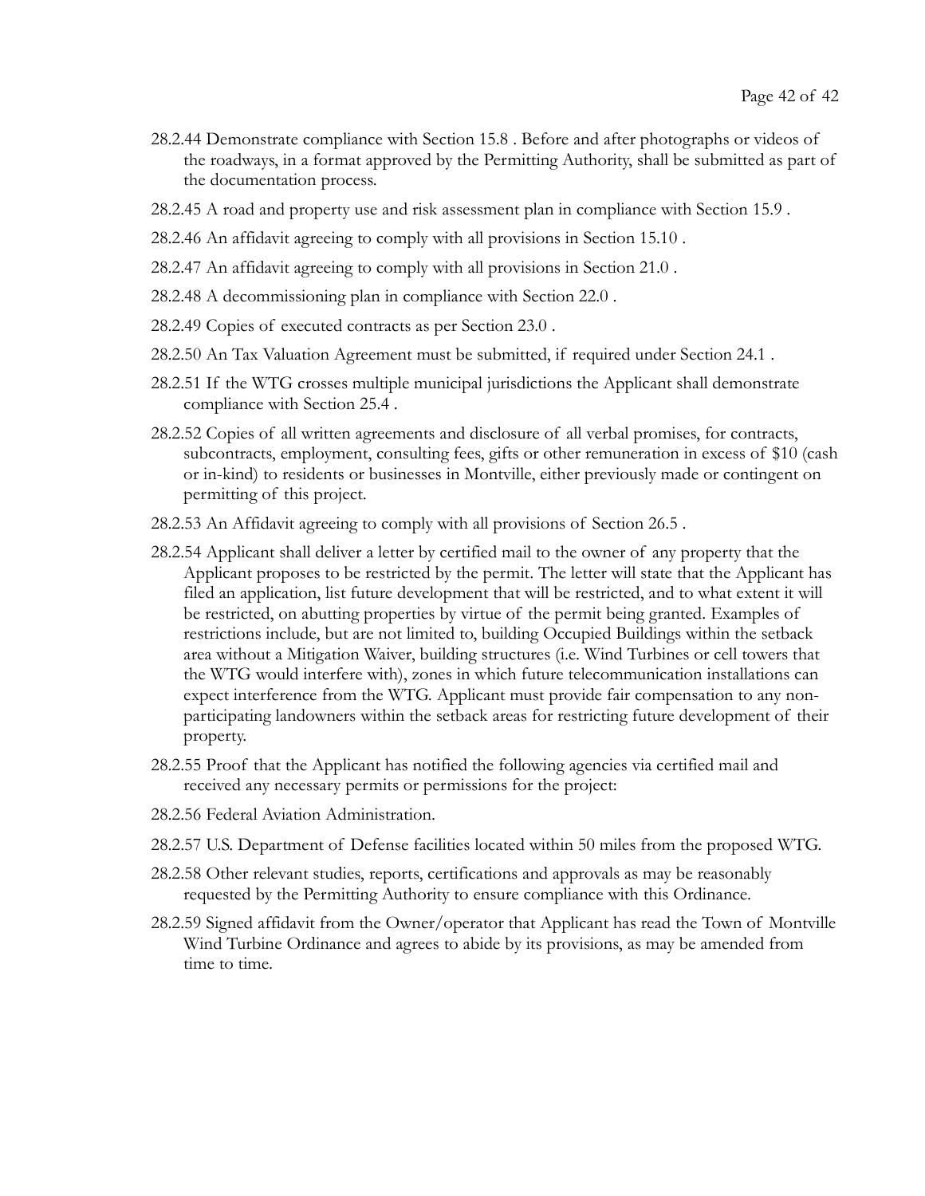28.2.44 Demonstrate compliance with Section 15.8 . Before and after photographs or videos of the roadways, in a format approved by the Permitting Authority, shall be submitted as part of the documentation process.

28.2.45 A road and property use and risk assessment plan in compliance with Section 15.9 .

28.2.46 An affidavit agreeing to comply with all provisions in Section 15.10 .

28.2.47 An affidavit agreeing to comply with all provisions in Section 21.0 .

28.2.48 A decommissioning plan in compliance with Section 22.0 .

28.2.49 Copies of executed contracts as per Section 23.0 .

28.2.50 An Tax Valuation Agreement must be submitted, if required under Section 24.1 .

28.2.51 If the WTG crosses multiple municipal jurisdictions the Applicant shall demonstrate compliance with Section 25.4 .

28.2.52 Copies of all written agreements and disclosure of all verbal promises, for contracts, subcontracts, employment, consulting fees, gifts or other remuneration in excess of $10 (cash or in-kind) to residents or businesses in Montville, either previously made or contingent on permitting of this project.

28.2.53 An Affidavit agreeing to comply with all provisions of Section 26.5 .

28.2.54 Applicant shall deliver a letter by certified mail to the owner of any property that the Applicant proposes to be restricted by the permit. The letter will state that the Applicant has filed an application, list future development that will be restricted, and to what extent it will be restricted, on abutting properties by virtue of the permit being granted. Examples of restrictions include, but are not limited to, building Occupied Buildings within the setback area without a Mitigation Waiver, building structures (i.e. Wind Turbines or cell towers that the WTG would interfere with), zones in which future telecommunication installations can expect interference from the WTG. Applicant must provide fair compensation to any non-participating landowners within the setback areas for restricting future development of their property.

28.2.55 Proof that the Applicant has notified the following agencies via certified mail and received any necessary permits or permissions for the project:

28.2.56 Federal Aviation Administration.

28.2.57 U.S. Department of Defense facilities located within 50 miles from the proposed WTG.

28.2.58 Other relevant studies, reports, certifications and approvals as may be reasonably requested by the Permitting Authority to ensure compliance with this Ordinance.

28.2.59 Signed affidavit from the Owner/operator that Applicant has read the Town of Montville Wind Turbine Ordinance and agrees to abide by its provisions, as may be amended from time to time.